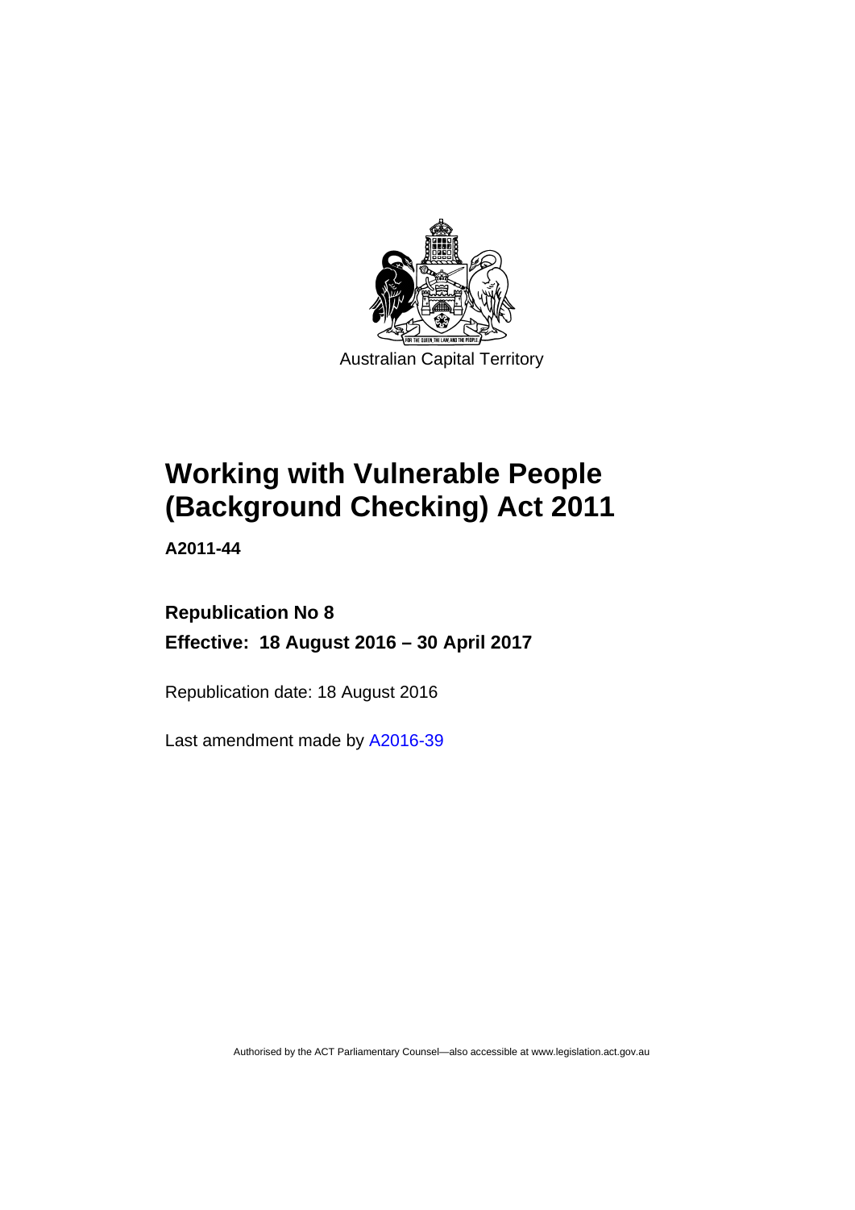Australian Capital Territory

# Working with Vulnerable People (Background Checking) Act 2011

**A2011-44**

**Republication No 8**

**Effective: 18 August 2016 – 30 April 2017**

Republication date: 18 August 2016

Last amendment made by A2016-39

Authorised by the ACT Parliamentary Counsel—also accessible at www.legislation.act.gov.au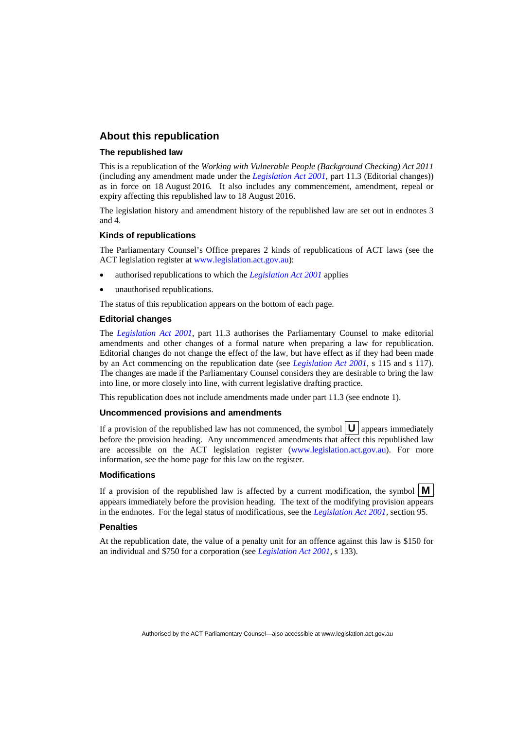## About this republication

### The republished law

This is a republication of the *Working with Vulnerable People (Background Checking) Act 2011* (including any amendment made under the *Legislation Act 2001*, part 11.3 (Editorial changes)) as in force on 18 August 2016*.* It also includes any commencement, amendment, repeal or expiry affecting this republished law to 18 August 2016.

The legislation history and amendment history of the republished law are set out in endnotes 3 and 4.

### Kinds of republications

The Parliamentary Counsel's Office prepares 2 kinds of republications of ACT laws (see the ACT legislation register at www.legislation.act.gov.au):

- authorised republications to which the *Legislation Act 2001* applies
- unauthorised republications.

The status of this republication appears on the bottom of each page.

### Editorial changes

The *Legislation Act 2001*, part 11.3 authorises the Parliamentary Counsel to make editorial amendments and other changes of a formal nature when preparing a law for republication. Editorial changes do not change the effect of the law, but have effect as if they had been made by an Act commencing on the republication date (see *Legislation Act 2001*, s 115 and s 117). The changes are made if the Parliamentary Counsel considers they are desirable to bring the law into line, or more closely into line, with current legislative drafting practice.

This republication does not include amendments made under part 11.3 (see endnote 1).

### Uncommenced provisions and amendments

If a provision of the republished law has not commenced, the symbol **U** appears immediately before the provision heading. Any uncommenced amendments that affect this republished law are accessible on the ACT legislation register (www.legislation.act.gov.au). For more information, see the home page for this law on the register.

### Modifications

If a provision of the republished law is affected by a current modification, the symbol **M** appears immediately before the provision heading. The text of the modifying provision appears in the endnotes. For the legal status of modifications, see the *Legislation Act 2001*, section 95.

### Penalties

At the republication date, the value of a penalty unit for an offence against this law is $150 for an individual and $750 for a corporation (see *Legislation Act 2001*, s 133).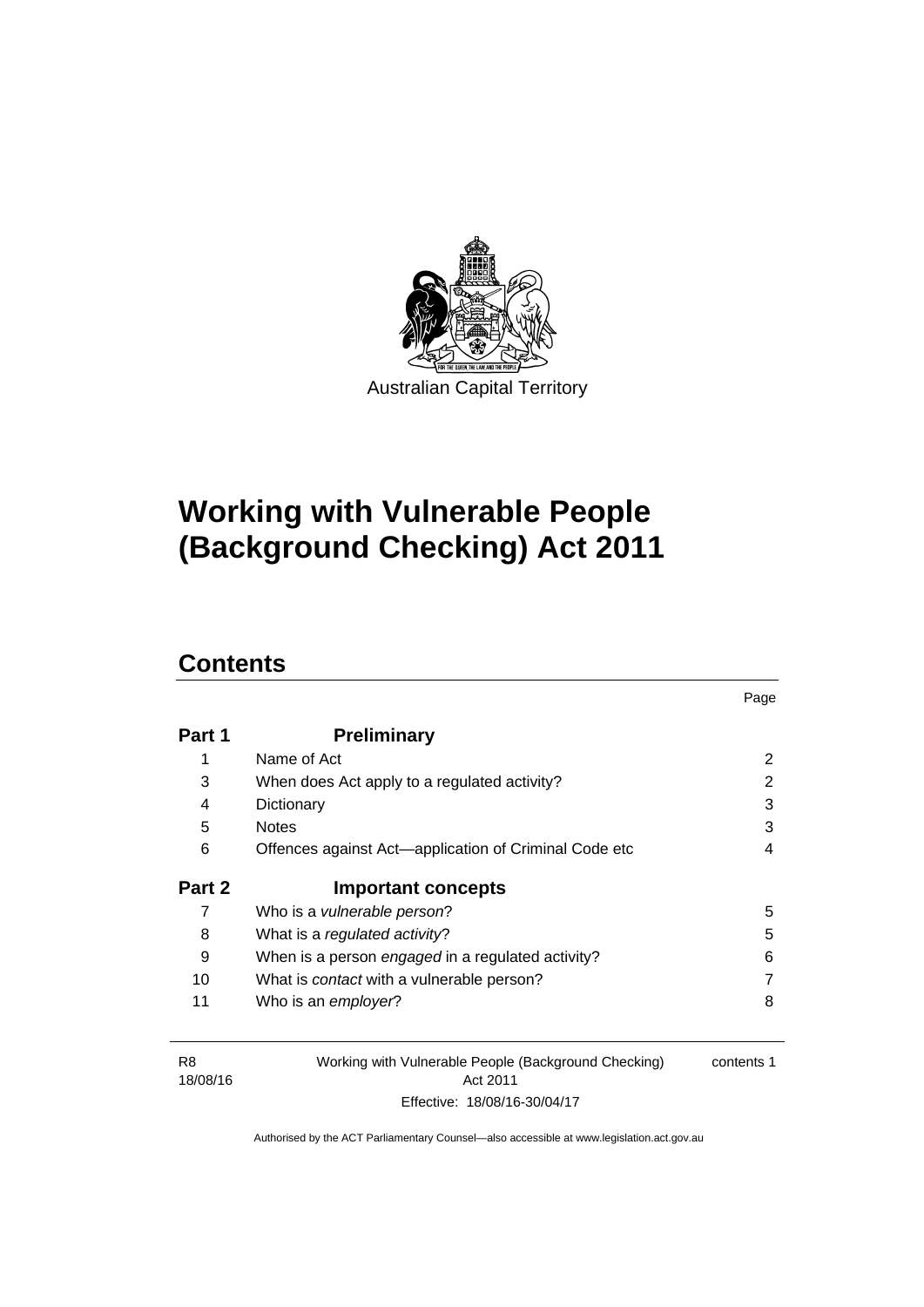Australian Capital Territory

# Working with Vulnerable People (Background Checking) Act 2011

## Contents

| | | Page |
|---|---|---|
| **Part 1** | **Preliminary** | |
| 1 | Name of Act | 2 |
| 3 | When does Act apply to a regulated activity? | 2 |
| 4 | Dictionary | 3 |
| 5 | Notes | 3 |
| 6 | Offences against Act—application of Criminal Code etc | 4 |
| **Part 2** | **Important concepts** | |
| 7 | Who is a *vulnerable person*? | 5 |
| 8 | What is a *regulated activity*? | 5 |
| 9 | When is a person *engaged* in a regulated activity? | 6 |
| 10 | What is *contact* with a vulnerable person? | 7 |
| 11 | Who is an *employer*? | 8 |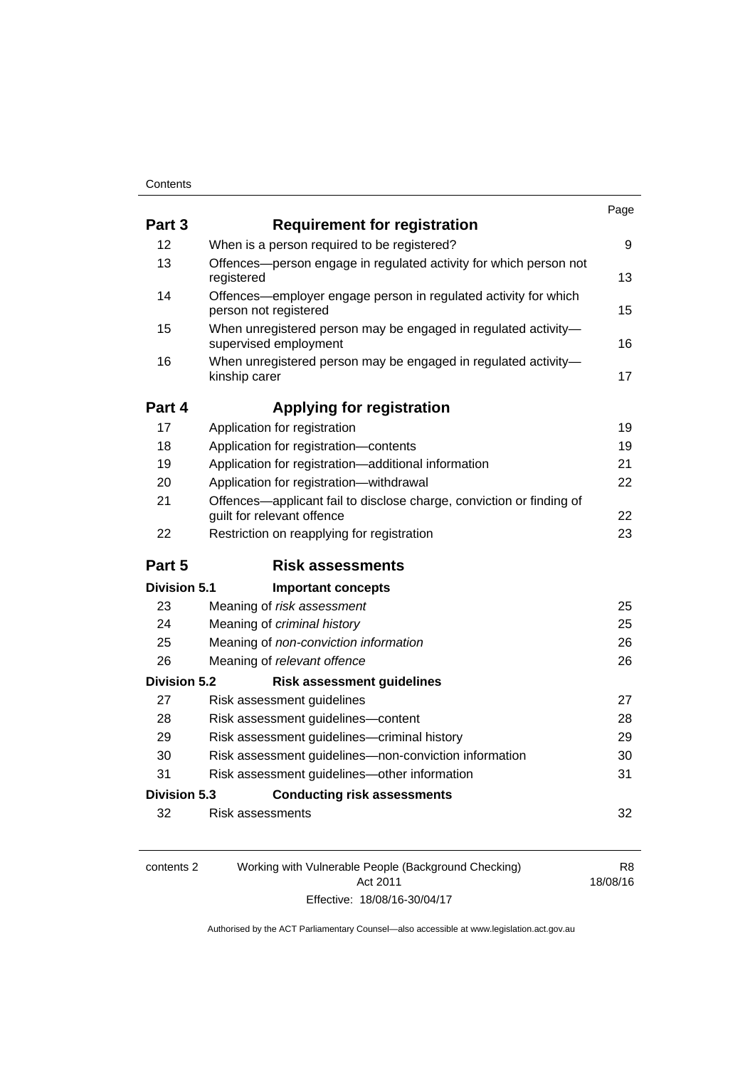| | | Page |
|---|---|---|
| **Part 3** | **Requirement for registration** | |
| 12 | When is a person required to be registered? | 9 |
| 13 | Offences—person engage in regulated activity for which person not registered | 13 |
| 14 | Offences—employer engage person in regulated activity for which person not registered | 15 |
| 15 | When unregistered person may be engaged in regulated activity—supervised employment | 16 |
| 16 | When unregistered person may be engaged in regulated activity—kinship carer | 17 |
| **Part 4** | **Applying for registration** | |
| 17 | Application for registration | 19 |
| 18 | Application for registration—contents | 19 |
| 19 | Application for registration—additional information | 21 |
| 20 | Application for registration—withdrawal | 22 |
| 21 | Offences—applicant fail to disclose charge, conviction or finding of guilt for relevant offence | 22 |
| 22 | Restriction on reapplying for registration | 23 |
| **Part 5** | **Risk assessments** | |
| **Division 5.1** | **Important concepts** | |
| 23 | Meaning of *risk assessment* | 25 |
| 24 | Meaning of *criminal history* | 25 |
| 25 | Meaning of *non-conviction information* | 26 |
| 26 | Meaning of *relevant offence* | 26 |
| **Division 5.2** | **Risk assessment guidelines** | |
| 27 | Risk assessment guidelines | 27 |
| 28 | Risk assessment guidelines—content | 28 |
| 29 | Risk assessment guidelines—criminal history | 29 |
| 30 | Risk assessment guidelines—non-conviction information | 30 |
| 31 | Risk assessment guidelines—other information | 31 |
| **Division 5.3** | **Conducting risk assessments** | |
| 32 | Risk assessments | 32 |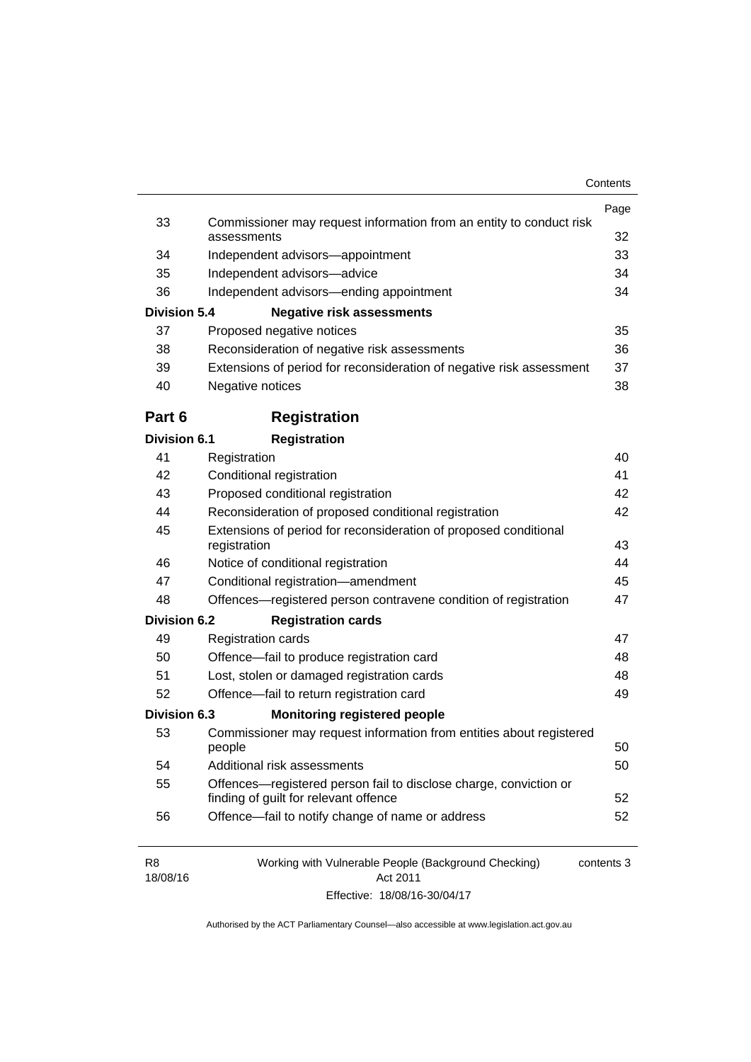| | | Page |
|---|---|---|
| 33 | Commissioner may request information from an entity to conduct risk assessments | 32 |
| 34 | Independent advisors—appointment | 33 |
| 35 | Independent advisors—advice | 34 |
| 36 | Independent advisors—ending appointment | 34 |
| **Division 5.4** | **Negative risk assessments** | |
| 37 | Proposed negative notices | 35 |
| 38 | Reconsideration of negative risk assessments | 36 |
| 39 | Extensions of period for reconsideration of negative risk assessment | 37 |
| 40 | Negative notices | 38 |

## Part 6 Registration

| | | |
|---|---|---|
| **Division 6.1** | **Registration** | |
| 41 | Registration | 40 |
| 42 | Conditional registration | 41 |
| 43 | Proposed conditional registration | 42 |
| 44 | Reconsideration of proposed conditional registration | 42 |
| 45 | Extensions of period for reconsideration of proposed conditional registration | 43 |
| 46 | Notice of conditional registration | 44 |
| 47 | Conditional registration—amendment | 45 |
| 48 | Offences—registered person contravene condition of registration | 47 |
| **Division 6.2** | **Registration cards** | |
| 49 | Registration cards | 47 |
| 50 | Offence—fail to produce registration card | 48 |
| 51 | Lost, stolen or damaged registration cards | 48 |
| 52 | Offence—fail to return registration card | 49 |
| **Division 6.3** | **Monitoring registered people** | |
| 53 | Commissioner may request information from entities about registered people | 50 |
| 54 | Additional risk assessments | 50 |
| 55 | Offences—registered person fail to disclose charge, conviction or finding of guilt for relevant offence | 52 |
| 56 | Offence—fail to notify change of name or address | 52 |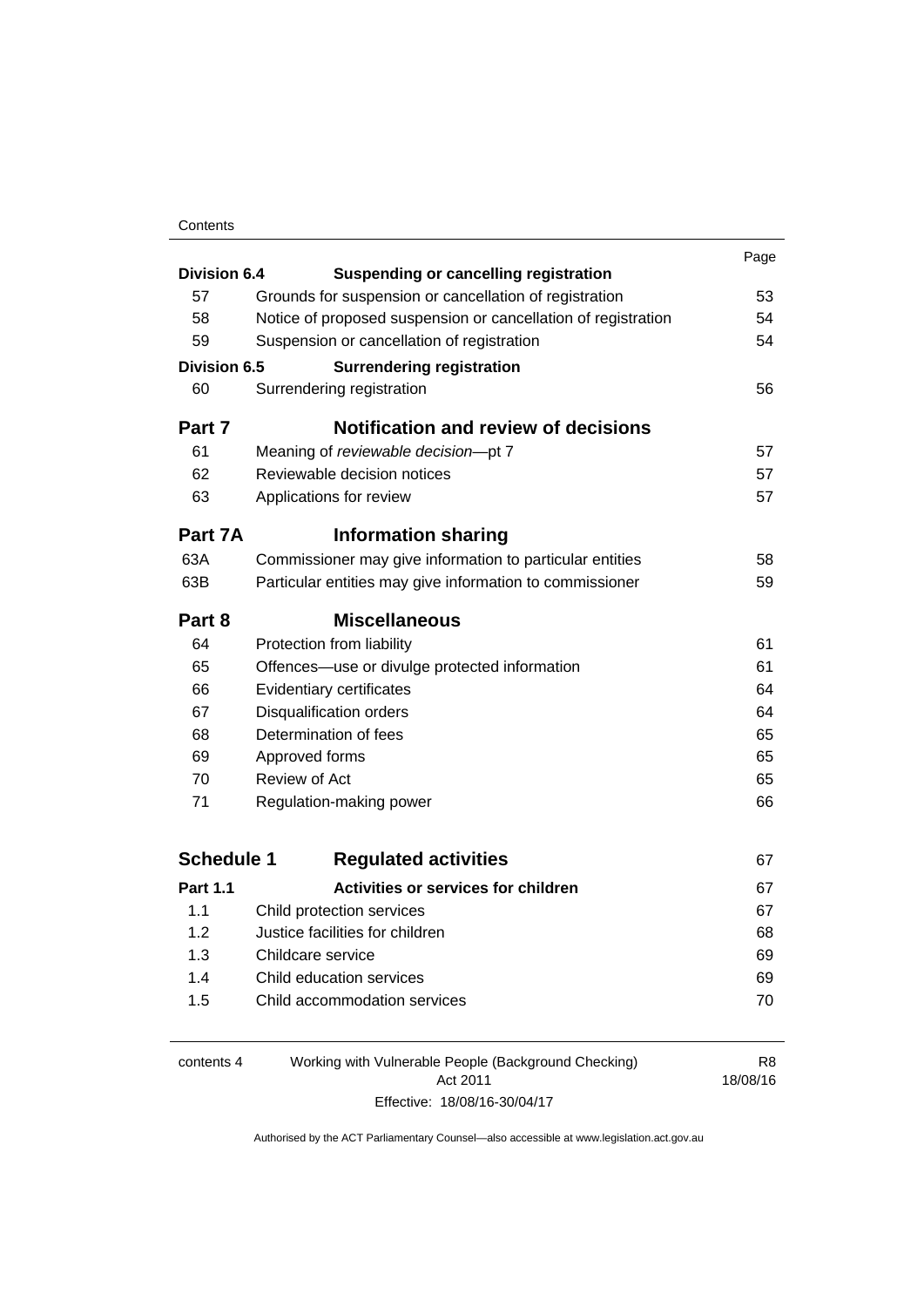| | | Page |
|---|---|---|
| **Division 6.4** | **Suspending or cancelling registration** | |
| 57 | Grounds for suspension or cancellation of registration | 53 |
| 58 | Notice of proposed suspension or cancellation of registration | 54 |
| 59 | Suspension or cancellation of registration | 54 |
| **Division 6.5** | **Surrendering registration** | |
| 60 | Surrendering registration | 56 |
| **Part 7** | **Notification and review of decisions** | |
| 61 | Meaning of *reviewable decision*—pt 7 | 57 |
| 62 | Reviewable decision notices | 57 |
| 63 | Applications for review | 57 |
| **Part 7A** | **Information sharing** | |
| 63A | Commissioner may give information to particular entities | 58 |
| 63B | Particular entities may give information to commissioner | 59 |
| **Part 8** | **Miscellaneous** | |
| 64 | Protection from liability | 61 |
| 65 | Offences—use or divulge protected information | 61 |
| 66 | Evidentiary certificates | 64 |
| 67 | Disqualification orders | 64 |
| 68 | Determination of fees | 65 |
| 69 | Approved forms | 65 |
| 70 | Review of Act | 65 |
| 71 | Regulation-making power | 66 |
| **Schedule 1** | **Regulated activities** | 67 |
| **Part 1.1** | **Activities or services for children** | 67 |
| 1.1 | Child protection services | 67 |
| 1.2 | Justice facilities for children | 68 |
| 1.3 | Childcare service | 69 |
| 1.4 | Child education services | 69 |
| 1.5 | Child accommodation services | 70 |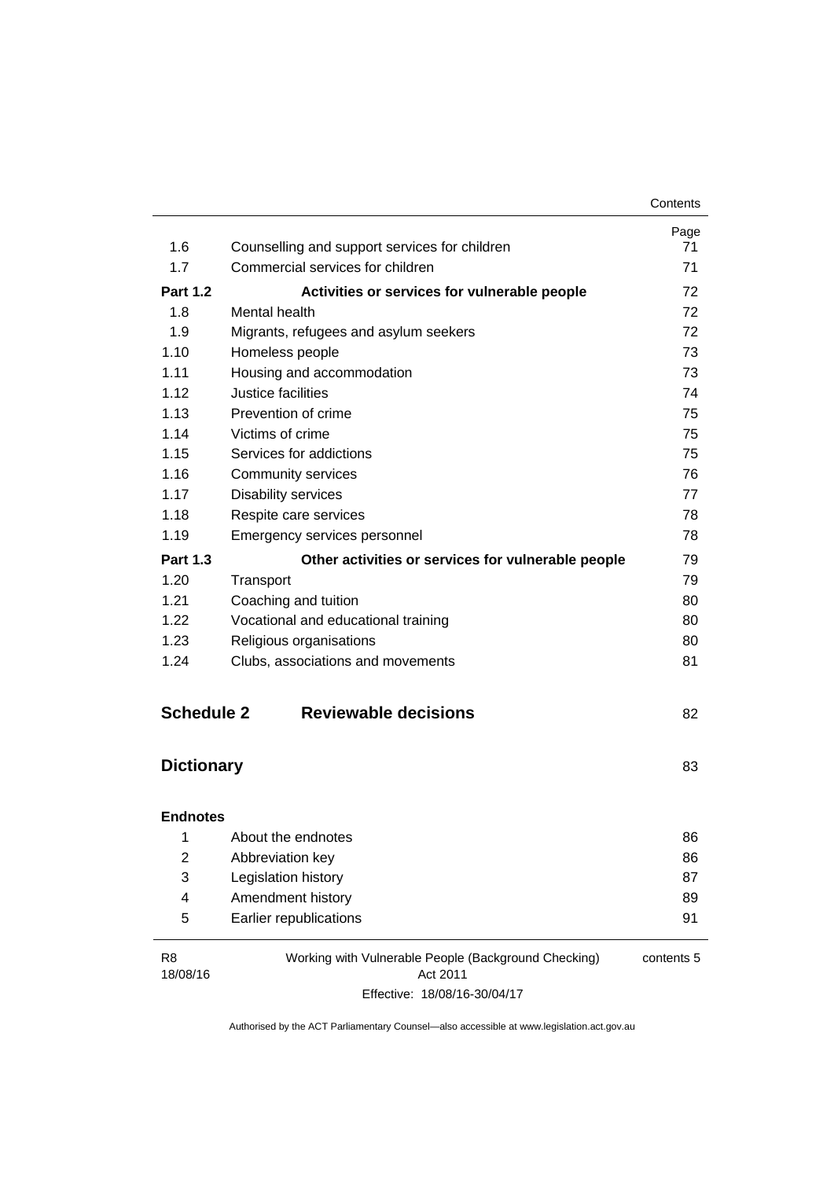| | | Page |
|---|---|---|
| 1.6 | Counselling and support services for children | 71 |
| 1.7 | Commercial services for children | 71 |
| **Part 1.2** | **Activities or services for vulnerable people** | 72 |
| 1.8 | Mental health | 72 |
| 1.9 | Migrants, refugees and asylum seekers | 72 |
| 1.10 | Homeless people | 73 |
| 1.11 | Housing and accommodation | 73 |
| 1.12 | Justice facilities | 74 |
| 1.13 | Prevention of crime | 75 |
| 1.14 | Victims of crime | 75 |
| 1.15 | Services for addictions | 75 |
| 1.16 | Community services | 76 |
| 1.17 | Disability services | 77 |
| 1.18 | Respite care services | 78 |
| 1.19 | Emergency services personnel | 78 |
| **Part 1.3** | **Other activities or services for vulnerable people** | 79 |
| 1.20 | Transport | 79 |
| 1.21 | Coaching and tuition | 80 |
| 1.22 | Vocational and educational training | 80 |
| 1.23 | Religious organisations | 80 |
| 1.24 | Clubs, associations and movements | 81 |

## Schedule 2 Reviewable decisions 82

## Dictionary 83

**Endnotes**

| | | |
|---|---|---|
| 1 | About the endnotes | 86 |
| 2 | Abbreviation key | 86 |
| 3 | Legislation history | 87 |
| 4 | Amendment history | 89 |
| 5 | Earlier republications | 91 |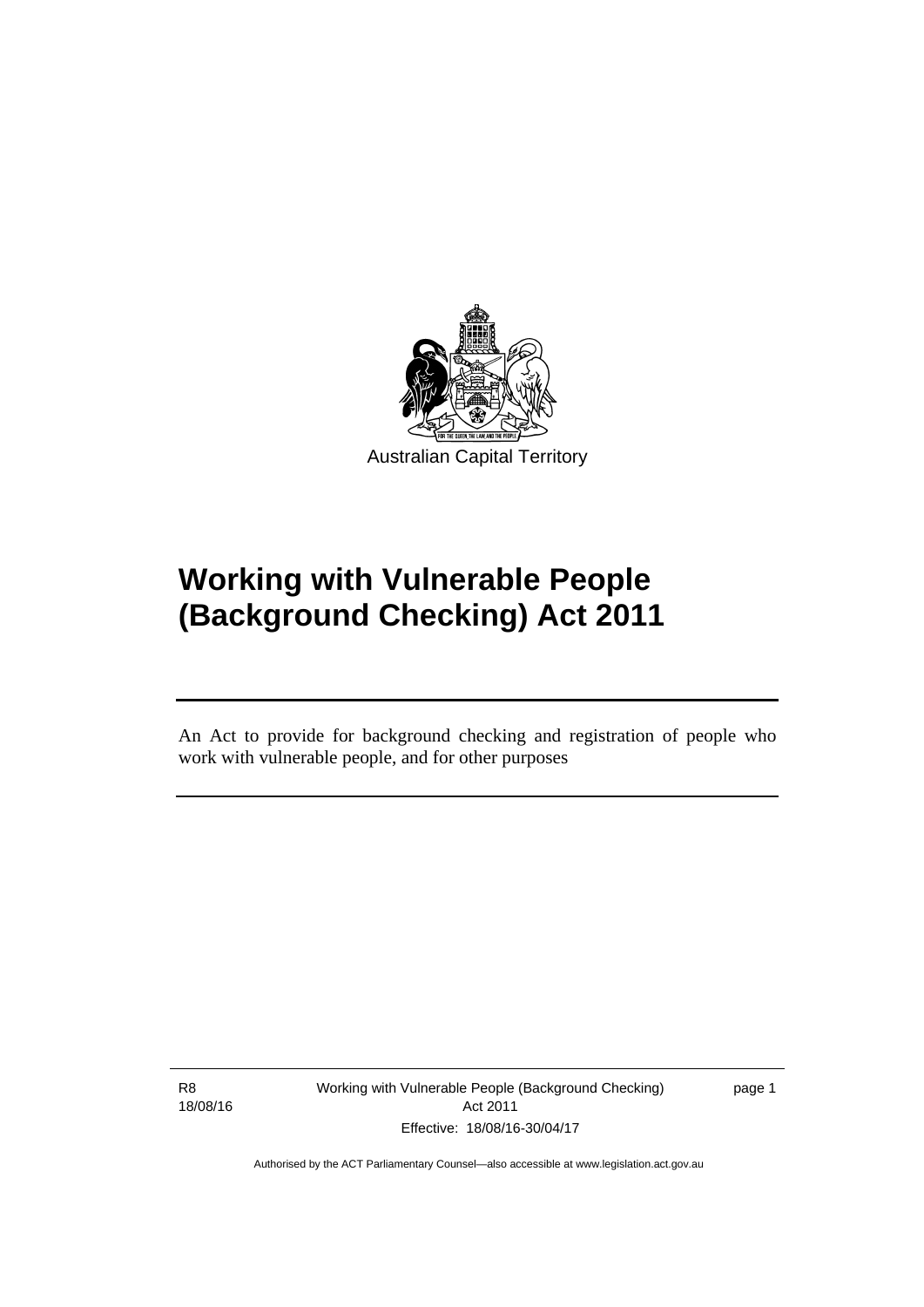Australian Capital Territory

# Working with Vulnerable People (Background Checking) Act 2011

An Act to provide for background checking and registration of people who work with vulnerable people, and for other purposes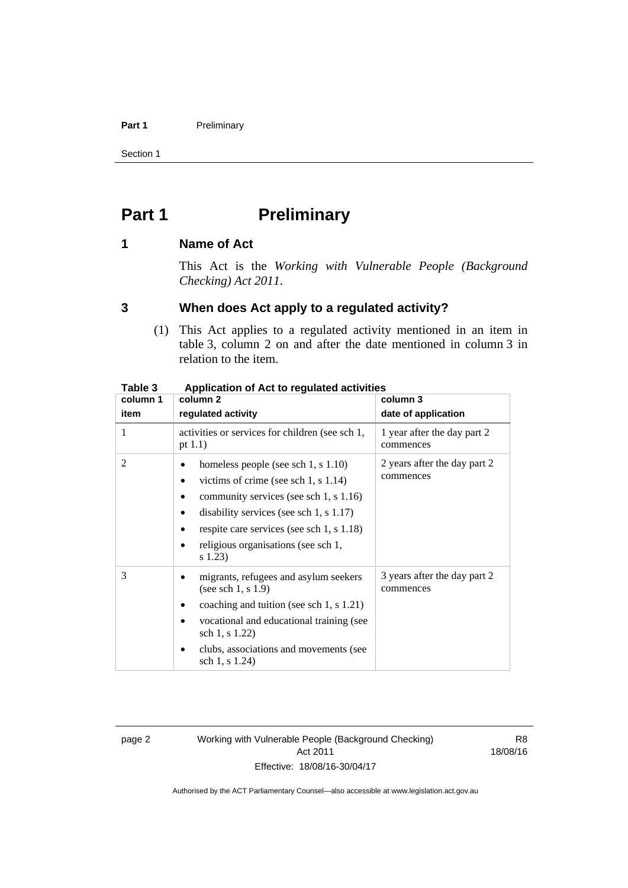# Part 1 Preliminary

## 1 Name of Act

This Act is the *Working with Vulnerable People (Background Checking) Act 2011*.

## 3 When does Act apply to a regulated activity?

(1) This Act applies to a regulated activity mentioned in an item in table 3, column 2 on and after the date mentioned in column 3 in relation to the item.

**Table 3 Application of Act to regulated activities**

| column 1<br>item | column 2<br>regulated activity | column 3<br>date of application |
|---|---|---|
| 1 | activities or services for children (see sch 1, pt 1.1) | 1 year after the day part 2 commences |
| 2 | • homeless people (see sch 1, s 1.10)<br>• victims of crime (see sch 1, s 1.14)<br>• community services (see sch 1, s 1.16)<br>• disability services (see sch 1, s 1.17)<br>• respite care services (see sch 1, s 1.18)<br>• religious organisations (see sch 1, s 1.23) | 2 years after the day part 2 commences |
| 3 | • migrants, refugees and asylum seekers (see sch 1, s 1.9)<br>• coaching and tuition (see sch 1, s 1.21)<br>• vocational and educational training (see sch 1, s 1.22)<br>• clubs, associations and movements (see sch 1, s 1.24) | 3 years after the day part 2 commences |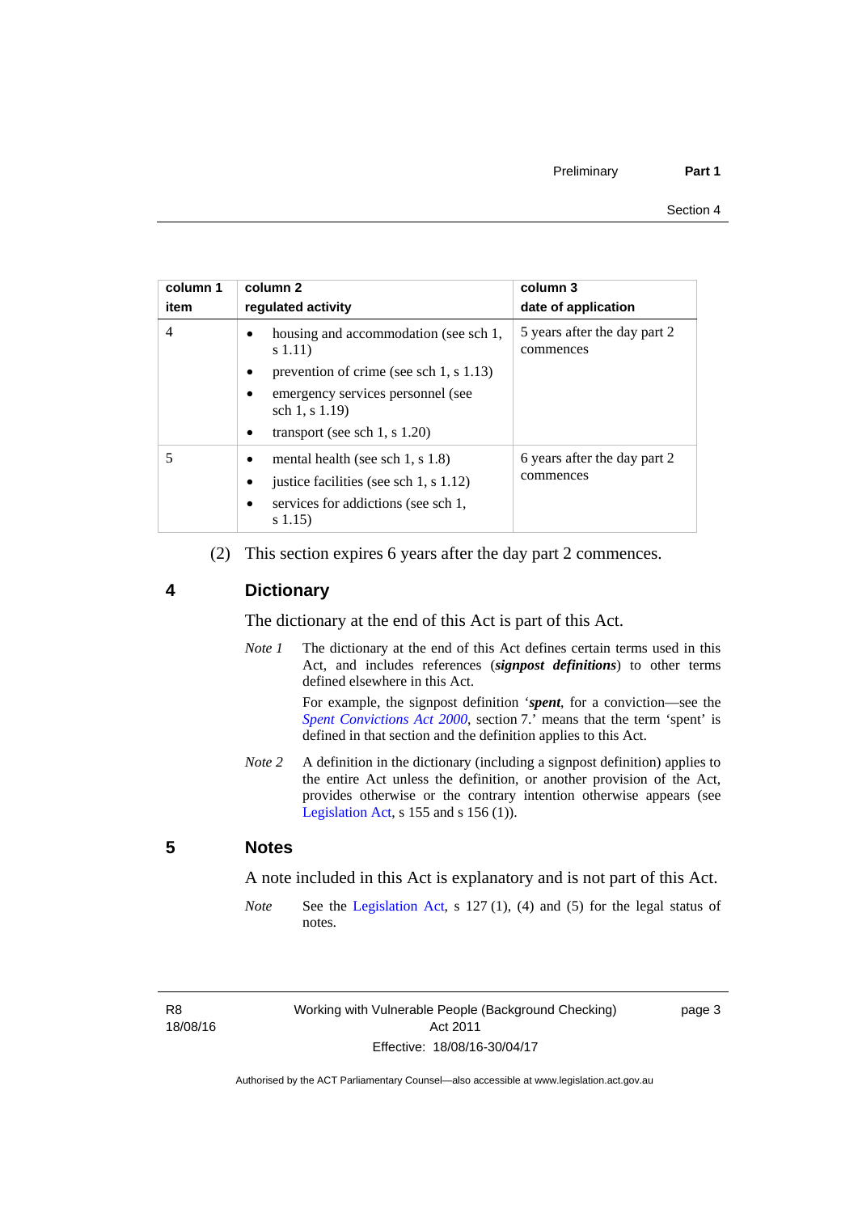| column 1 item | column 2 regulated activity | column 3 date of application |
|---|---|---|
| 4 | • housing and accommodation (see sch 1, s 1.11) <br> • prevention of crime (see sch 1, s 1.13) <br> • emergency services personnel (see sch 1, s 1.19) <br> • transport (see sch 1, s 1.20) | 5 years after the day part 2 commences |
| 5 | • mental health (see sch 1, s 1.8) <br> • justice facilities (see sch 1, s 1.12) <br> • services for addictions (see sch 1, s 1.15) | 6 years after the day part 2 commences |

(2) This section expires 6 years after the day part 2 commences.

## 4 Dictionary

The dictionary at the end of this Act is part of this Act.

*Note 1* The dictionary at the end of this Act defines certain terms used in this Act, and includes references (***signpost definitions***) to other terms defined elsewhere in this Act.

For example, the signpost definition '***spent***, for a conviction—see the *Spent Convictions Act 2000*, section 7.' means that the term 'spent' is defined in that section and the definition applies to this Act.

*Note 2* A definition in the dictionary (including a signpost definition) applies to the entire Act unless the definition, or another provision of the Act, provides otherwise or the contrary intention otherwise appears (see Legislation Act, s 155 and s 156 (1)).

## 5 Notes

A note included in this Act is explanatory and is not part of this Act.

*Note* See the Legislation Act, s 127 (1), (4) and (5) for the legal status of notes.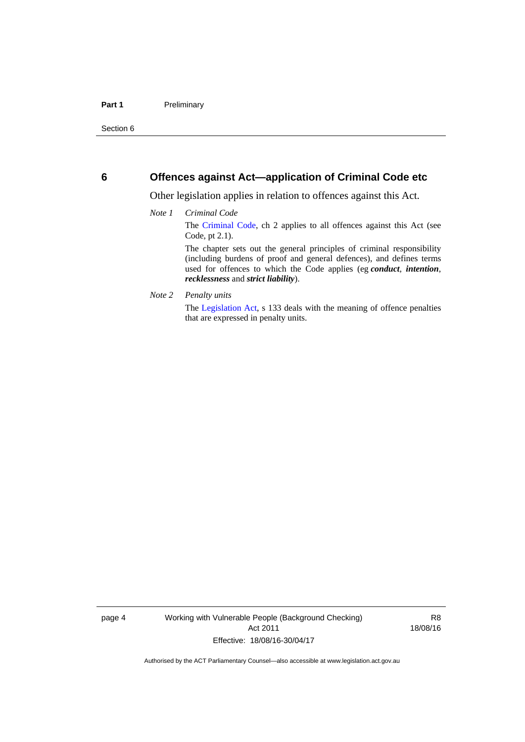## 6 Offences against Act—application of Criminal Code etc

Other legislation applies in relation to offences against this Act.

*Note 1* *Criminal Code*

The Criminal Code, ch 2 applies to all offences against this Act (see Code, pt 2.1).

The chapter sets out the general principles of criminal responsibility (including burdens of proof and general defences), and defines terms used for offences to which the Code applies (eg ***conduct***, ***intention***, ***recklessness*** and ***strict liability***).

*Note 2* *Penalty units*

The Legislation Act, s 133 deals with the meaning of offence penalties that are expressed in penalty units.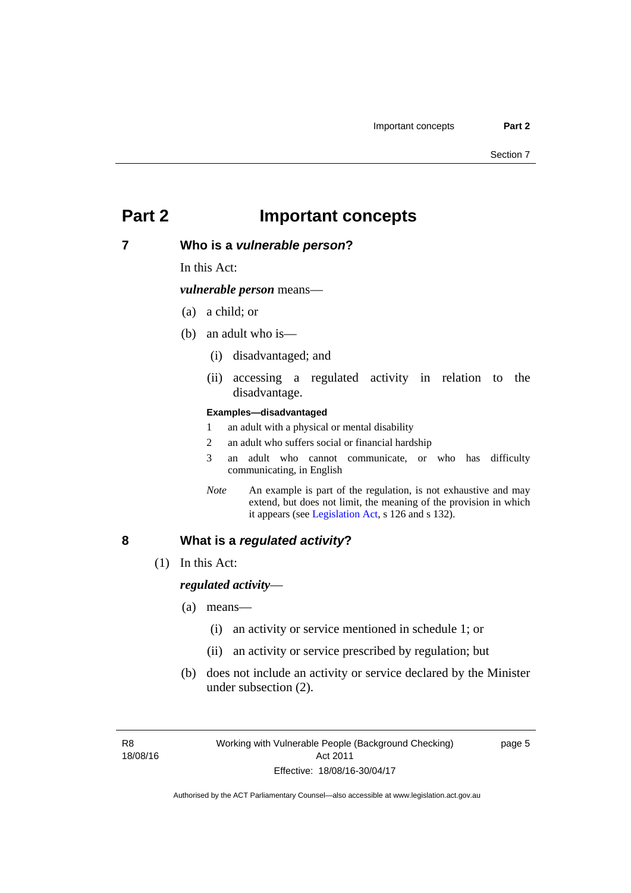# Part 2 Important concepts

## 7 Who is a *vulnerable person*?

In this Act:

***vulnerable person*** means—

(a) a child; or

(b) an adult who is—

(i) disadvantaged; and

(ii) accessing a regulated activity in relation to the disadvantage.

**Examples—disadvantaged**

1 an adult with a physical or mental disability

2 an adult who suffers social or financial hardship

3 an adult who cannot communicate, or who has difficulty communicating, in English

*Note* An example is part of the regulation, is not exhaustive and may extend, but does not limit, the meaning of the provision in which it appears (see Legislation Act, s 126 and s 132).

## 8 What is a *regulated activity*?

(1) In this Act:

***regulated activity***—

(a) means—

(i) an activity or service mentioned in schedule 1; or

(ii) an activity or service prescribed by regulation; but

(b) does not include an activity or service declared by the Minister under subsection (2).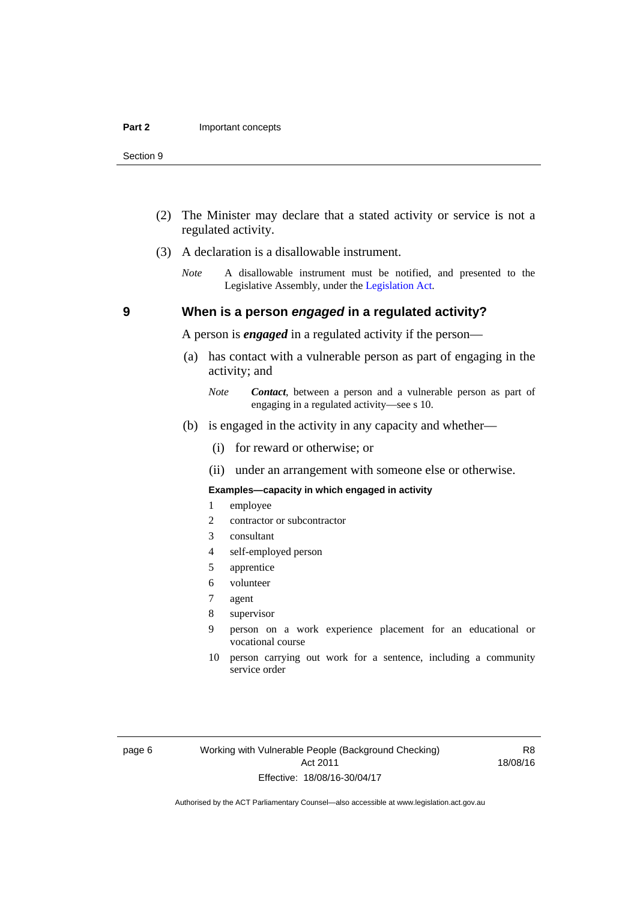(2) The Minister may declare that a stated activity or service is not a regulated activity.

(3) A declaration is a disallowable instrument.

*Note* A disallowable instrument must be notified, and presented to the Legislative Assembly, under the Legislation Act.

## 9 When is a person *engaged* in a regulated activity?

A person is ***engaged*** in a regulated activity if the person—

(a) has contact with a vulnerable person as part of engaging in the activity; and

*Note* ***Contact***, between a person and a vulnerable person as part of engaging in a regulated activity—see s 10.

(b) is engaged in the activity in any capacity and whether—

(i) for reward or otherwise; or

(ii) under an arrangement with someone else or otherwise.

**Examples—capacity in which engaged in activity**

1 employee
2 contractor or subcontractor
3 consultant
4 self-employed person
5 apprentice
6 volunteer
7 agent
8 supervisor
9 person on a work experience placement for an educational or vocational course
10 person carrying out work for a sentence, including a community service order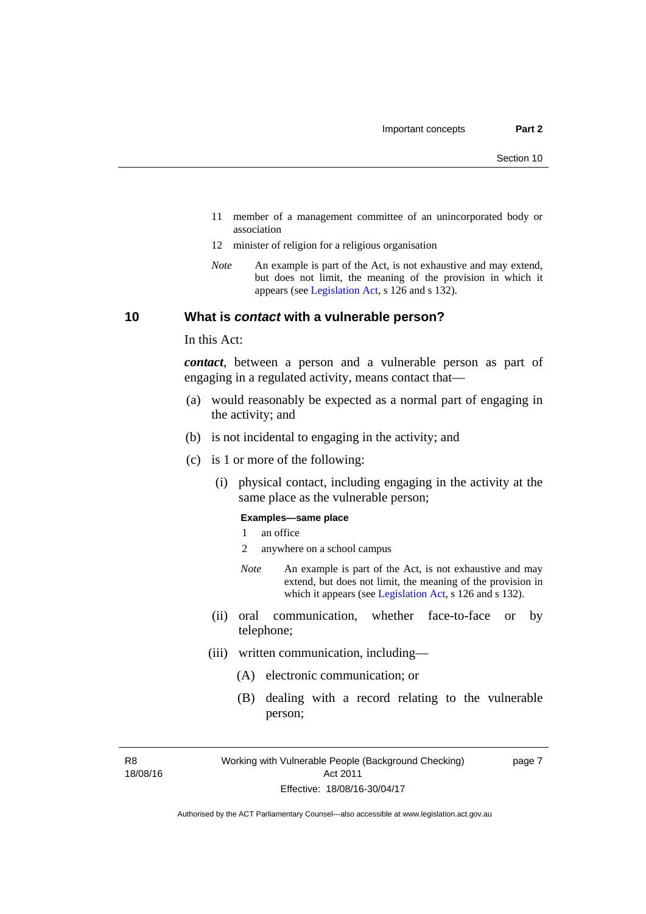11 member of a management committee of an unincorporated body or association

12 minister of religion for a religious organisation

*Note* An example is part of the Act, is not exhaustive and may extend, but does not limit, the meaning of the provision in which it appears (see Legislation Act, s 126 and s 132).

## 10 What is *contact* with a vulnerable person?

In this Act:

***contact***, between a person and a vulnerable person as part of engaging in a regulated activity, means contact that—

(a) would reasonably be expected as a normal part of engaging in the activity; and

(b) is not incidental to engaging in the activity; and

(c) is 1 or more of the following:

(i) physical contact, including engaging in the activity at the same place as the vulnerable person;

**Examples—same place**

1 an office

2 anywhere on a school campus

*Note* An example is part of the Act, is not exhaustive and may extend, but does not limit, the meaning of the provision in which it appears (see Legislation Act, s 126 and s 132).

(ii) oral communication, whether face-to-face or by telephone;

(iii) written communication, including—

(A) electronic communication; or

(B) dealing with a record relating to the vulnerable person;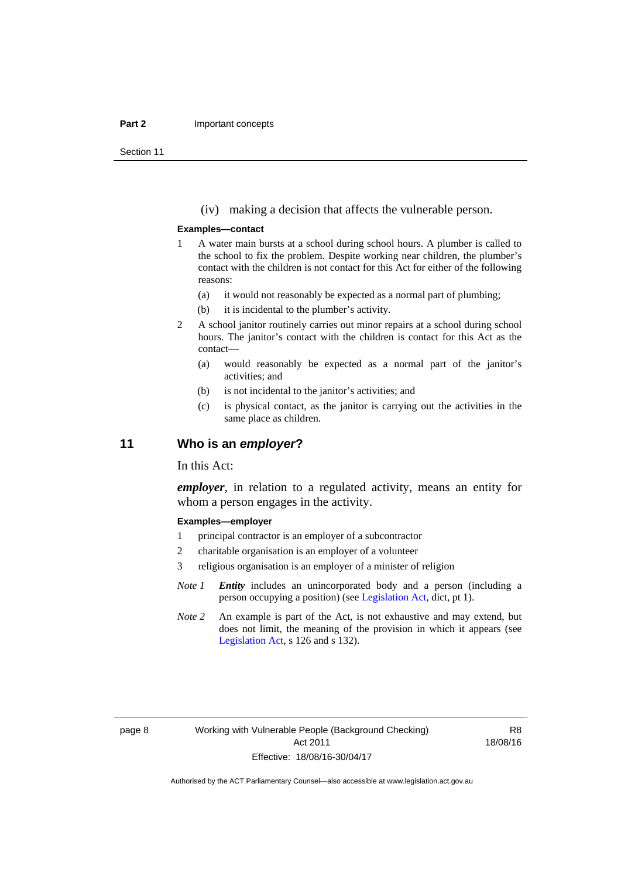(iv) making a decision that affects the vulnerable person.

**Examples—contact**

1 A water main bursts at a school during school hours. A plumber is called to the school to fix the problem. Despite working near children, the plumber's contact with the children is not contact for this Act for either of the following reasons:

   (a) it would not reasonably be expected as a normal part of plumbing;

   (b) it is incidental to the plumber's activity.

2 A school janitor routinely carries out minor repairs at a school during school hours. The janitor's contact with the children is contact for this Act as the contact—

   (a) would reasonably be expected as a normal part of the janitor's activities; and

   (b) is not incidental to the janitor's activities; and

   (c) is physical contact, as the janitor is carrying out the activities in the same place as children.

## 11 Who is an *employer*?

In this Act:

***employer***, in relation to a regulated activity, means an entity for whom a person engages in the activity.

**Examples—employer**

1 principal contractor is an employer of a subcontractor

2 charitable organisation is an employer of a volunteer

3 religious organisation is an employer of a minister of religion

*Note 1* ***Entity*** includes an unincorporated body and a person (including a person occupying a position) (see Legislation Act, dict, pt 1).

*Note 2* An example is part of the Act, is not exhaustive and may extend, but does not limit, the meaning of the provision in which it appears (see Legislation Act, s 126 and s 132).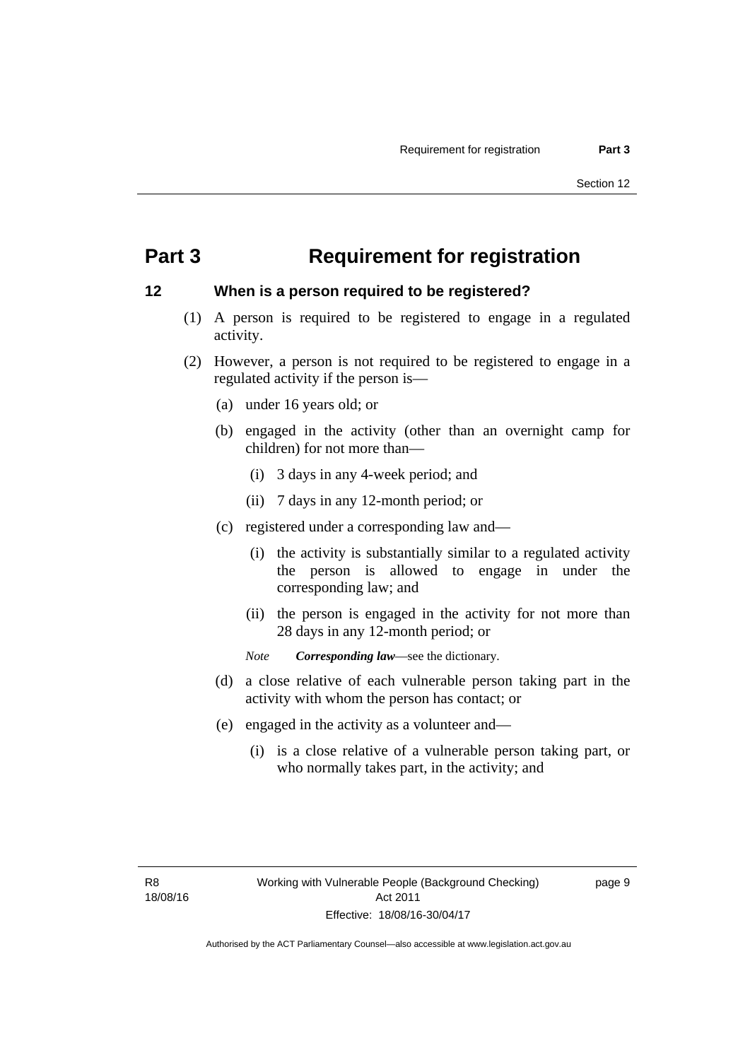# Part 3 Requirement for registration

## 12 When is a person required to be registered?

(1) A person is required to be registered to engage in a regulated activity.

(2) However, a person is not required to be registered to engage in a regulated activity if the person is—

(a) under 16 years old; or

(b) engaged in the activity (other than an overnight camp for children) for not more than—

(i) 3 days in any 4-week period; and

(ii) 7 days in any 12-month period; or

(c) registered under a corresponding law and—

(i) the activity is substantially similar to a regulated activity the person is allowed to engage in under the corresponding law; and

(ii) the person is engaged in the activity for not more than 28 days in any 12-month period; or

*Note* ***Corresponding law***—see the dictionary.

(d) a close relative of each vulnerable person taking part in the activity with whom the person has contact; or

(e) engaged in the activity as a volunteer and—

(i) is a close relative of a vulnerable person taking part, or who normally takes part, in the activity; and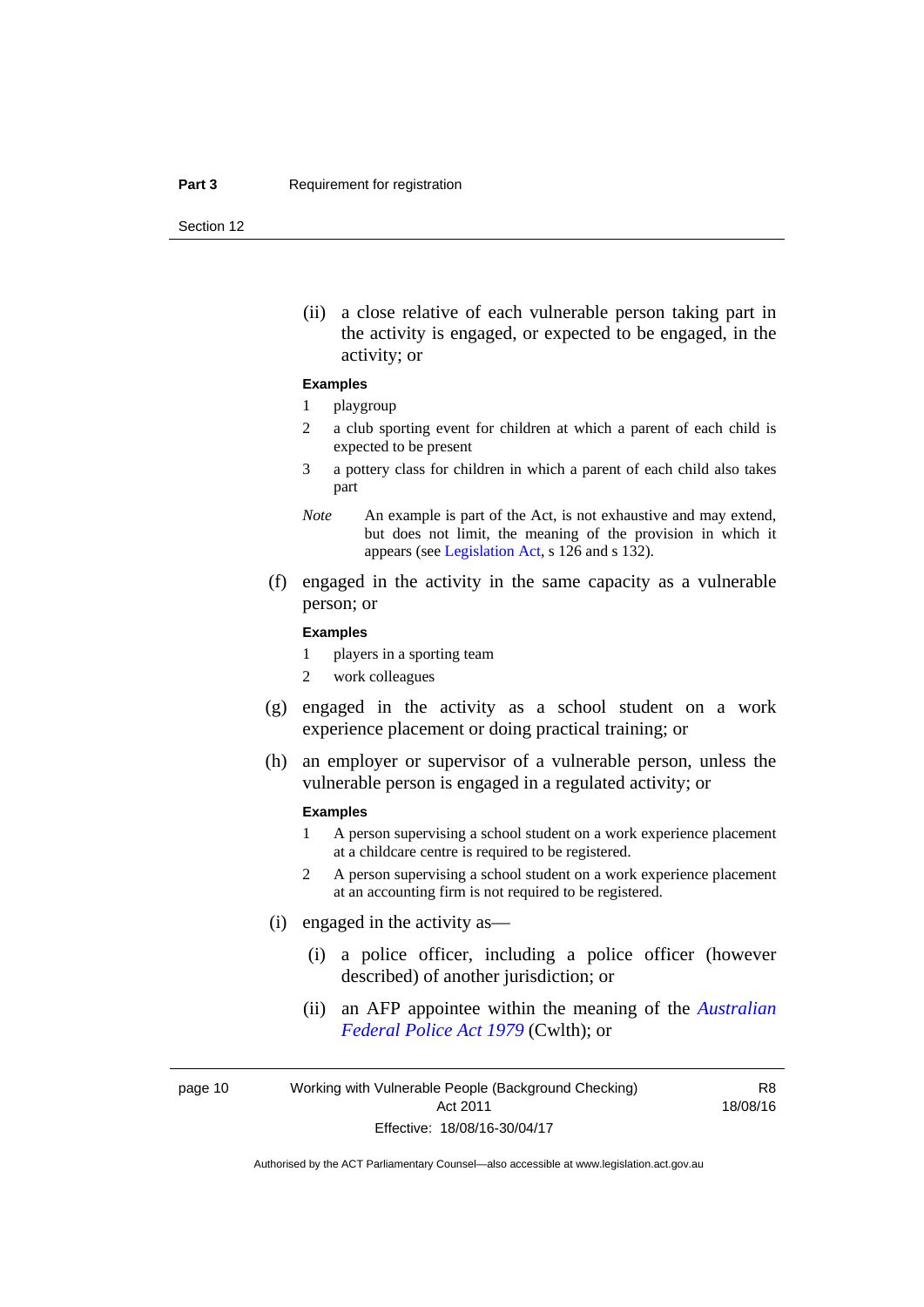(ii) a close relative of each vulnerable person taking part in the activity is engaged, or expected to be engaged, in the activity; or

**Examples**

1 playgroup

2 a club sporting event for children at which a parent of each child is expected to be present

3 a pottery class for children in which a parent of each child also takes part

*Note* An example is part of the Act, is not exhaustive and may extend, but does not limit, the meaning of the provision in which it appears (see Legislation Act, s 126 and s 132).

(f) engaged in the activity in the same capacity as a vulnerable person; or

**Examples**

1 players in a sporting team

2 work colleagues

(g) engaged in the activity as a school student on a work experience placement or doing practical training; or

(h) an employer or supervisor of a vulnerable person, unless the vulnerable person is engaged in a regulated activity; or

**Examples**

1 A person supervising a school student on a work experience placement at a childcare centre is required to be registered.

2 A person supervising a school student on a work experience placement at an accounting firm is not required to be registered.

(i) engaged in the activity as—

(i) a police officer, including a police officer (however described) of another jurisdiction; or

(ii) an AFP appointee within the meaning of the *Australian Federal Police Act 1979* (Cwlth); or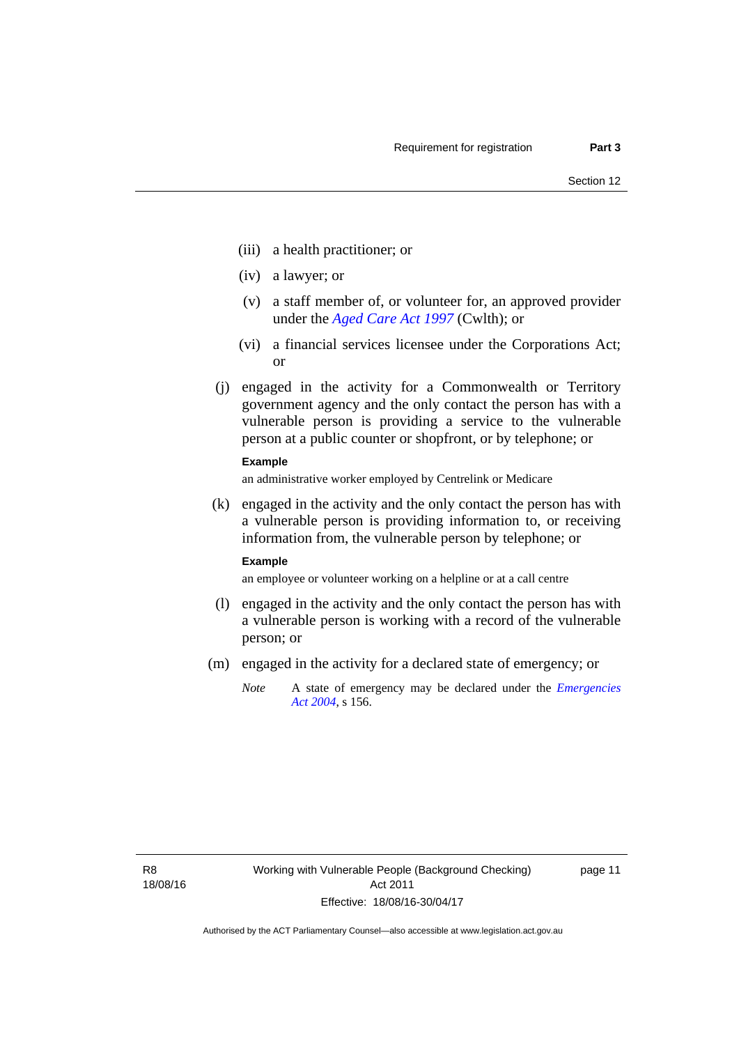(iii) a health practitioner; or

(iv) a lawyer; or

(v) a staff member of, or volunteer for, an approved provider under the *Aged Care Act 1997* (Cwlth); or

(vi) a financial services licensee under the Corporations Act; or

(j) engaged in the activity for a Commonwealth or Territory government agency and the only contact the person has with a vulnerable person is providing a service to the vulnerable person at a public counter or shopfront, or by telephone; or

**Example**

an administrative worker employed by Centrelink or Medicare

(k) engaged in the activity and the only contact the person has with a vulnerable person is providing information to, or receiving information from, the vulnerable person by telephone; or

**Example**

an employee or volunteer working on a helpline or at a call centre

(l) engaged in the activity and the only contact the person has with a vulnerable person is working with a record of the vulnerable person; or

(m) engaged in the activity for a declared state of emergency; or

*Note* A state of emergency may be declared under the *Emergencies Act 2004*, s 156.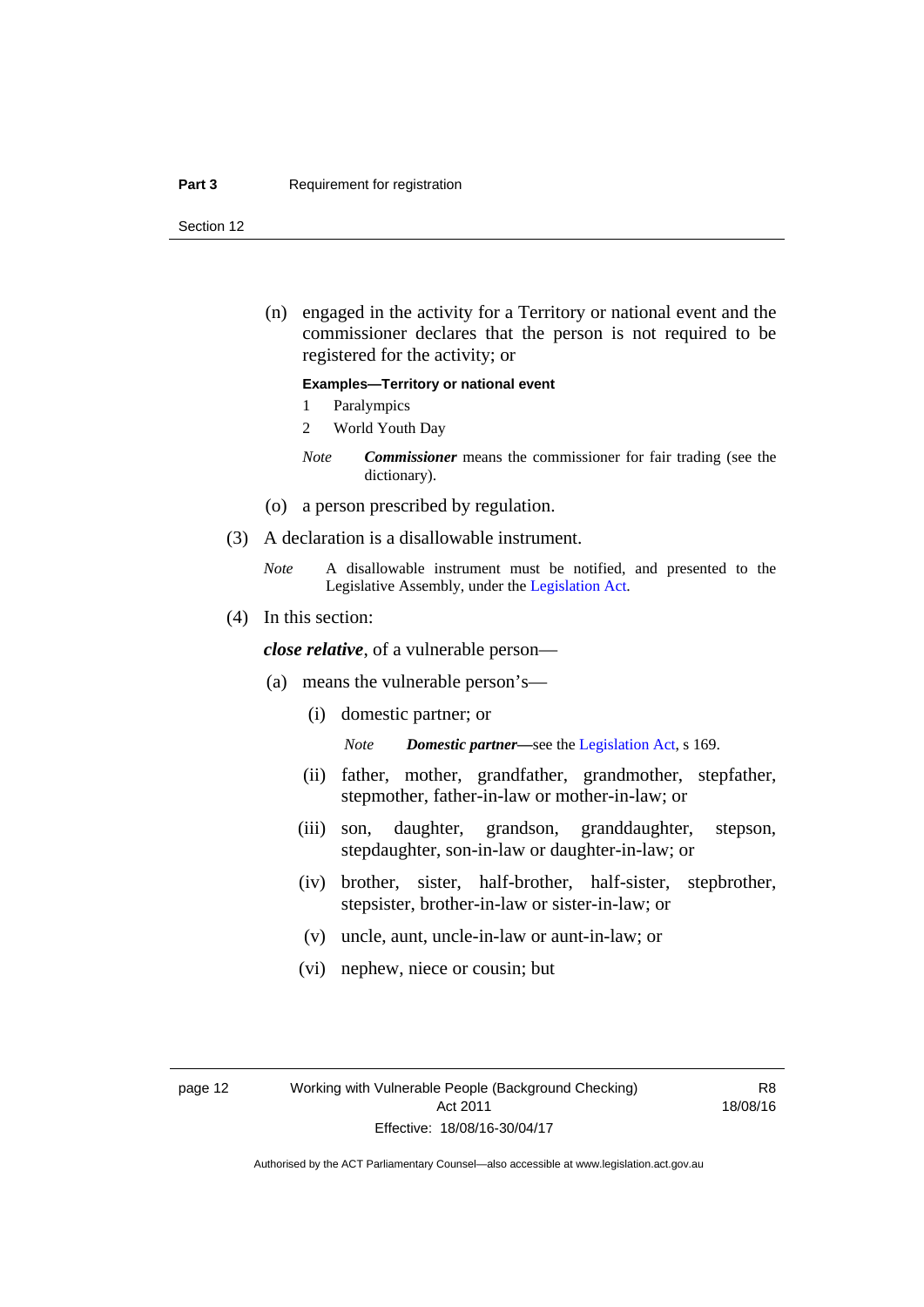(n) engaged in the activity for a Territory or national event and the commissioner declares that the person is not required to be registered for the activity; or

**Examples—Territory or national event**

1 Paralympics

2 World Youth Day

*Note* ***Commissioner*** means the commissioner for fair trading (see the dictionary).

(o) a person prescribed by regulation.

(3) A declaration is a disallowable instrument.

*Note* A disallowable instrument must be notified, and presented to the Legislative Assembly, under the Legislation Act.

(4) In this section:

***close relative***, of a vulnerable person—

(a) means the vulnerable person's—

(i) domestic partner; or

*Note* ***Domestic partner***—see the Legislation Act, s 169.

(ii) father, mother, grandfather, grandmother, stepfather, stepmother, father-in-law or mother-in-law; or

(iii) son, daughter, grandson, granddaughter, stepson, stepdaughter, son-in-law or daughter-in-law; or

(iv) brother, sister, half-brother, half-sister, stepbrother, stepsister, brother-in-law or sister-in-law; or

(v) uncle, aunt, uncle-in-law or aunt-in-law; or

(vi) nephew, niece or cousin; but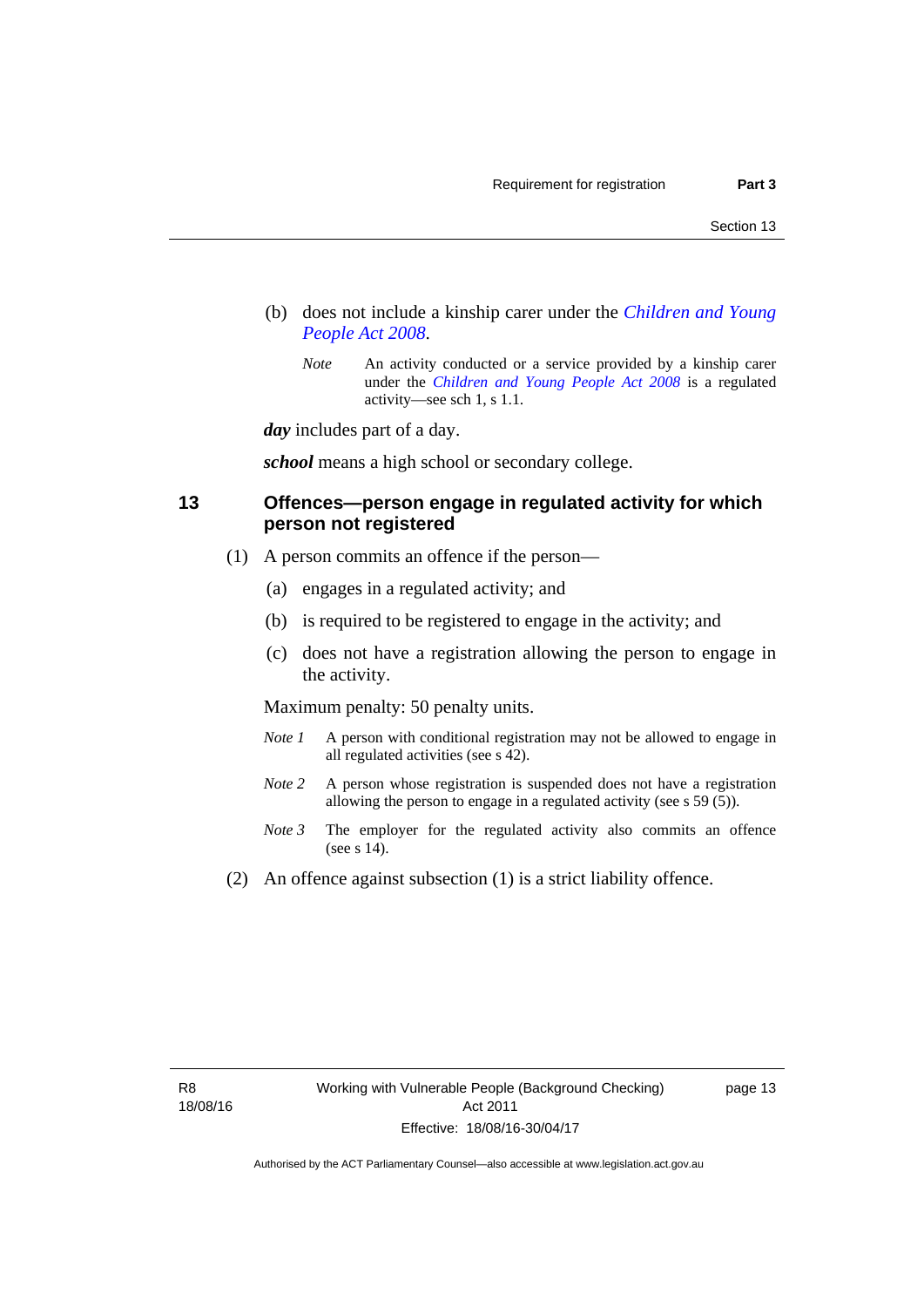(b) does not include a kinship carer under the *Children and Young People Act 2008*.

*Note* An activity conducted or a service provided by a kinship carer under the *Children and Young People Act 2008* is a regulated activity—see sch 1, s 1.1.

***day*** includes part of a day.

***school*** means a high school or secondary college.

## 13 Offences—person engage in regulated activity for which person not registered

(1) A person commits an offence if the person—

(a) engages in a regulated activity; and

(b) is required to be registered to engage in the activity; and

(c) does not have a registration allowing the person to engage in the activity.

Maximum penalty: 50 penalty units.

*Note 1* A person with conditional registration may not be allowed to engage in all regulated activities (see s 42).

*Note 2* A person whose registration is suspended does not have a registration allowing the person to engage in a regulated activity (see s 59 (5)).

*Note 3* The employer for the regulated activity also commits an offence (see s 14).

(2) An offence against subsection (1) is a strict liability offence.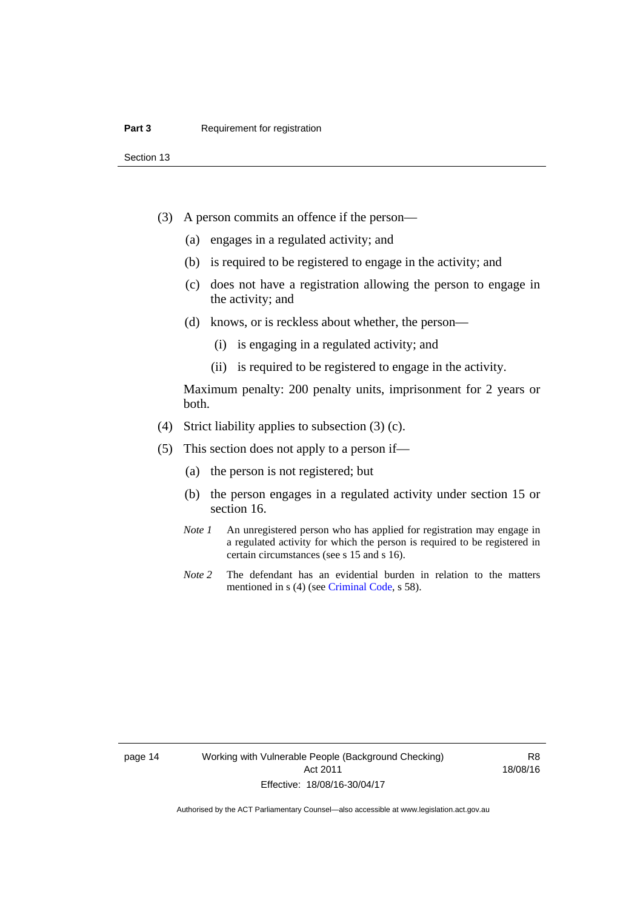(3) A person commits an offence if the person—

 (a) engages in a regulated activity; and

 (b) is required to be registered to engage in the activity; and

 (c) does not have a registration allowing the person to engage in the activity; and

 (d) knows, or is reckless about whether, the person—

  (i) is engaging in a regulated activity; and

  (ii) is required to be registered to engage in the activity.

Maximum penalty: 200 penalty units, imprisonment for 2 years or both.

(4) Strict liability applies to subsection (3) (c).

(5) This section does not apply to a person if—

 (a) the person is not registered; but

 (b) the person engages in a regulated activity under section 15 or section 16.

*Note 1* An unregistered person who has applied for registration may engage in a regulated activity for which the person is required to be registered in certain circumstances (see s 15 and s 16).

*Note 2* The defendant has an evidential burden in relation to the matters mentioned in s (4) (see Criminal Code, s 58).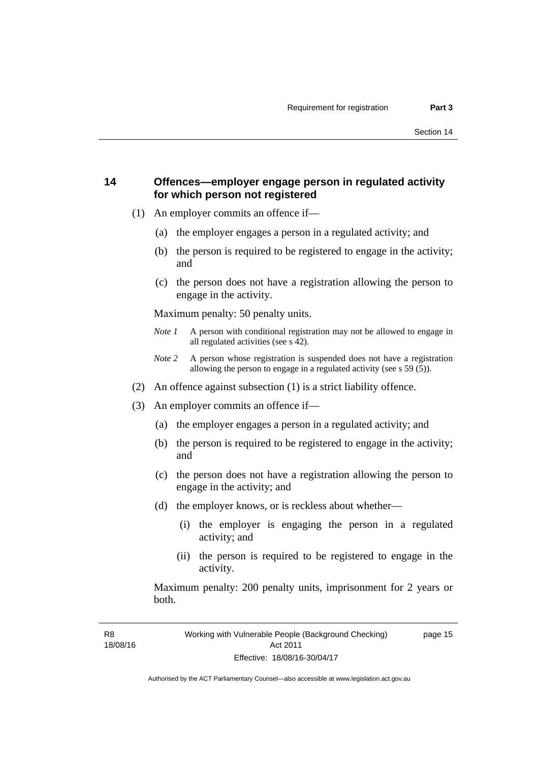## 14 Offences—employer engage person in regulated activity for which person not registered

(1) An employer commits an offence if—

(a) the employer engages a person in a regulated activity; and

(b) the person is required to be registered to engage in the activity; and

(c) the person does not have a registration allowing the person to engage in the activity.

Maximum penalty: 50 penalty units.

*Note 1* A person with conditional registration may not be allowed to engage in all regulated activities (see s 42).

*Note 2* A person whose registration is suspended does not have a registration allowing the person to engage in a regulated activity (see s 59 (5)).

(2) An offence against subsection (1) is a strict liability offence.

(3) An employer commits an offence if—

(a) the employer engages a person in a regulated activity; and

(b) the person is required to be registered to engage in the activity; and

(c) the person does not have a registration allowing the person to engage in the activity; and

(d) the employer knows, or is reckless about whether—

(i) the employer is engaging the person in a regulated activity; and

(ii) the person is required to be registered to engage in the activity.

Maximum penalty: 200 penalty units, imprisonment for 2 years or both.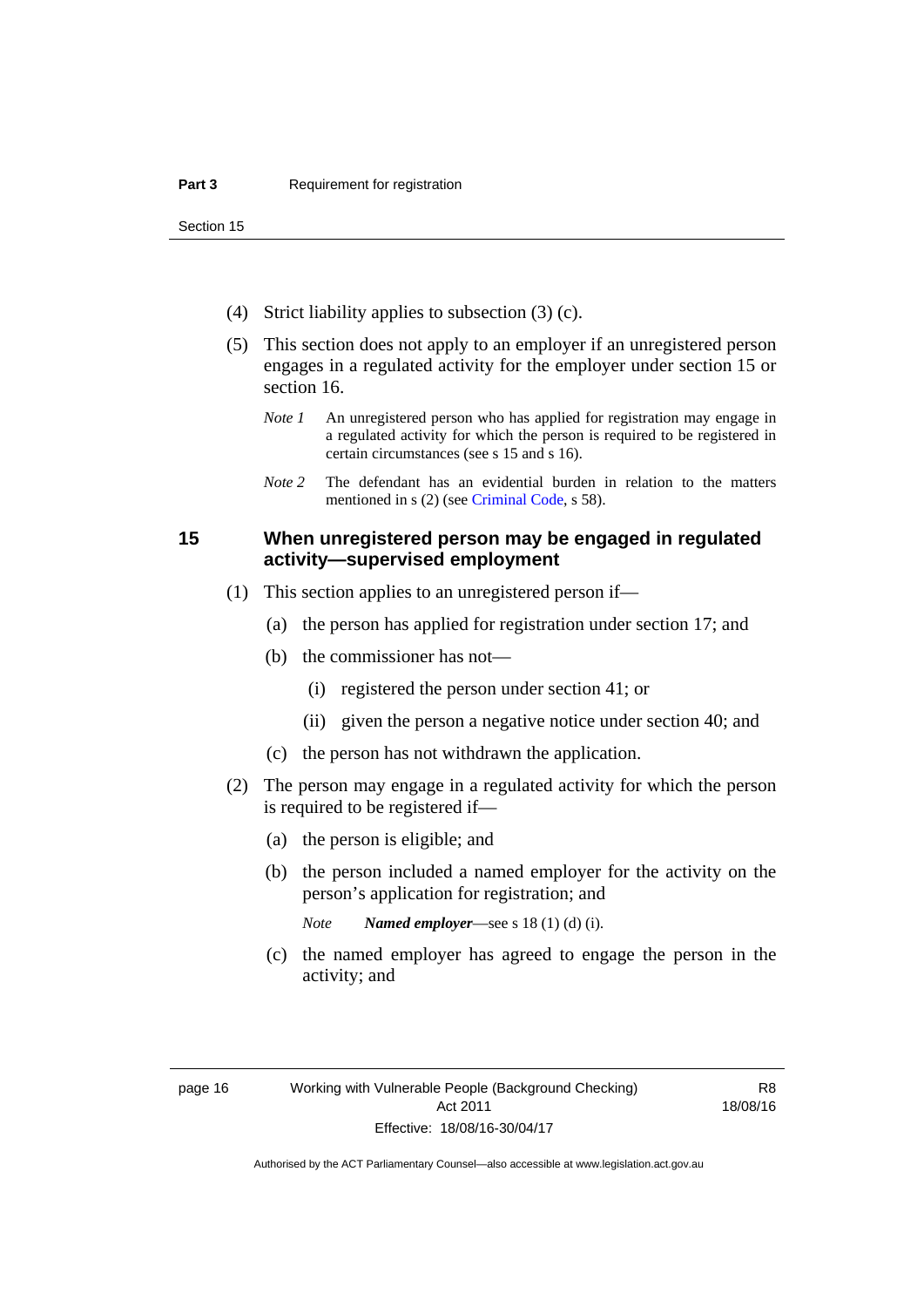(4) Strict liability applies to subsection (3) (c).

(5) This section does not apply to an employer if an unregistered person engages in a regulated activity for the employer under section 15 or section 16.

*Note 1* An unregistered person who has applied for registration may engage in a regulated activity for which the person is required to be registered in certain circumstances (see s 15 and s 16).

*Note 2* The defendant has an evidential burden in relation to the matters mentioned in s (2) (see Criminal Code, s 58).

## 15 When unregistered person may be engaged in regulated activity—supervised employment

(1) This section applies to an unregistered person if—

(a) the person has applied for registration under section 17; and

(b) the commissioner has not—

(i) registered the person under section 41; or

(ii) given the person a negative notice under section 40; and

(c) the person has not withdrawn the application.

(2) The person may engage in a regulated activity for which the person is required to be registered if—

(a) the person is eligible; and

(b) the person included a named employer for the activity on the person's application for registration; and

*Note* ***Named employer***—see s 18 (1) (d) (i).

(c) the named employer has agreed to engage the person in the activity; and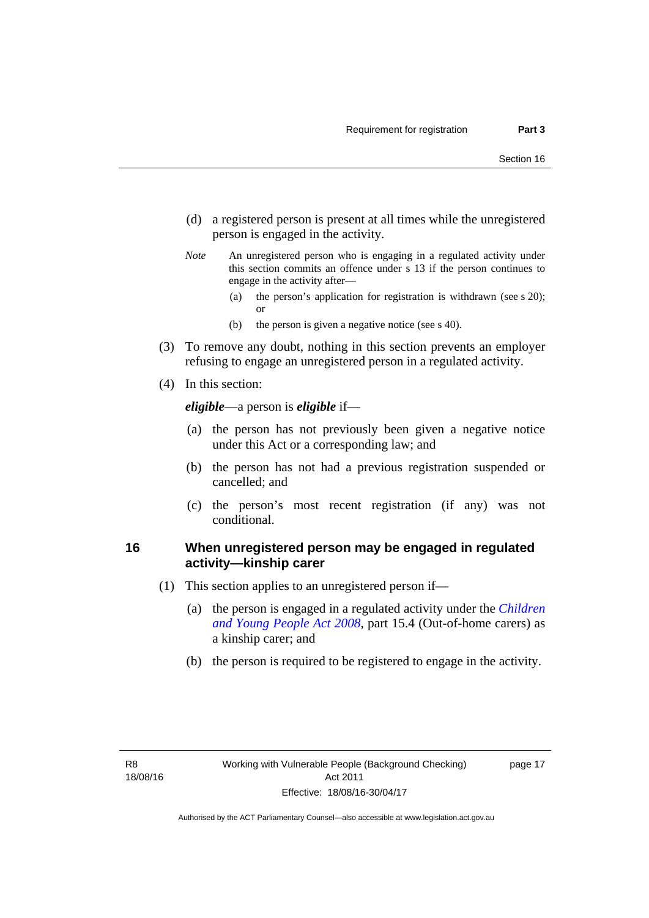(d) a registered person is present at all times while the unregistered person is engaged in the activity.

*Note* An unregistered person who is engaging in a regulated activity under this section commits an offence under s 13 if the person continues to engage in the activity after—

(a) the person's application for registration is withdrawn (see s 20); or

(b) the person is given a negative notice (see s 40).

(3) To remove any doubt, nothing in this section prevents an employer refusing to engage an unregistered person in a regulated activity.

(4) In this section:

***eligible***—a person is ***eligible*** if—

(a) the person has not previously been given a negative notice under this Act or a corresponding law; and

(b) the person has not had a previous registration suspended or cancelled; and

(c) the person's most recent registration (if any) was not conditional.

## 16 When unregistered person may be engaged in regulated activity—kinship carer

(1) This section applies to an unregistered person if—

(a) the person is engaged in a regulated activity under the *Children and Young People Act 2008*, part 15.4 (Out-of-home carers) as a kinship carer; and

(b) the person is required to be registered to engage in the activity.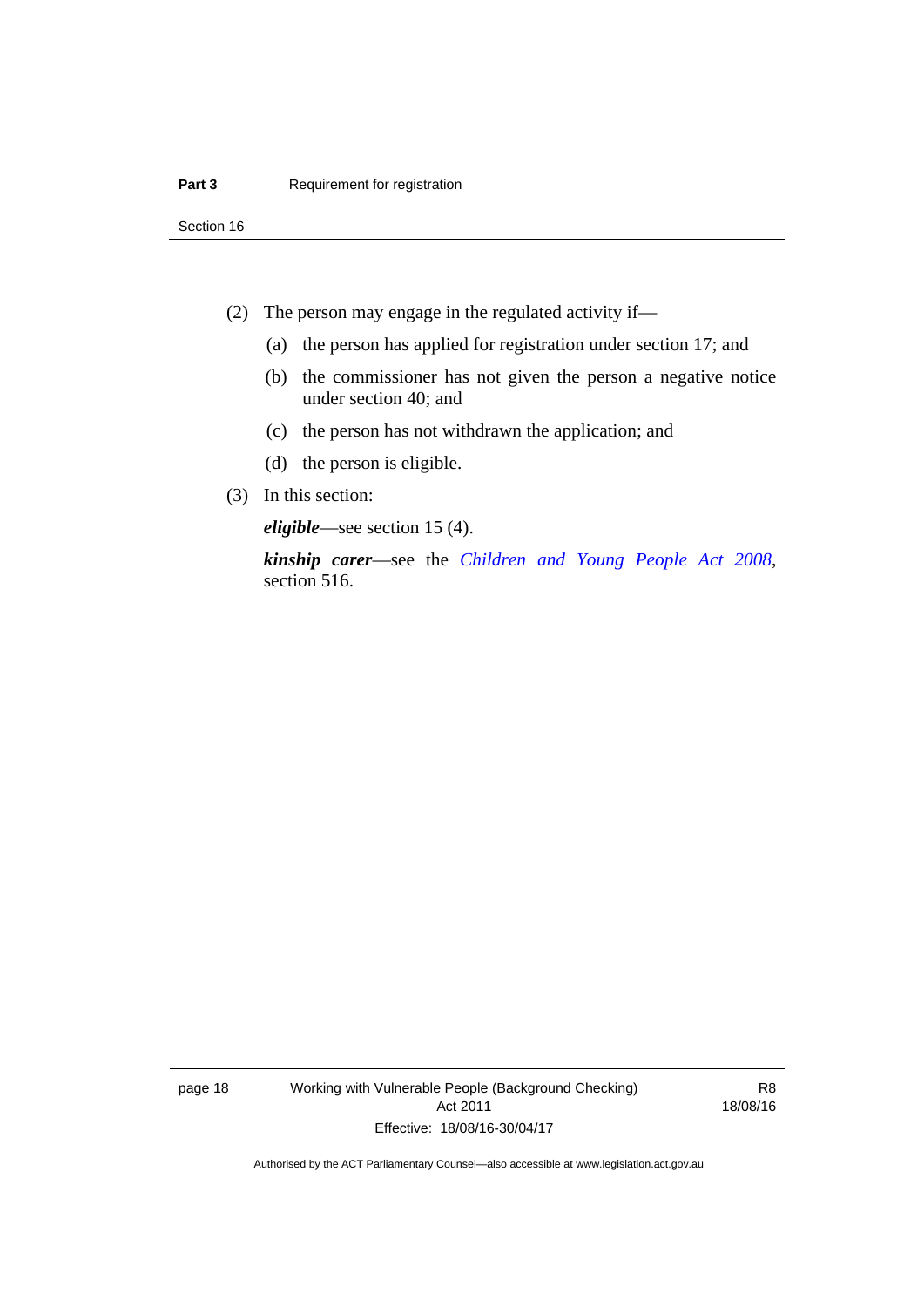(2) The person may engage in the regulated activity if—

(a) the person has applied for registration under section 17; and

(b) the commissioner has not given the person a negative notice under section 40; and

(c) the person has not withdrawn the application; and

(d) the person is eligible.

(3) In this section:

***eligible***—see section 15 (4).

***kinship carer***—see the *Children and Young People Act 2008*, section 516.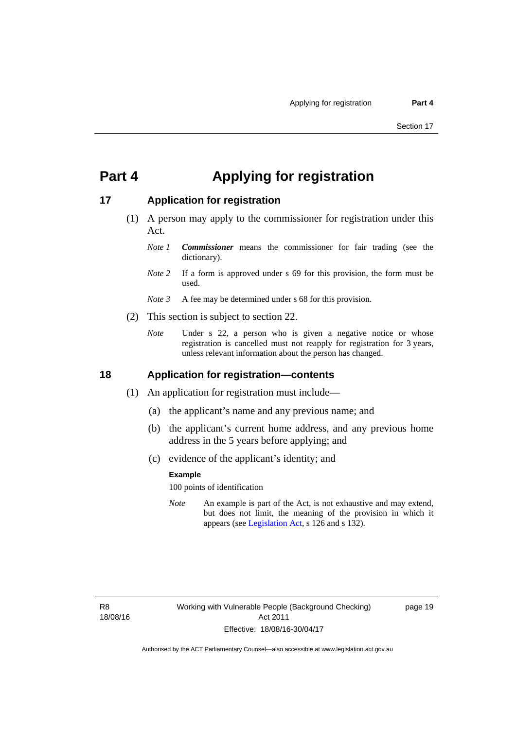# Part 4 Applying for registration

## 17 Application for registration

(1) A person may apply to the commissioner for registration under this Act.

*Note 1* ***Commissioner*** means the commissioner for fair trading (see the dictionary).

*Note 2* If a form is approved under s 69 for this provision, the form must be used.

*Note 3* A fee may be determined under s 68 for this provision.

(2) This section is subject to section 22.

*Note* Under s 22, a person who is given a negative notice or whose registration is cancelled must not reapply for registration for 3 years, unless relevant information about the person has changed.

## 18 Application for registration—contents

(1) An application for registration must include—

(a) the applicant's name and any previous name; and

(b) the applicant's current home address, and any previous home address in the 5 years before applying; and

(c) evidence of the applicant's identity; and

**Example**

100 points of identification

*Note* An example is part of the Act, is not exhaustive and may extend, but does not limit, the meaning of the provision in which it appears (see Legislation Act, s 126 and s 132).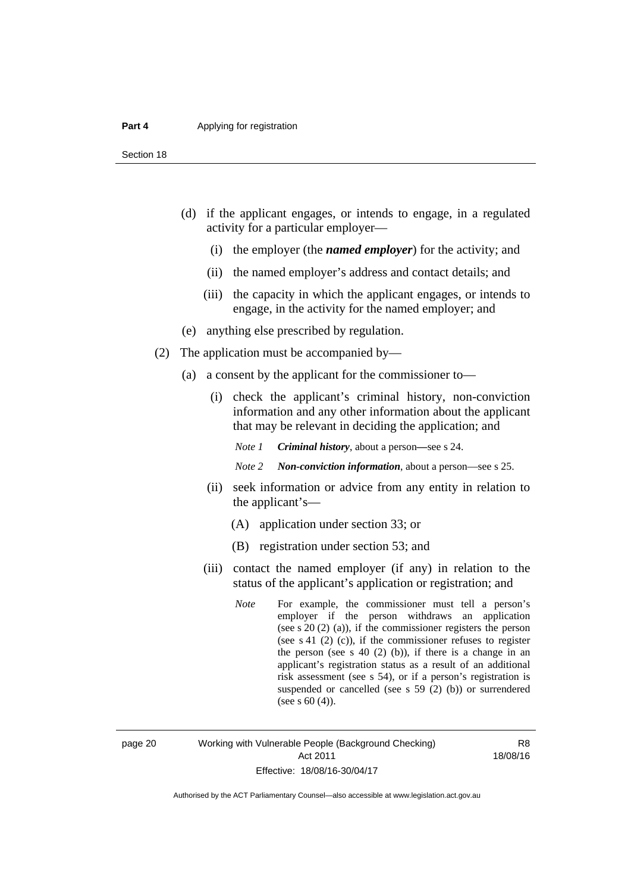(d) if the applicant engages, or intends to engage, in a regulated activity for a particular employer—

  (i) the employer (the ***named employer***) for the activity; and

  (ii) the named employer's address and contact details; and

  (iii) the capacity in which the applicant engages, or intends to engage, in the activity for the named employer; and

(e) anything else prescribed by regulation.

(2) The application must be accompanied by—

(a) a consent by the applicant for the commissioner to—

  (i) check the applicant's criminal history, non-conviction information and any other information about the applicant that may be relevant in deciding the application; and

  *Note 1* ***Criminal history***, about a person—see s 24.

  *Note 2* ***Non-conviction information***, about a person—see s 25.

  (ii) seek information or advice from any entity in relation to the applicant's—

    (A) application under section 33; or

    (B) registration under section 53; and

  (iii) contact the named employer (if any) in relation to the status of the applicant's application or registration; and

  *Note* For example, the commissioner must tell a person's employer if the person withdraws an application (see s 20 (2) (a)), if the commissioner registers the person (see s 41 (2) (c)), if the commissioner refuses to register the person (see s 40 (2) (b)), if there is a change in an applicant's registration status as a result of an additional risk assessment (see s 54), or if a person's registration is suspended or cancelled (see s 59 (2) (b)) or surrendered (see s 60 (4)).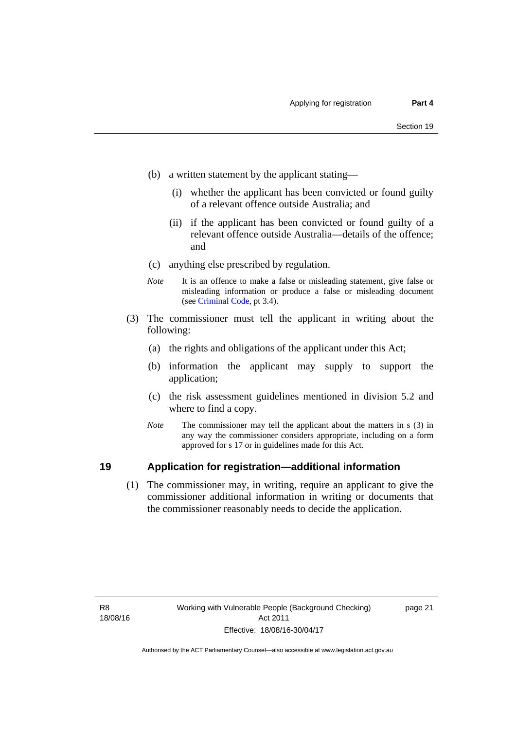(b) a written statement by the applicant stating—

  (i) whether the applicant has been convicted or found guilty of a relevant offence outside Australia; and

  (ii) if the applicant has been convicted or found guilty of a relevant offence outside Australia—details of the offence; and

(c) anything else prescribed by regulation.

*Note* It is an offence to make a false or misleading statement, give false or misleading information or produce a false or misleading document (see Criminal Code, pt 3.4).

(3) The commissioner must tell the applicant in writing about the following:

  (a) the rights and obligations of the applicant under this Act;

  (b) information the applicant may supply to support the application;

  (c) the risk assessment guidelines mentioned in division 5.2 and where to find a copy.

*Note* The commissioner may tell the applicant about the matters in s (3) in any way the commissioner considers appropriate, including on a form approved for s 17 or in guidelines made for this Act.

## 19 Application for registration—additional information

(1) The commissioner may, in writing, require an applicant to give the commissioner additional information in writing or documents that the commissioner reasonably needs to decide the application.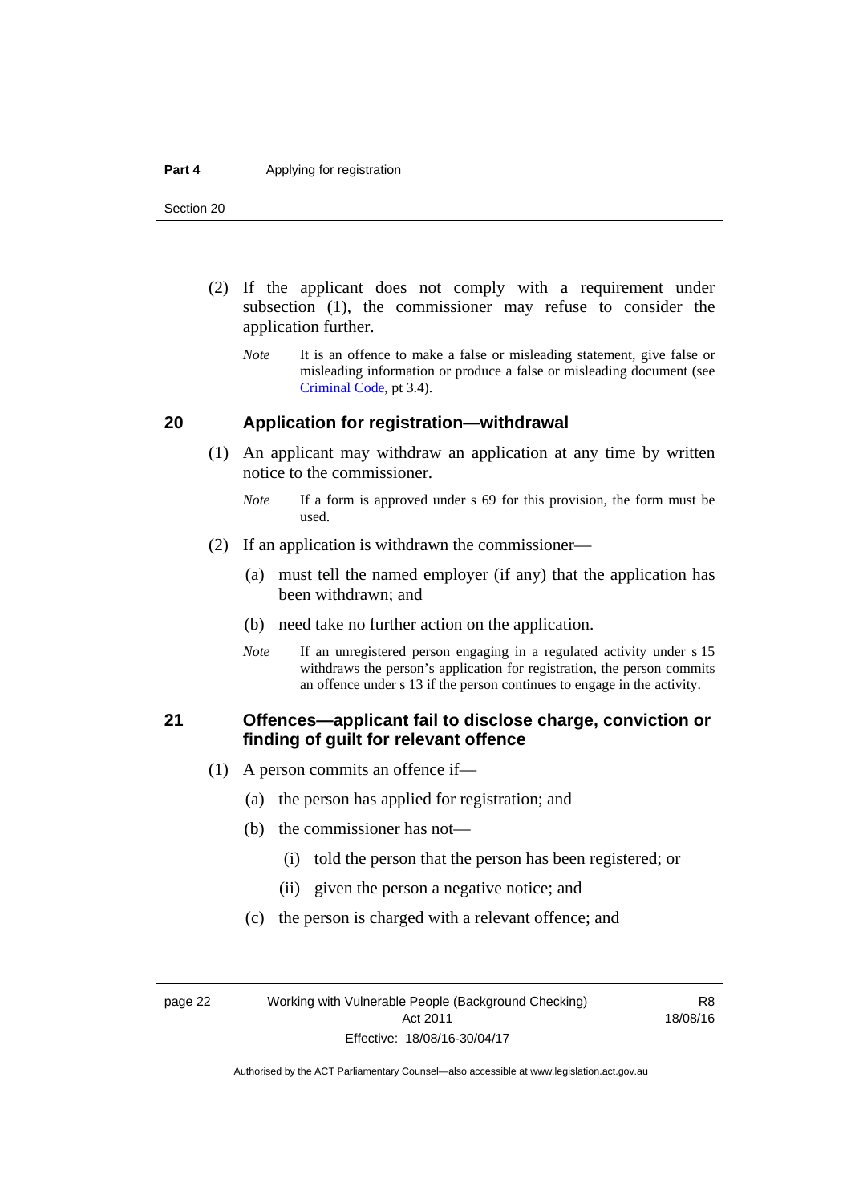(2) If the applicant does not comply with a requirement under subsection (1), the commissioner may refuse to consider the application further.

*Note* It is an offence to make a false or misleading statement, give false or misleading information or produce a false or misleading document (see Criminal Code, pt 3.4).

## 20 Application for registration—withdrawal

(1) An applicant may withdraw an application at any time by written notice to the commissioner.

*Note* If a form is approved under s 69 for this provision, the form must be used.

(2) If an application is withdrawn the commissioner—

(a) must tell the named employer (if any) that the application has been withdrawn; and

(b) need take no further action on the application.

*Note* If an unregistered person engaging in a regulated activity under s 15 withdraws the person's application for registration, the person commits an offence under s 13 if the person continues to engage in the activity.

## 21 Offences—applicant fail to disclose charge, conviction or finding of guilt for relevant offence

(1) A person commits an offence if—

(a) the person has applied for registration; and

(b) the commissioner has not—

(i) told the person that the person has been registered; or

(ii) given the person a negative notice; and

(c) the person is charged with a relevant offence; and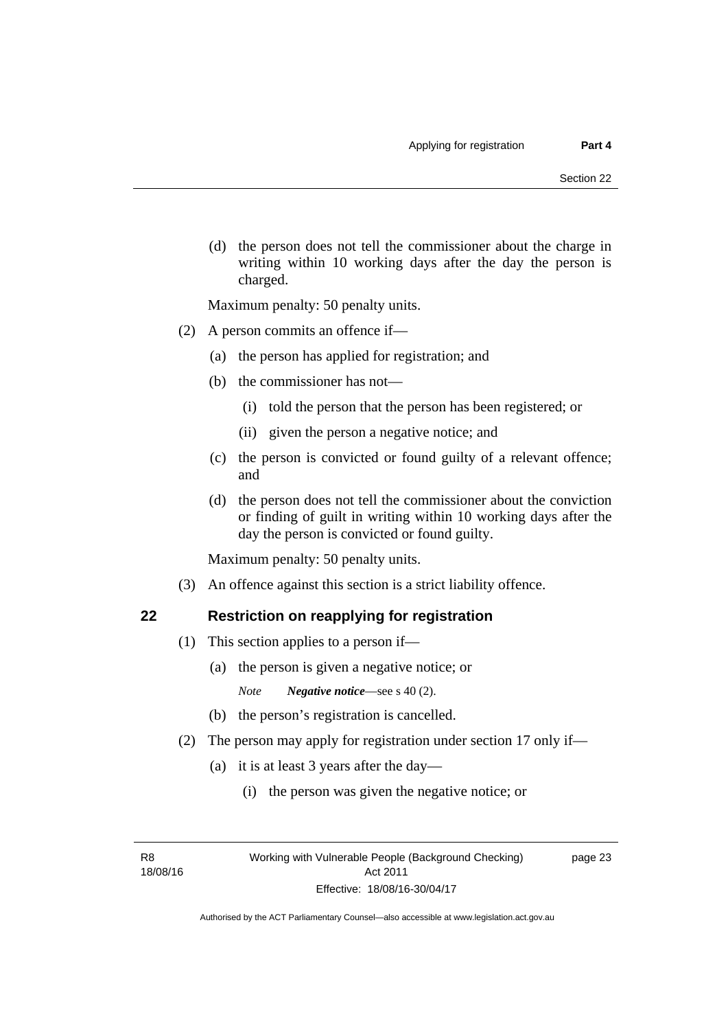(d) the person does not tell the commissioner about the charge in writing within 10 working days after the day the person is charged.

Maximum penalty: 50 penalty units.

(2) A person commits an offence if—

(a) the person has applied for registration; and

(b) the commissioner has not—

(i) told the person that the person has been registered; or

(ii) given the person a negative notice; and

(c) the person is convicted or found guilty of a relevant offence; and

(d) the person does not tell the commissioner about the conviction or finding of guilt in writing within 10 working days after the day the person is convicted or found guilty.

Maximum penalty: 50 penalty units.

(3) An offence against this section is a strict liability offence.

## 22 Restriction on reapplying for registration

(1) This section applies to a person if—

(a) the person is given a negative notice; or

*Note* ***Negative notice***—see s 40 (2).

(b) the person's registration is cancelled.

(2) The person may apply for registration under section 17 only if—

(a) it is at least 3 years after the day—

(i) the person was given the negative notice; or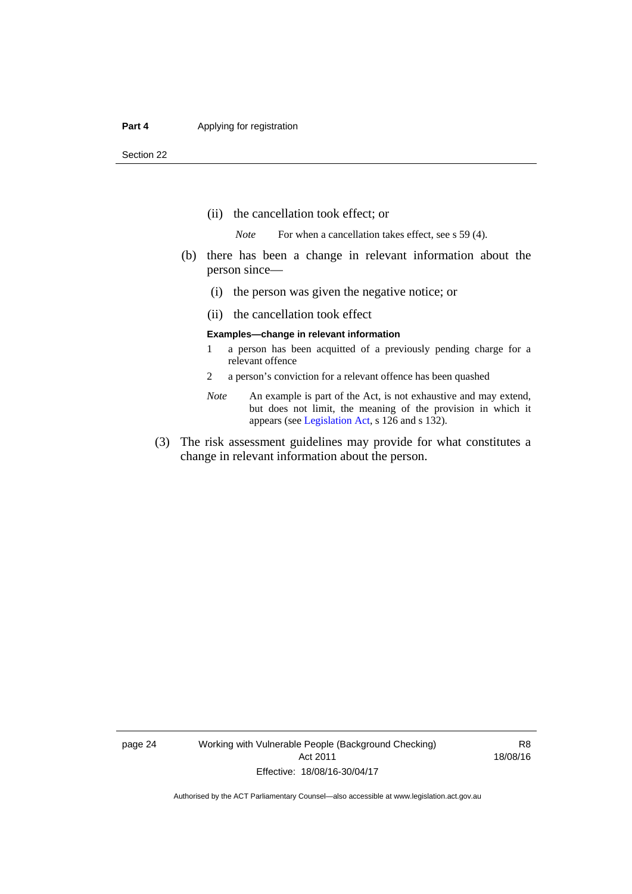(ii) the cancellation took effect; or

*Note* For when a cancellation takes effect, see s 59 (4).

(b) there has been a change in relevant information about the person since—

(i) the person was given the negative notice; or

(ii) the cancellation took effect

**Examples—change in relevant information**

1 a person has been acquitted of a previously pending charge for a relevant offence

2 a person's conviction for a relevant offence has been quashed

*Note* An example is part of the Act, is not exhaustive and may extend, but does not limit, the meaning of the provision in which it appears (see Legislation Act, s 126 and s 132).

(3) The risk assessment guidelines may provide for what constitutes a change in relevant information about the person.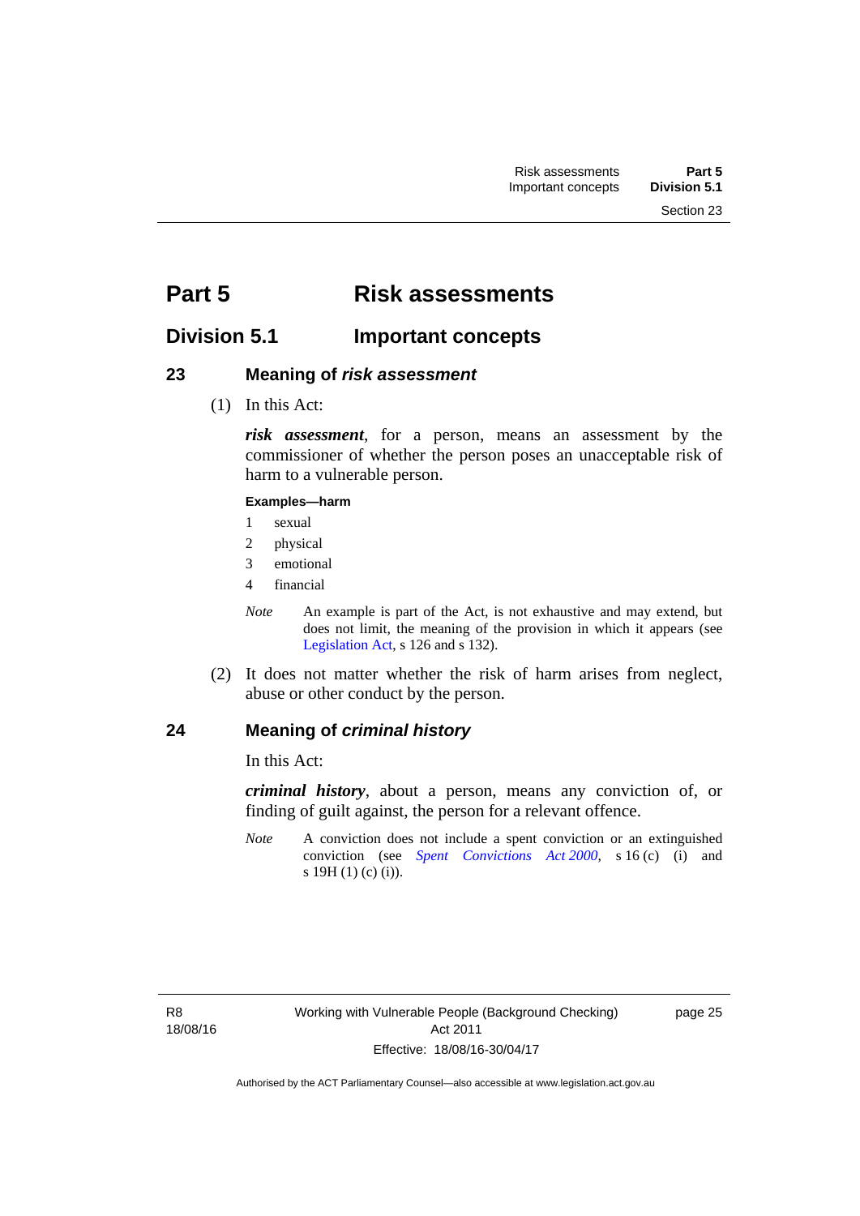# Part 5 Risk assessments

## Division 5.1 Important concepts

### 23 Meaning of *risk assessment*

(1) In this Act:

***risk assessment***, for a person, means an assessment by the commissioner of whether the person poses an unacceptable risk of harm to a vulnerable person.

**Examples—harm**

1 sexual

2 physical

3 emotional

4 financial

*Note* An example is part of the Act, is not exhaustive and may extend, but does not limit, the meaning of the provision in which it appears (see Legislation Act, s 126 and s 132).

(2) It does not matter whether the risk of harm arises from neglect, abuse or other conduct by the person.

### 24 Meaning of *criminal history*

In this Act:

***criminal history***, about a person, means any conviction of, or finding of guilt against, the person for a relevant offence.

*Note* A conviction does not include a spent conviction or an extinguished conviction (see *Spent Convictions Act 2000*, s 16 (c) (i) and s 19H (1) (c) (i)).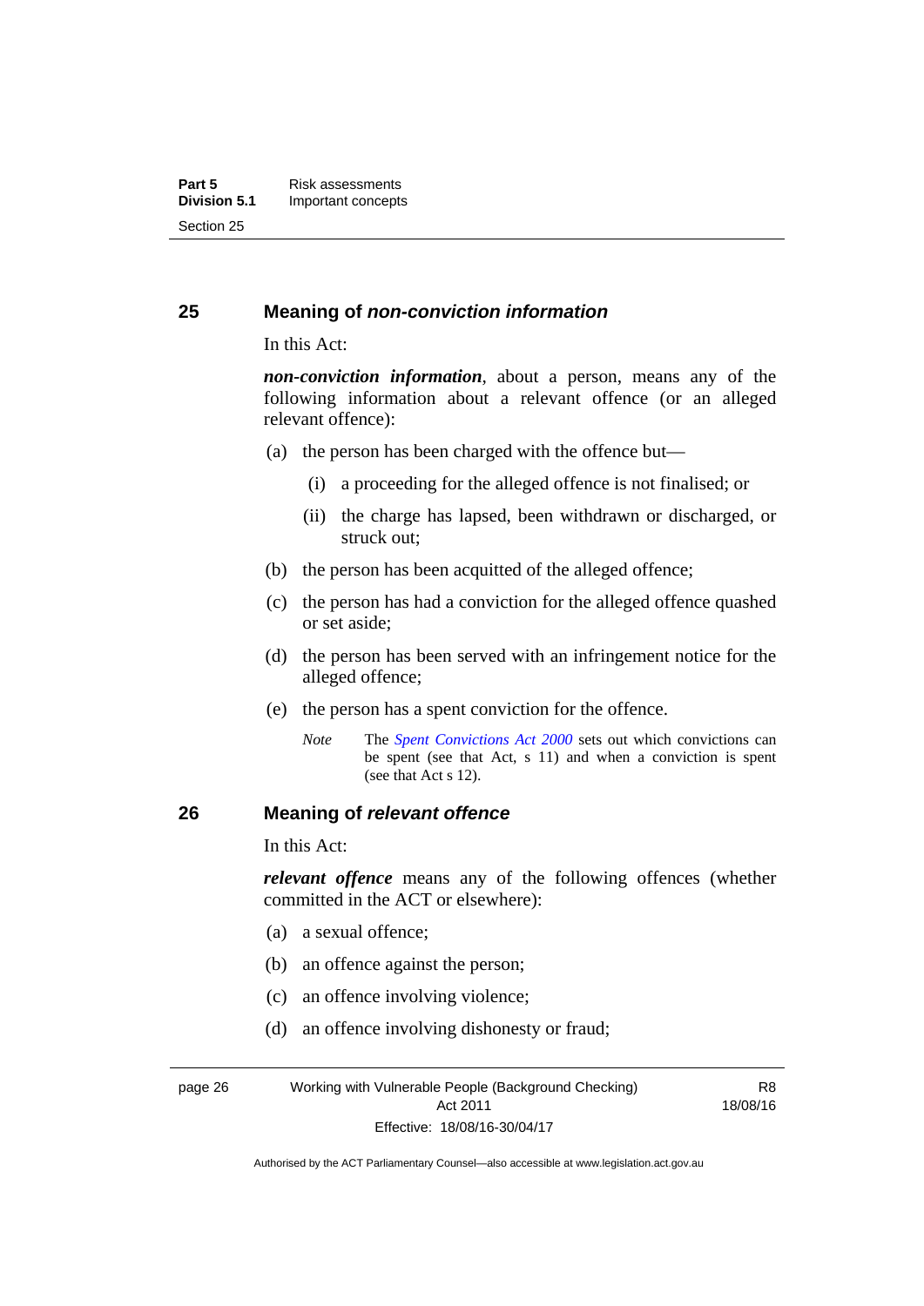## 25 Meaning of *non-conviction information*

In this Act:

***non-conviction information***, about a person, means any of the following information about a relevant offence (or an alleged relevant offence):

(a) the person has been charged with the offence but—

(i) a proceeding for the alleged offence is not finalised; or

(ii) the charge has lapsed, been withdrawn or discharged, or struck out;

(b) the person has been acquitted of the alleged offence;

(c) the person has had a conviction for the alleged offence quashed or set aside;

(d) the person has been served with an infringement notice for the alleged offence;

(e) the person has a spent conviction for the offence.

*Note* The *Spent Convictions Act 2000* sets out which convictions can be spent (see that Act, s 11) and when a conviction is spent (see that Act s 12).

## 26 Meaning of *relevant offence*

In this Act:

***relevant offence*** means any of the following offences (whether committed in the ACT or elsewhere):

(a) a sexual offence;

(b) an offence against the person;

(c) an offence involving violence;

(d) an offence involving dishonesty or fraud;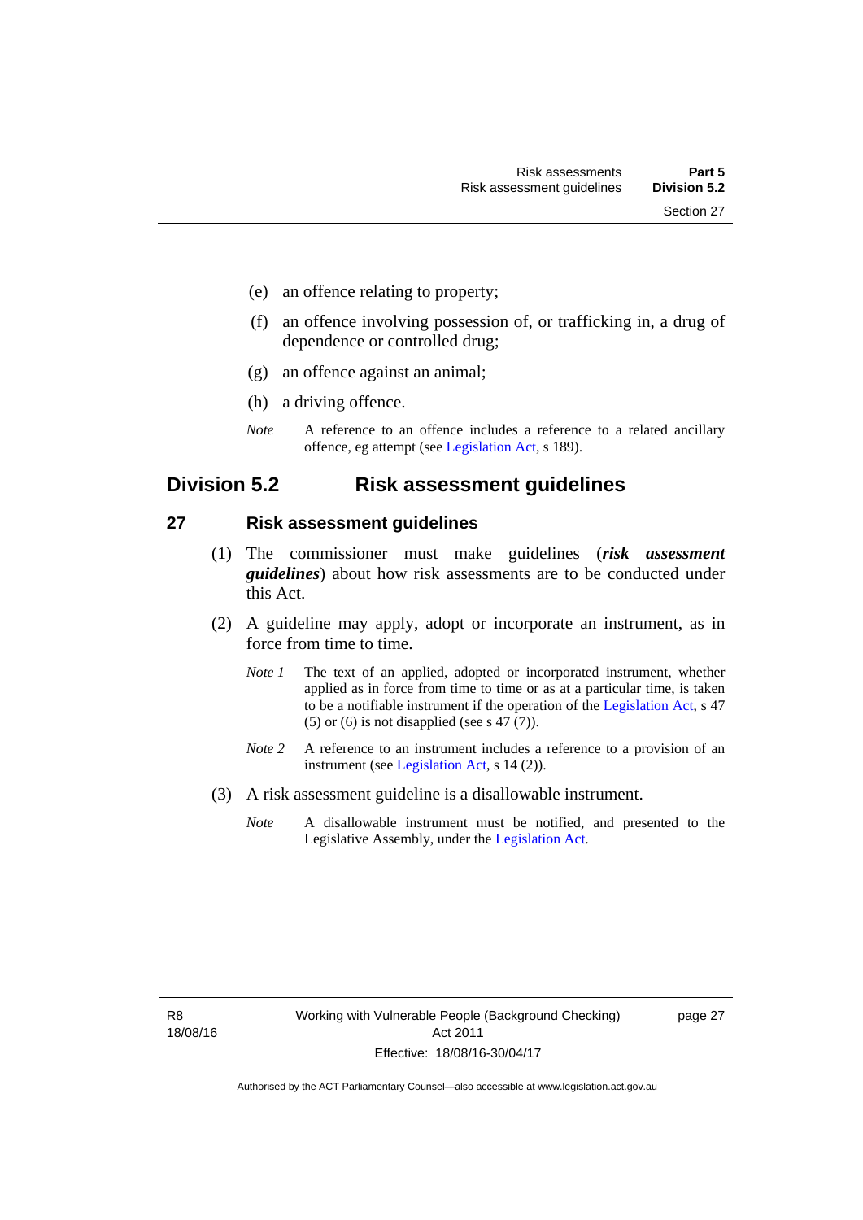(e) an offence relating to property;

(f) an offence involving possession of, or trafficking in, a drug of dependence or controlled drug;

(g) an offence against an animal;

(h) a driving offence.

*Note* A reference to an offence includes a reference to a related ancillary offence, eg attempt (see Legislation Act, s 189).

## Division 5.2 Risk assessment guidelines

### 27 Risk assessment guidelines

(1) The commissioner must make guidelines (***risk assessment guidelines***) about how risk assessments are to be conducted under this Act.

(2) A guideline may apply, adopt or incorporate an instrument, as in force from time to time.

*Note 1* The text of an applied, adopted or incorporated instrument, whether applied as in force from time to time or as at a particular time, is taken to be a notifiable instrument if the operation of the Legislation Act, s 47 (5) or (6) is not disapplied (see s 47 (7)).

*Note 2* A reference to an instrument includes a reference to a provision of an instrument (see Legislation Act, s 14 (2)).

(3) A risk assessment guideline is a disallowable instrument.

*Note* A disallowable instrument must be notified, and presented to the Legislative Assembly, under the Legislation Act.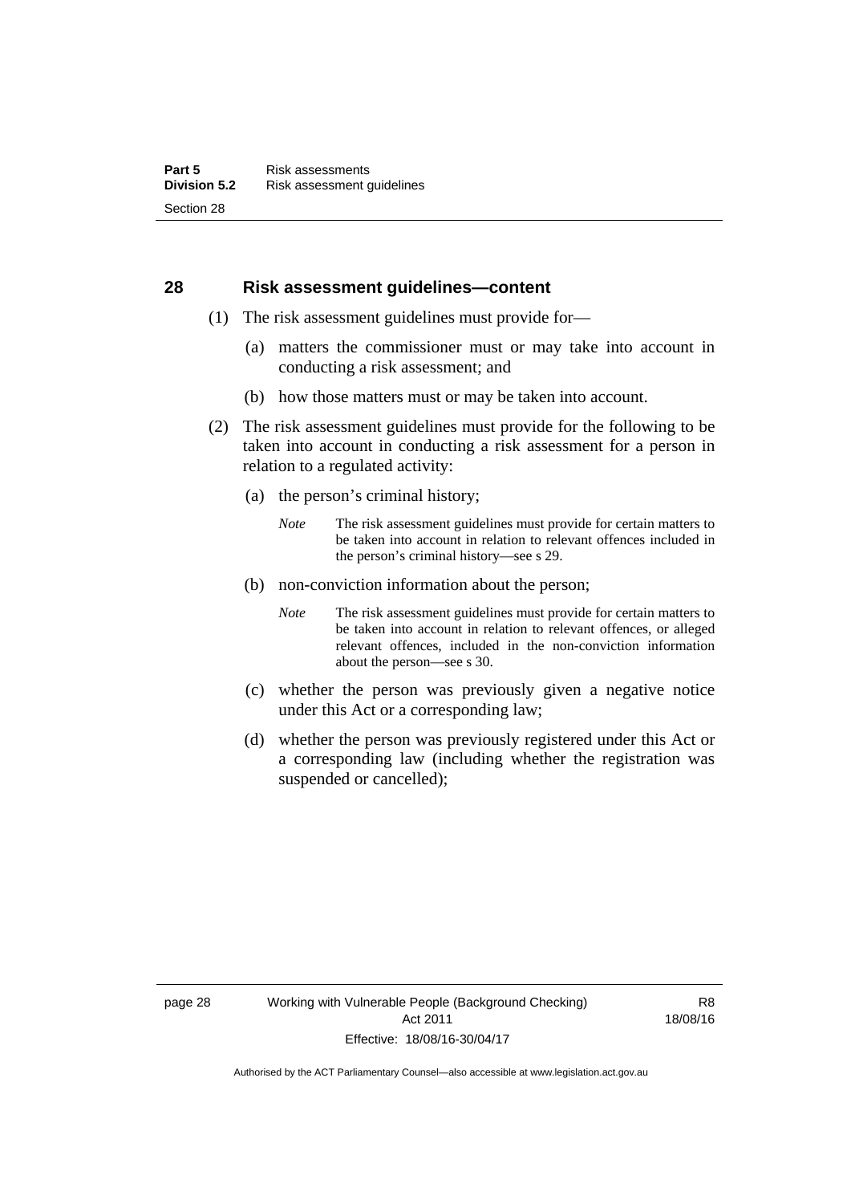## 28 Risk assessment guidelines—content

(1) The risk assessment guidelines must provide for—

(a) matters the commissioner must or may take into account in conducting a risk assessment; and

(b) how those matters must or may be taken into account.

(2) The risk assessment guidelines must provide for the following to be taken into account in conducting a risk assessment for a person in relation to a regulated activity:

(a) the person's criminal history;

*Note* The risk assessment guidelines must provide for certain matters to be taken into account in relation to relevant offences included in the person's criminal history—see s 29.

(b) non-conviction information about the person;

*Note* The risk assessment guidelines must provide for certain matters to be taken into account in relation to relevant offences, or alleged relevant offences, included in the non-conviction information about the person—see s 30.

(c) whether the person was previously given a negative notice under this Act or a corresponding law;

(d) whether the person was previously registered under this Act or a corresponding law (including whether the registration was suspended or cancelled);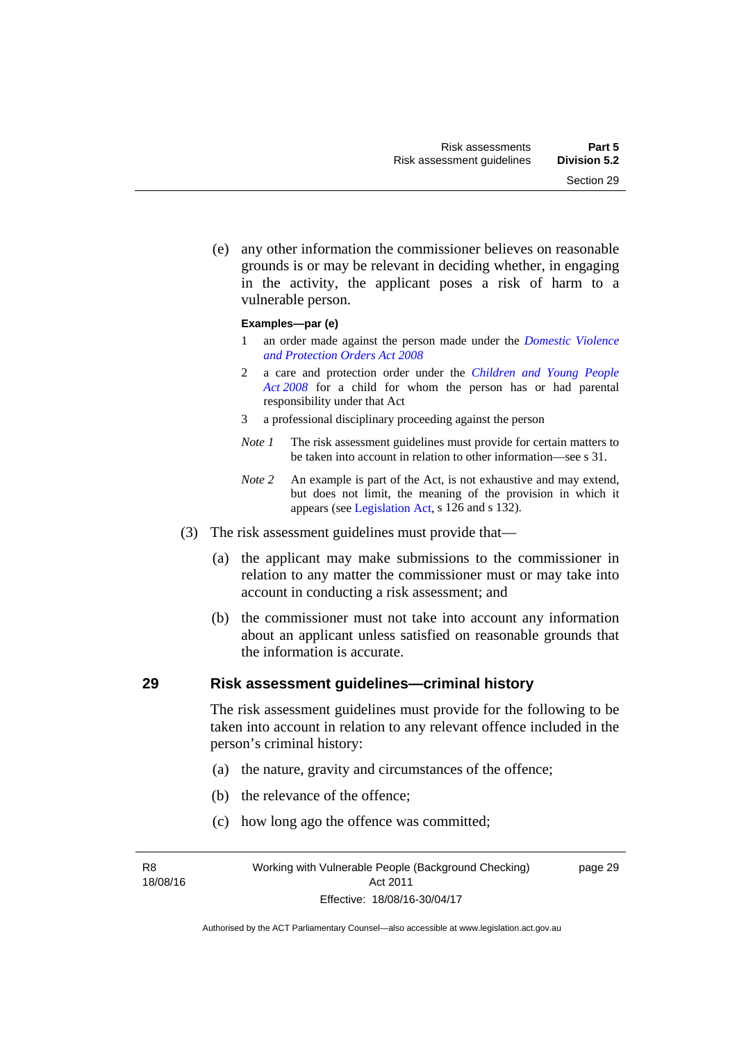(e) any other information the commissioner believes on reasonable grounds is or may be relevant in deciding whether, in engaging in the activity, the applicant poses a risk of harm to a vulnerable person.

**Examples—par (e)**

1 an order made against the person made under the *Domestic Violence and Protection Orders Act 2008*

2 a care and protection order under the *Children and Young People Act 2008* for a child for whom the person has or had parental responsibility under that Act

3 a professional disciplinary proceeding against the person

*Note 1* The risk assessment guidelines must provide for certain matters to be taken into account in relation to other information—see s 31.

*Note 2* An example is part of the Act, is not exhaustive and may extend, but does not limit, the meaning of the provision in which it appears (see Legislation Act, s 126 and s 132).

(3) The risk assessment guidelines must provide that—

(a) the applicant may make submissions to the commissioner in relation to any matter the commissioner must or may take into account in conducting a risk assessment; and

(b) the commissioner must not take into account any information about an applicant unless satisfied on reasonable grounds that the information is accurate.

## 29 Risk assessment guidelines—criminal history

The risk assessment guidelines must provide for the following to be taken into account in relation to any relevant offence included in the person's criminal history:

(a) the nature, gravity and circumstances of the offence;

(b) the relevance of the offence;

(c) how long ago the offence was committed;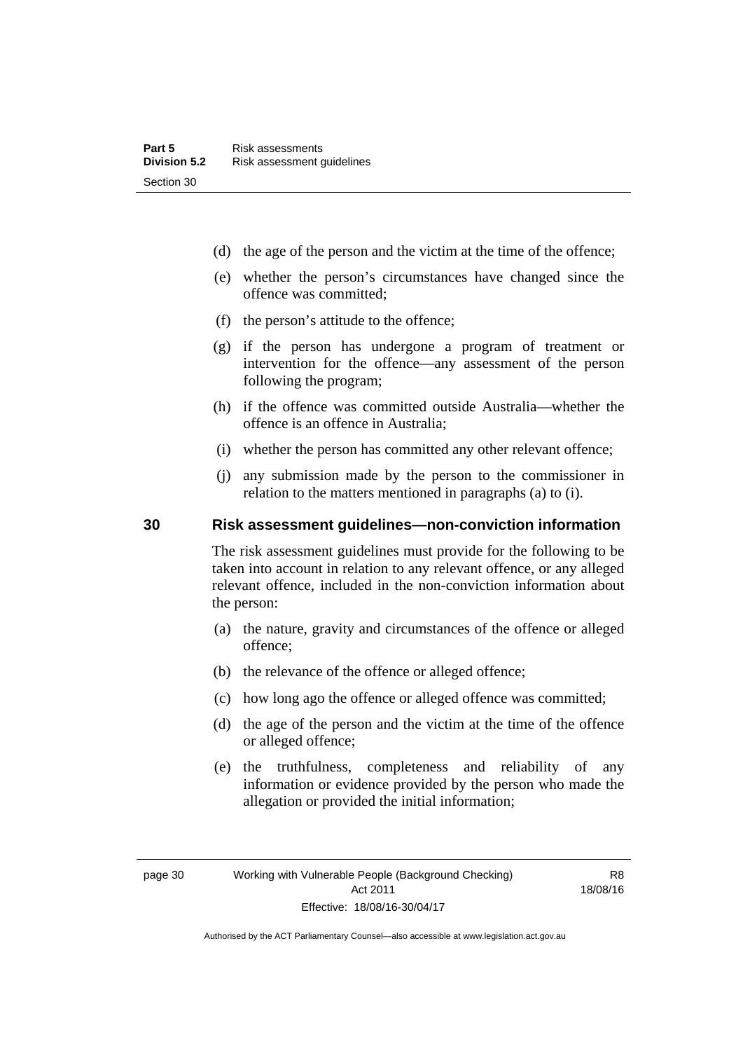(d) the age of the person and the victim at the time of the offence;

(e) whether the person's circumstances have changed since the offence was committed;

(f) the person's attitude to the offence;

(g) if the person has undergone a program of treatment or intervention for the offence—any assessment of the person following the program;

(h) if the offence was committed outside Australia—whether the offence is an offence in Australia;

(i) whether the person has committed any other relevant offence;

(j) any submission made by the person to the commissioner in relation to the matters mentioned in paragraphs (a) to (i).

## 30 Risk assessment guidelines—non-conviction information

The risk assessment guidelines must provide for the following to be taken into account in relation to any relevant offence, or any alleged relevant offence, included in the non-conviction information about the person:

(a) the nature, gravity and circumstances of the offence or alleged offence;

(b) the relevance of the offence or alleged offence;

(c) how long ago the offence or alleged offence was committed;

(d) the age of the person and the victim at the time of the offence or alleged offence;

(e) the truthfulness, completeness and reliability of any information or evidence provided by the person who made the allegation or provided the initial information;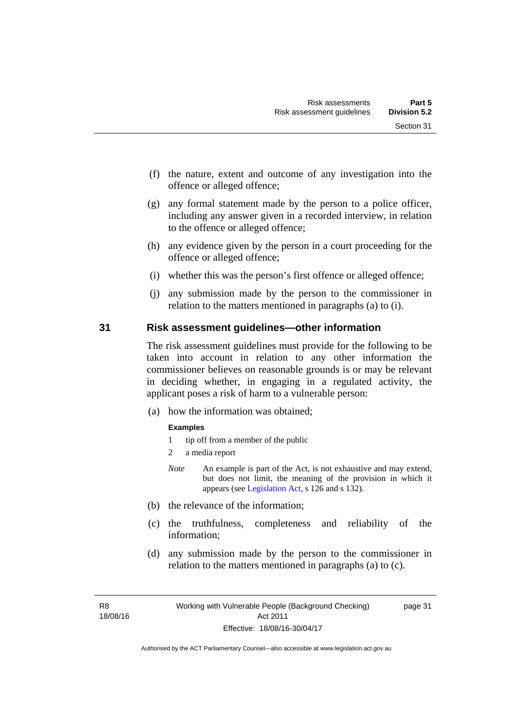(f) the nature, extent and outcome of any investigation into the offence or alleged offence;

(g) any formal statement made by the person to a police officer, including any answer given in a recorded interview, in relation to the offence or alleged offence;

(h) any evidence given by the person in a court proceeding for the offence or alleged offence;

(i) whether this was the person's first offence or alleged offence;

(j) any submission made by the person to the commissioner in relation to the matters mentioned in paragraphs (a) to (i).

## 31 Risk assessment guidelines—other information

The risk assessment guidelines must provide for the following to be taken into account in relation to any other information the commissioner believes on reasonable grounds is or may be relevant in deciding whether, in engaging in a regulated activity, the applicant poses a risk of harm to a vulnerable person:

(a) how the information was obtained;

**Examples**

1 tip off from a member of the public

2 a media report

*Note* An example is part of the Act, is not exhaustive and may extend, but does not limit, the meaning of the provision in which it appears (see Legislation Act, s 126 and s 132).

(b) the relevance of the information;

(c) the truthfulness, completeness and reliability of the information;

(d) any submission made by the person to the commissioner in relation to the matters mentioned in paragraphs (a) to (c).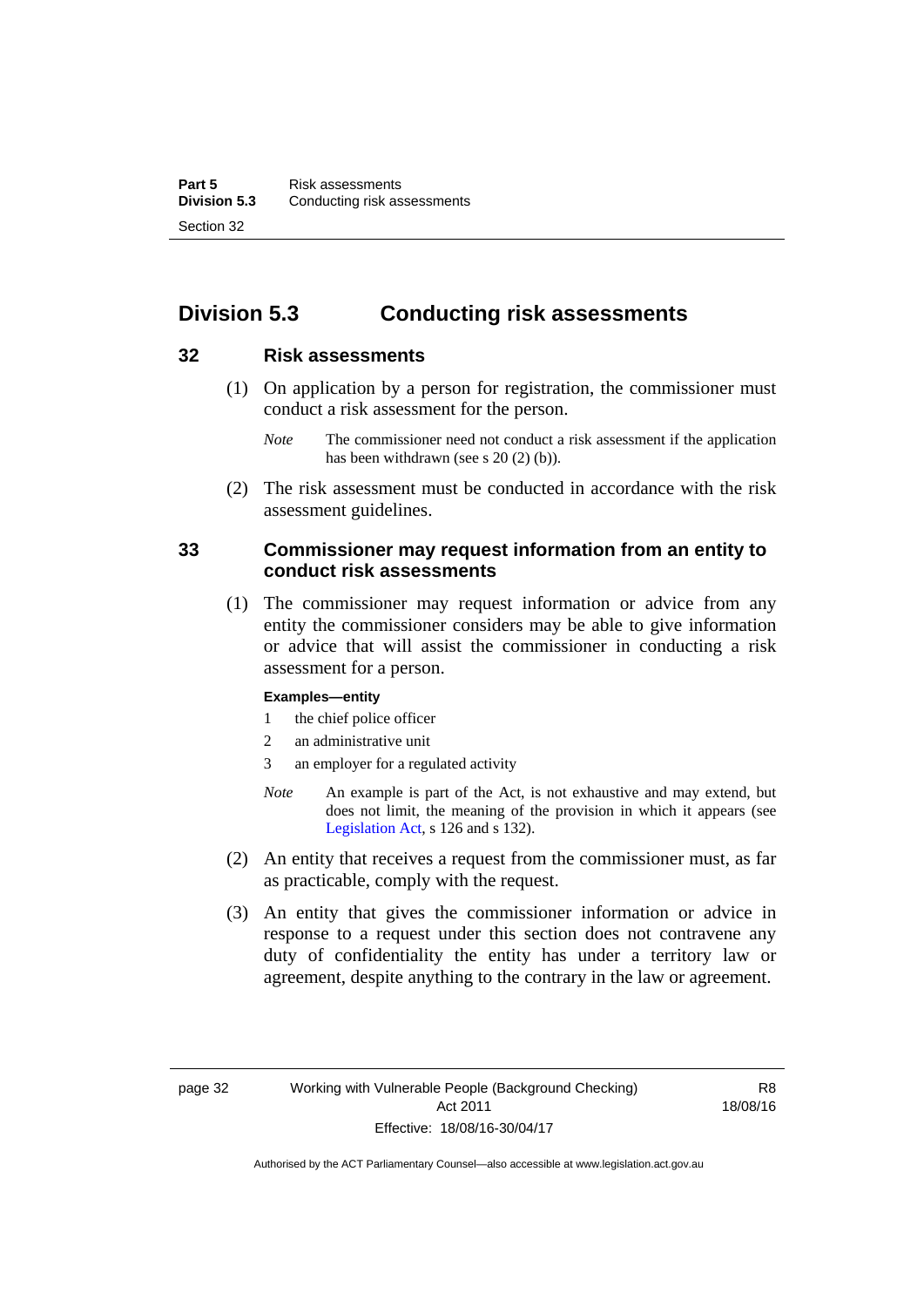## Division 5.3 Conducting risk assessments

### 32 Risk assessments

(1) On application by a person for registration, the commissioner must conduct a risk assessment for the person.

*Note* The commissioner need not conduct a risk assessment if the application has been withdrawn (see s 20 (2) (b)).

(2) The risk assessment must be conducted in accordance with the risk assessment guidelines.

### 33 Commissioner may request information from an entity to conduct risk assessments

(1) The commissioner may request information or advice from any entity the commissioner considers may be able to give information or advice that will assist the commissioner in conducting a risk assessment for a person.

**Examples—entity**

1 the chief police officer

2 an administrative unit

3 an employer for a regulated activity

*Note* An example is part of the Act, is not exhaustive and may extend, but does not limit, the meaning of the provision in which it appears (see Legislation Act, s 126 and s 132).

(2) An entity that receives a request from the commissioner must, as far as practicable, comply with the request.

(3) An entity that gives the commissioner information or advice in response to a request under this section does not contravene any duty of confidentiality the entity has under a territory law or agreement, despite anything to the contrary in the law or agreement.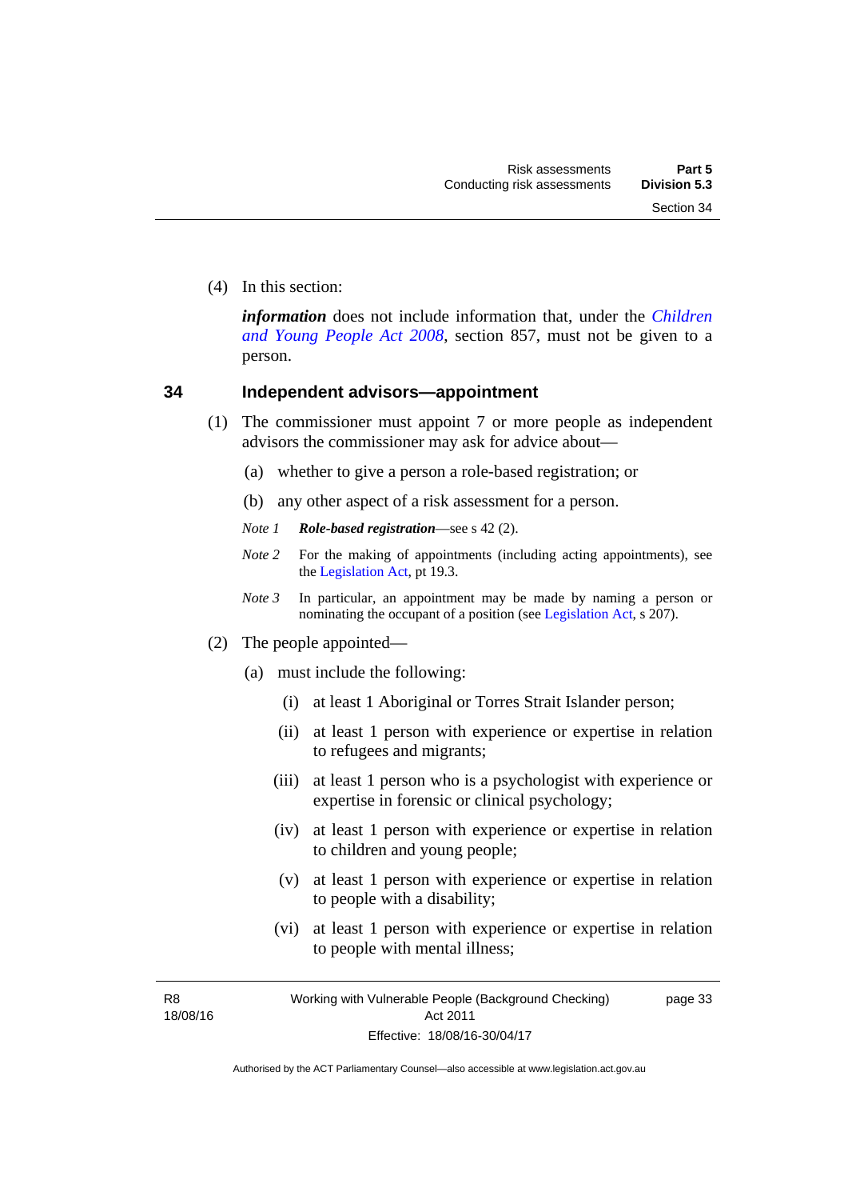(4) In this section:

***information*** does not include information that, under the *Children and Young People Act 2008*, section 857, must not be given to a person.

## 34 Independent advisors—appointment

(1) The commissioner must appoint 7 or more people as independent advisors the commissioner may ask for advice about—

(a) whether to give a person a role-based registration; or

(b) any other aspect of a risk assessment for a person.

*Note 1* ***Role-based registration***—see s 42 (2).

*Note 2* For the making of appointments (including acting appointments), see the Legislation Act, pt 19.3.

*Note 3* In particular, an appointment may be made by naming a person or nominating the occupant of a position (see Legislation Act, s 207).

(2) The people appointed—

(a) must include the following:

(i) at least 1 Aboriginal or Torres Strait Islander person;

(ii) at least 1 person with experience or expertise in relation to refugees and migrants;

(iii) at least 1 person who is a psychologist with experience or expertise in forensic or clinical psychology;

(iv) at least 1 person with experience or expertise in relation to children and young people;

(v) at least 1 person with experience or expertise in relation to people with a disability;

(vi) at least 1 person with experience or expertise in relation to people with mental illness;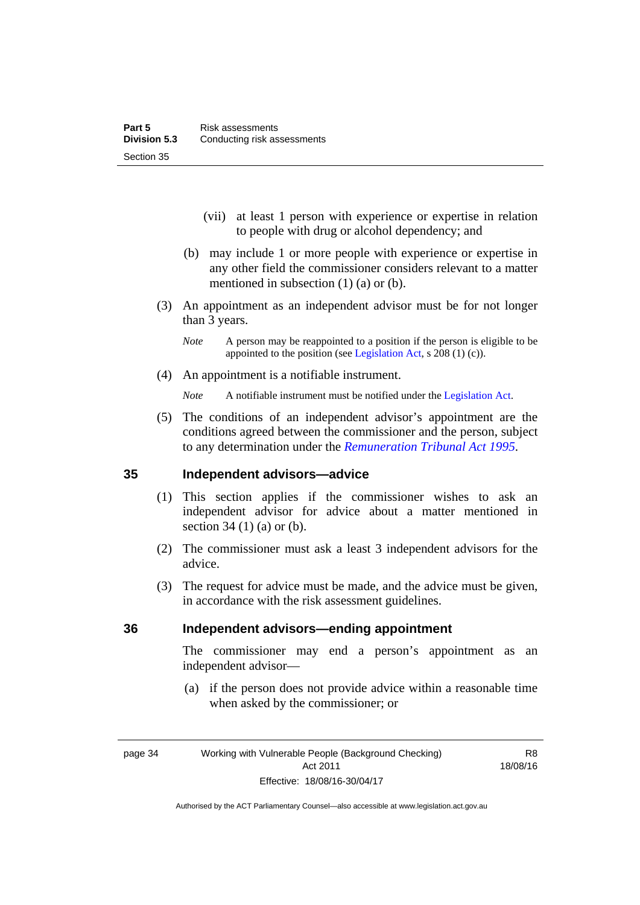(vii) at least 1 person with experience or expertise in relation to people with drug or alcohol dependency; and

(b) may include 1 or more people with experience or expertise in any other field the commissioner considers relevant to a matter mentioned in subsection (1) (a) or (b).

(3) An appointment as an independent advisor must be for not longer than 3 years.

*Note* A person may be reappointed to a position if the person is eligible to be appointed to the position (see Legislation Act, s 208 (1) (c)).

(4) An appointment is a notifiable instrument.

*Note* A notifiable instrument must be notified under the Legislation Act.

(5) The conditions of an independent advisor's appointment are the conditions agreed between the commissioner and the person, subject to any determination under the *Remuneration Tribunal Act 1995*.

## 35 Independent advisors—advice

(1) This section applies if the commissioner wishes to ask an independent advisor for advice about a matter mentioned in section 34 (1) (a) or (b).

(2) The commissioner must ask a least 3 independent advisors for the advice.

(3) The request for advice must be made, and the advice must be given, in accordance with the risk assessment guidelines.

## 36 Independent advisors—ending appointment

The commissioner may end a person's appointment as an independent advisor—

(a) if the person does not provide advice within a reasonable time when asked by the commissioner; or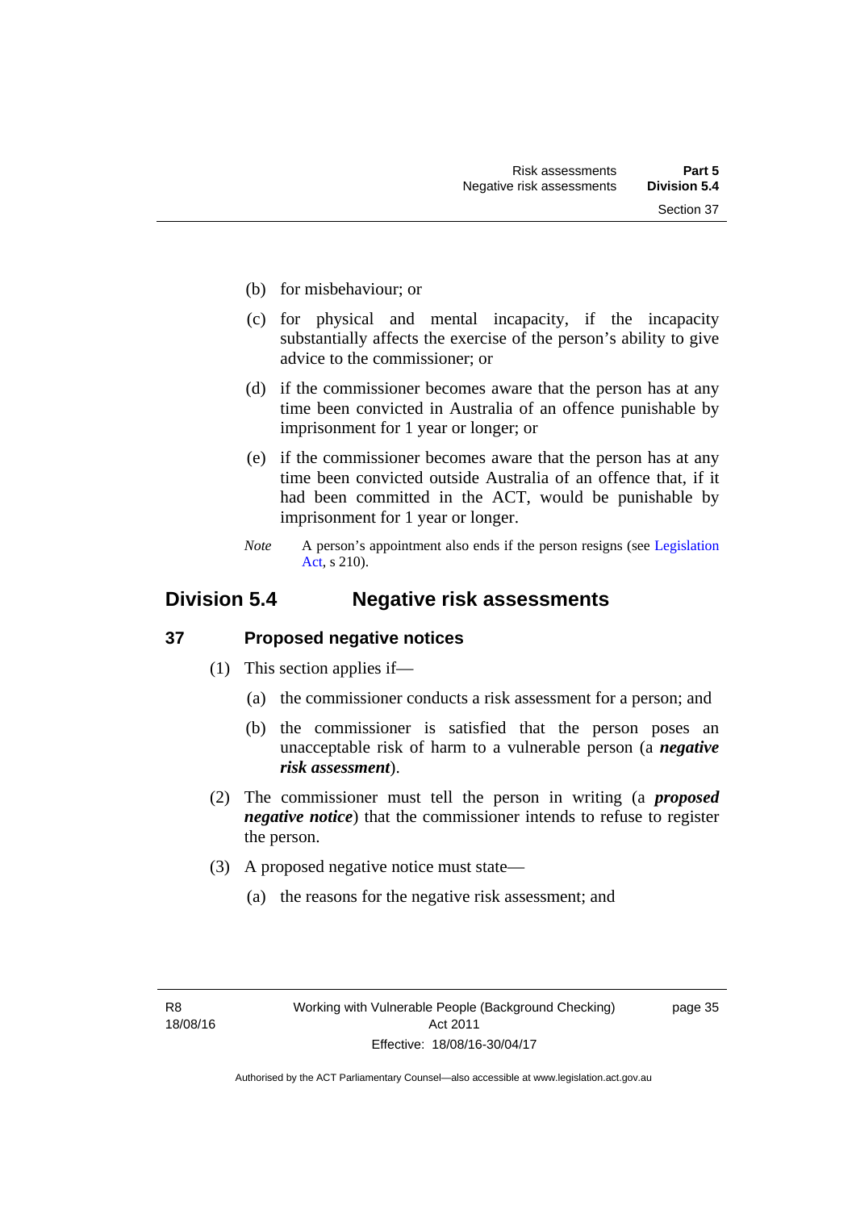(b) for misbehaviour; or

(c) for physical and mental incapacity, if the incapacity substantially affects the exercise of the person's ability to give advice to the commissioner; or

(d) if the commissioner becomes aware that the person has at any time been convicted in Australia of an offence punishable by imprisonment for 1 year or longer; or

(e) if the commissioner becomes aware that the person has at any time been convicted outside Australia of an offence that, if it had been committed in the ACT, would be punishable by imprisonment for 1 year or longer.

*Note* A person's appointment also ends if the person resigns (see Legislation Act, s 210).

## Division 5.4 Negative risk assessments

### 37 Proposed negative notices

(1) This section applies if—

(a) the commissioner conducts a risk assessment for a person; and

(b) the commissioner is satisfied that the person poses an unacceptable risk of harm to a vulnerable person (a ***negative risk assessment***).

(2) The commissioner must tell the person in writing (a ***proposed negative notice***) that the commissioner intends to refuse to register the person.

(3) A proposed negative notice must state—

(a) the reasons for the negative risk assessment; and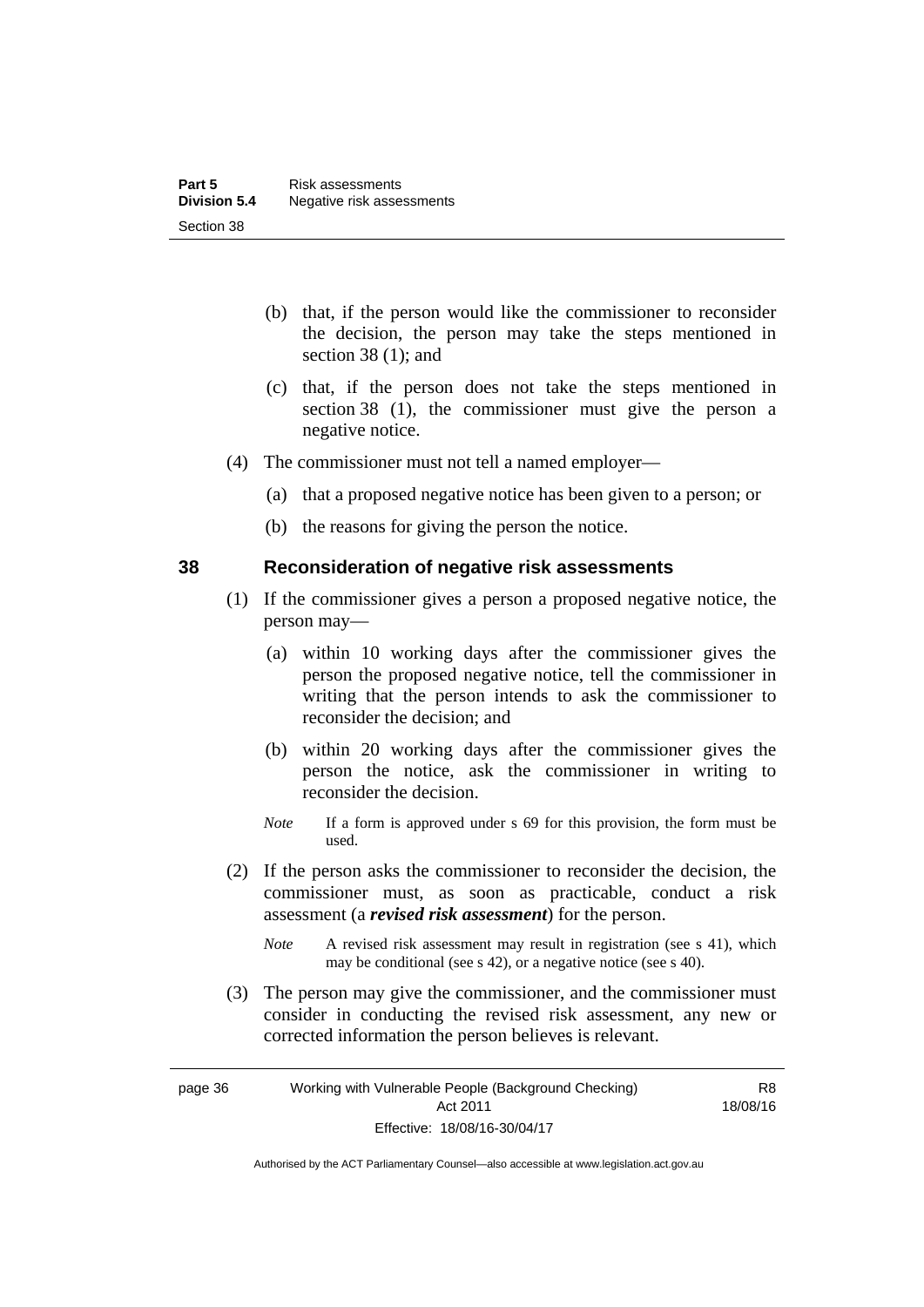(b) that, if the person would like the commissioner to reconsider the decision, the person may take the steps mentioned in section 38 (1); and

(c) that, if the person does not take the steps mentioned in section 38 (1), the commissioner must give the person a negative notice.

(4) The commissioner must not tell a named employer—

(a) that a proposed negative notice has been given to a person; or

(b) the reasons for giving the person the notice.

## 38 Reconsideration of negative risk assessments

(1) If the commissioner gives a person a proposed negative notice, the person may—

(a) within 10 working days after the commissioner gives the person the proposed negative notice, tell the commissioner in writing that the person intends to ask the commissioner to reconsider the decision; and

(b) within 20 working days after the commissioner gives the person the notice, ask the commissioner in writing to reconsider the decision.

*Note* If a form is approved under s 69 for this provision, the form must be used.

(2) If the person asks the commissioner to reconsider the decision, the commissioner must, as soon as practicable, conduct a risk assessment (a ***revised risk assessment***) for the person.

*Note* A revised risk assessment may result in registration (see s 41), which may be conditional (see s 42), or a negative notice (see s 40).

(3) The person may give the commissioner, and the commissioner must consider in conducting the revised risk assessment, any new or corrected information the person believes is relevant.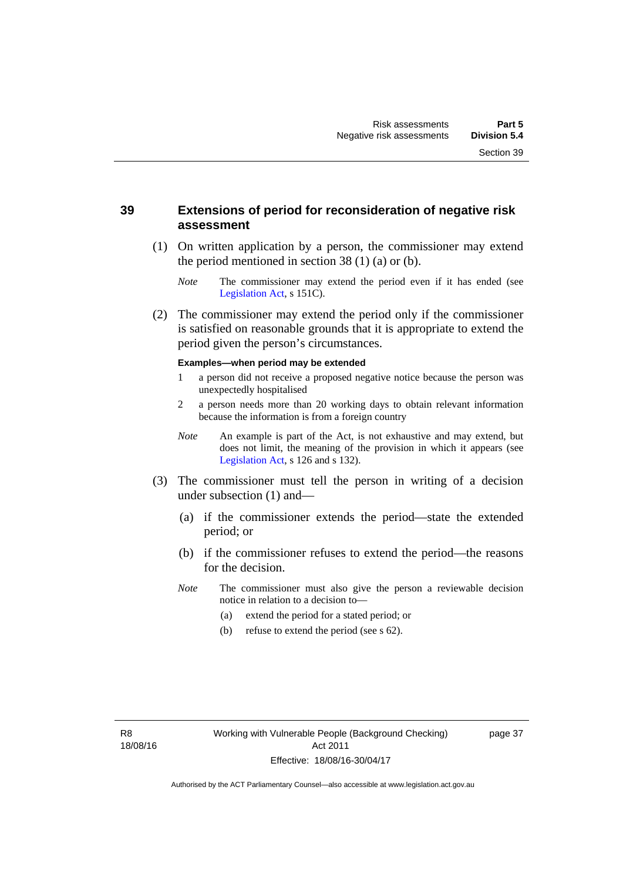## 39 Extensions of period for reconsideration of negative risk assessment

(1) On written application by a person, the commissioner may extend the period mentioned in section 38 (1) (a) or (b).

*Note* The commissioner may extend the period even if it has ended (see Legislation Act, s 151C).

(2) The commissioner may extend the period only if the commissioner is satisfied on reasonable grounds that it is appropriate to extend the period given the person's circumstances.

**Examples—when period may be extended**

1 a person did not receive a proposed negative notice because the person was unexpectedly hospitalised

2 a person needs more than 20 working days to obtain relevant information because the information is from a foreign country

*Note* An example is part of the Act, is not exhaustive and may extend, but does not limit, the meaning of the provision in which it appears (see Legislation Act, s 126 and s 132).

(3) The commissioner must tell the person in writing of a decision under subsection (1) and—

(a) if the commissioner extends the period—state the extended period; or

(b) if the commissioner refuses to extend the period—the reasons for the decision.

*Note* The commissioner must also give the person a reviewable decision notice in relation to a decision to—

(a) extend the period for a stated period; or

(b) refuse to extend the period (see s 62).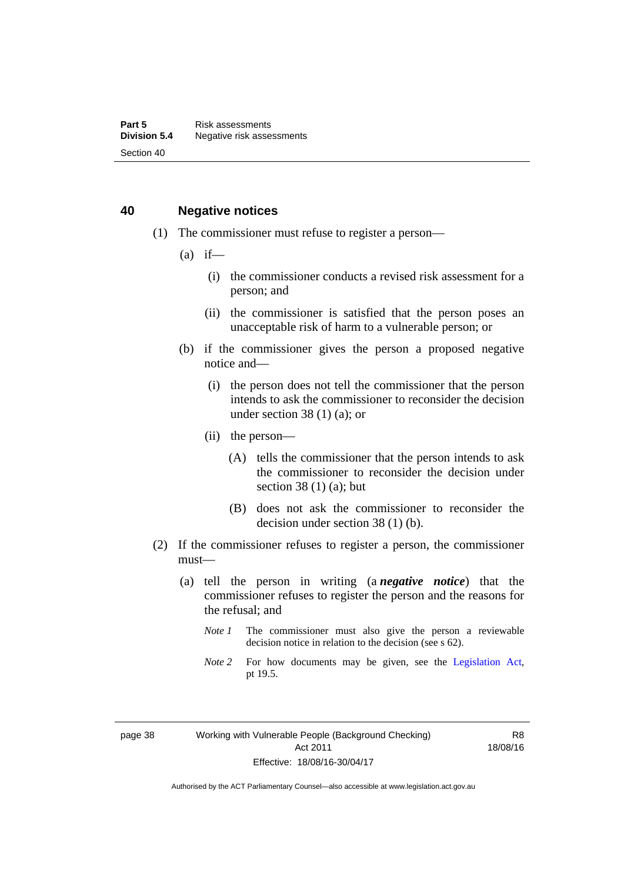## 40 Negative notices

(1) The commissioner must refuse to register a person—

(a) if—

(i) the commissioner conducts a revised risk assessment for a person; and

(ii) the commissioner is satisfied that the person poses an unacceptable risk of harm to a vulnerable person; or

(b) if the commissioner gives the person a proposed negative notice and—

(i) the person does not tell the commissioner that the person intends to ask the commissioner to reconsider the decision under section 38 (1) (a); or

(ii) the person—

(A) tells the commissioner that the person intends to ask the commissioner to reconsider the decision under section 38 (1) (a); but

(B) does not ask the commissioner to reconsider the decision under section 38 (1) (b).

(2) If the commissioner refuses to register a person, the commissioner must—

(a) tell the person in writing (a ***negative notice***) that the commissioner refuses to register the person and the reasons for the refusal; and

*Note 1* The commissioner must also give the person a reviewable decision notice in relation to the decision (see s 62).

*Note 2* For how documents may be given, see the Legislation Act, pt 19.5.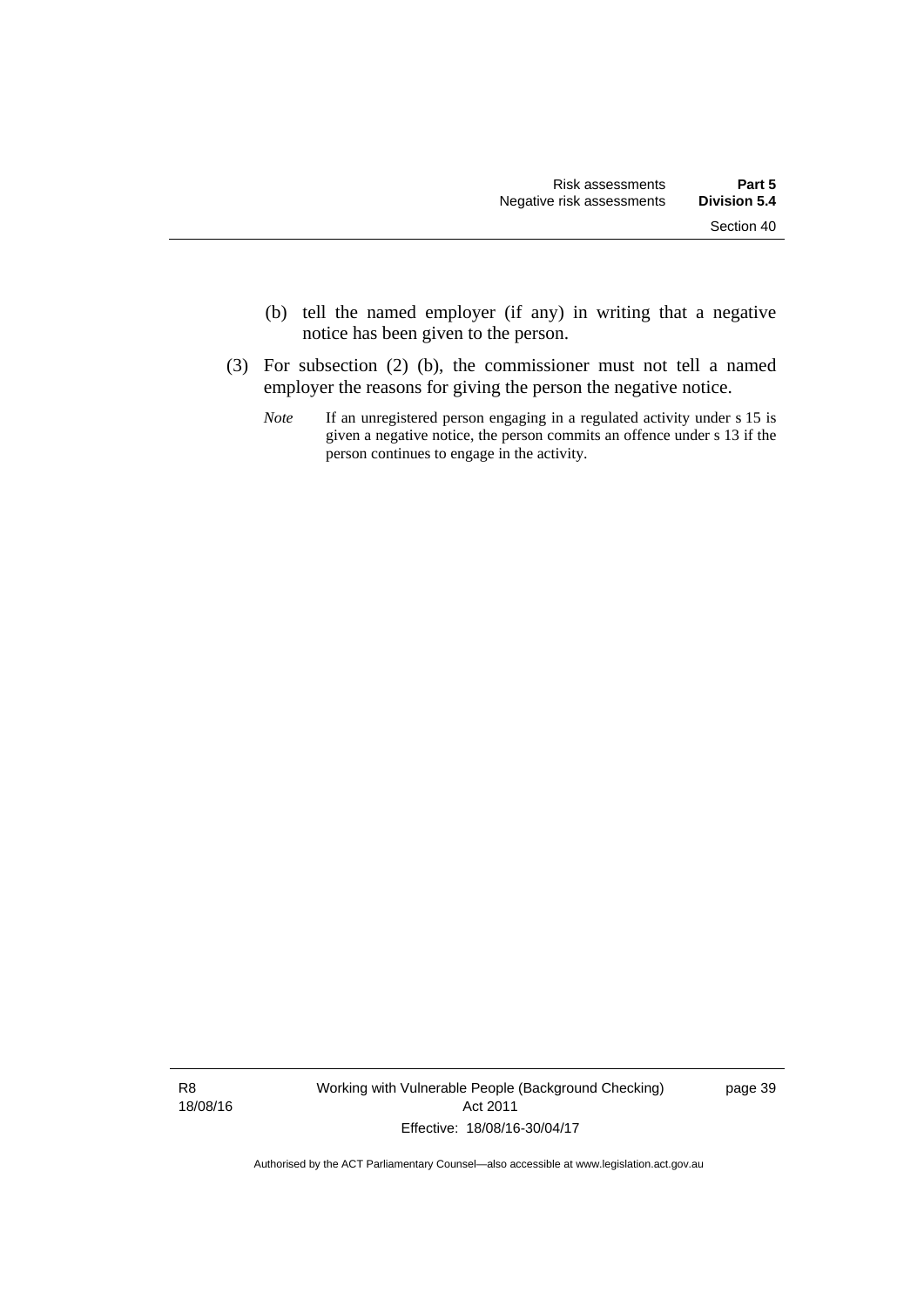(b) tell the named employer (if any) in writing that a negative notice has been given to the person.

(3) For subsection (2) (b), the commissioner must not tell a named employer the reasons for giving the person the negative notice.

*Note* If an unregistered person engaging in a regulated activity under s 15 is given a negative notice, the person commits an offence under s 13 if the person continues to engage in the activity.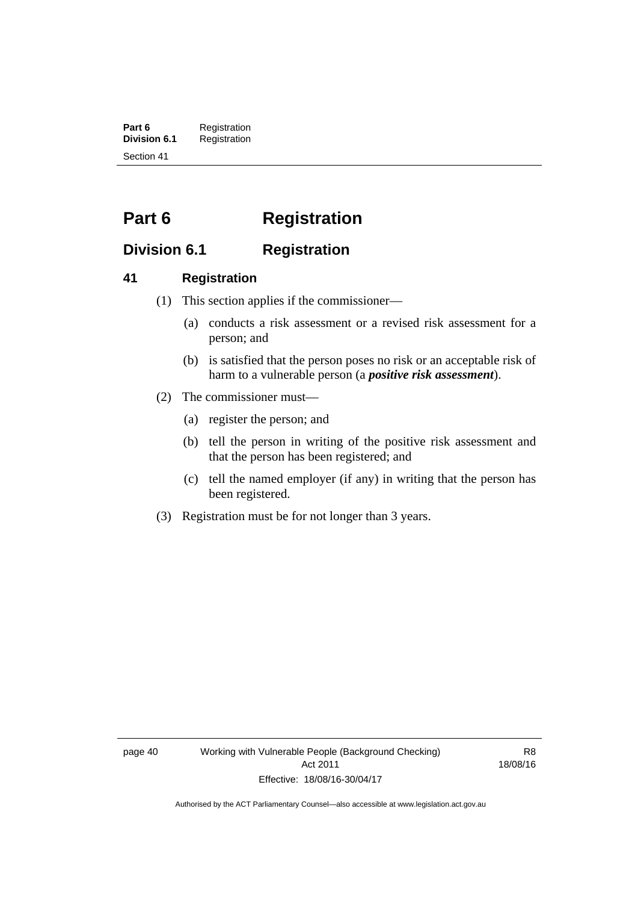# Part 6 Registration

## Division 6.1 Registration

### 41 Registration

(1) This section applies if the commissioner—

(a) conducts a risk assessment or a revised risk assessment for a person; and

(b) is satisfied that the person poses no risk or an acceptable risk of harm to a vulnerable person (a ***positive risk assessment***).

(2) The commissioner must—

(a) register the person; and

(b) tell the person in writing of the positive risk assessment and that the person has been registered; and

(c) tell the named employer (if any) in writing that the person has been registered.

(3) Registration must be for not longer than 3 years.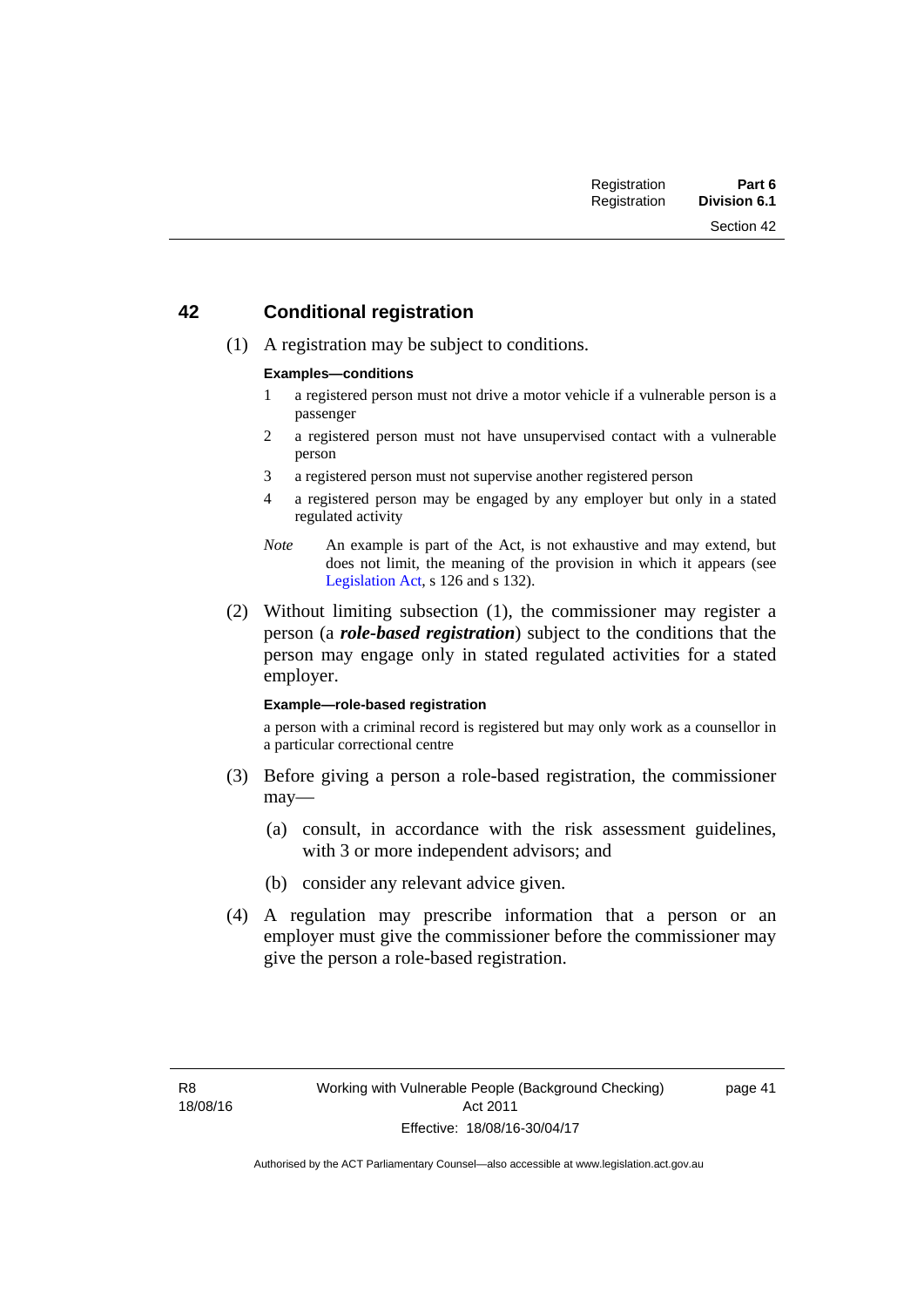## 42 Conditional registration

(1) A registration may be subject to conditions.

**Examples—conditions**

1 a registered person must not drive a motor vehicle if a vulnerable person is a passenger

2 a registered person must not have unsupervised contact with a vulnerable person

3 a registered person must not supervise another registered person

4 a registered person may be engaged by any employer but only in a stated regulated activity

*Note* An example is part of the Act, is not exhaustive and may extend, but does not limit, the meaning of the provision in which it appears (see Legislation Act, s 126 and s 132).

(2) Without limiting subsection (1), the commissioner may register a person (a ***role-based registration***) subject to the conditions that the person may engage only in stated regulated activities for a stated employer.

**Example—role-based registration**

a person with a criminal record is registered but may only work as a counsellor in a particular correctional centre

(3) Before giving a person a role-based registration, the commissioner may—

(a) consult, in accordance with the risk assessment guidelines, with 3 or more independent advisors; and

(b) consider any relevant advice given.

(4) A regulation may prescribe information that a person or an employer must give the commissioner before the commissioner may give the person a role-based registration.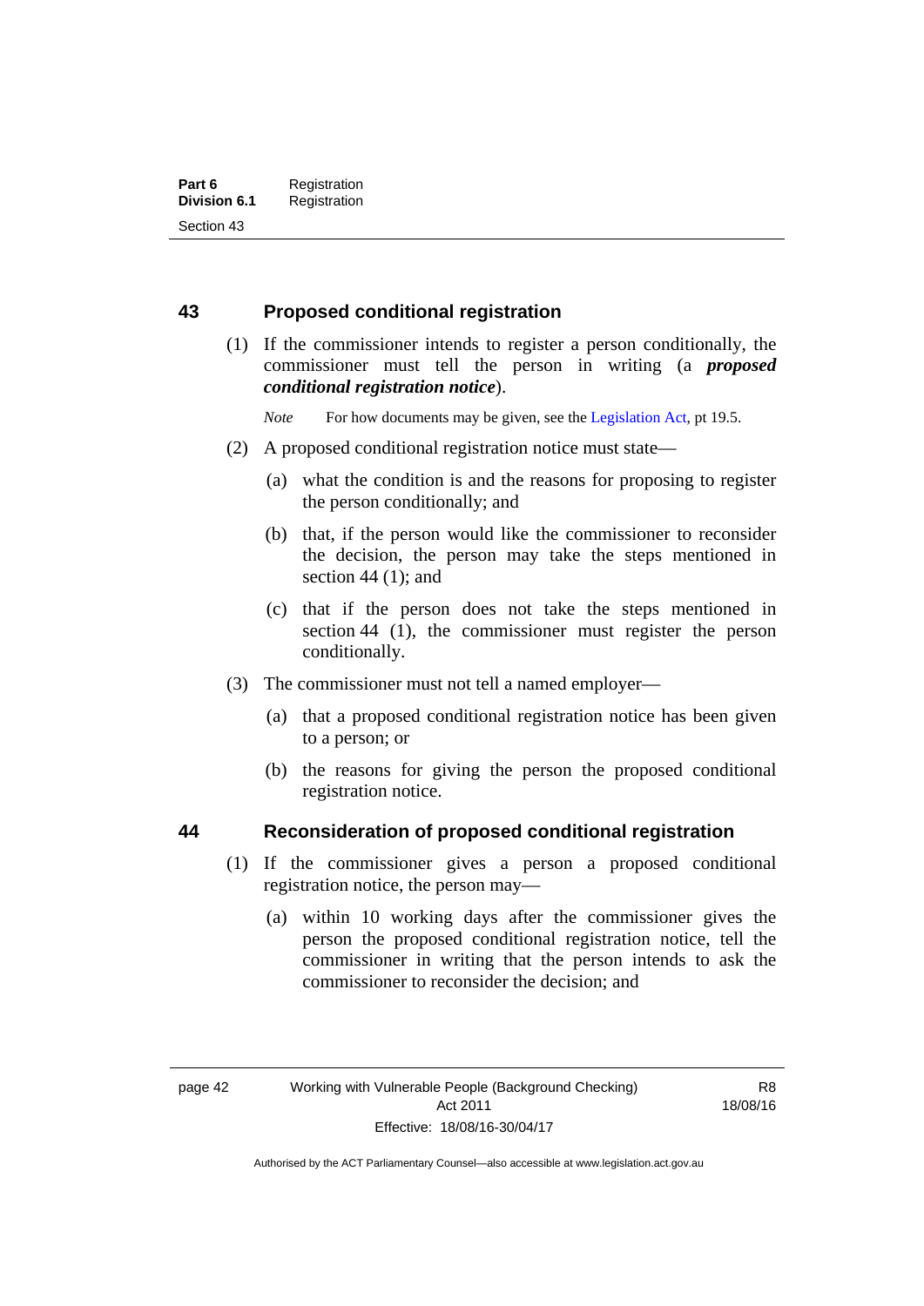## 43 Proposed conditional registration

(1) If the commissioner intends to register a person conditionally, the commissioner must tell the person in writing (a ***proposed conditional registration notice***).

*Note* For how documents may be given, see the Legislation Act, pt 19.5.

(2) A proposed conditional registration notice must state—

(a) what the condition is and the reasons for proposing to register the person conditionally; and

(b) that, if the person would like the commissioner to reconsider the decision, the person may take the steps mentioned in section 44 (1); and

(c) that if the person does not take the steps mentioned in section 44 (1), the commissioner must register the person conditionally.

(3) The commissioner must not tell a named employer—

(a) that a proposed conditional registration notice has been given to a person; or

(b) the reasons for giving the person the proposed conditional registration notice.

## 44 Reconsideration of proposed conditional registration

(1) If the commissioner gives a person a proposed conditional registration notice, the person may—

(a) within 10 working days after the commissioner gives the person the proposed conditional registration notice, tell the commissioner in writing that the person intends to ask the commissioner to reconsider the decision; and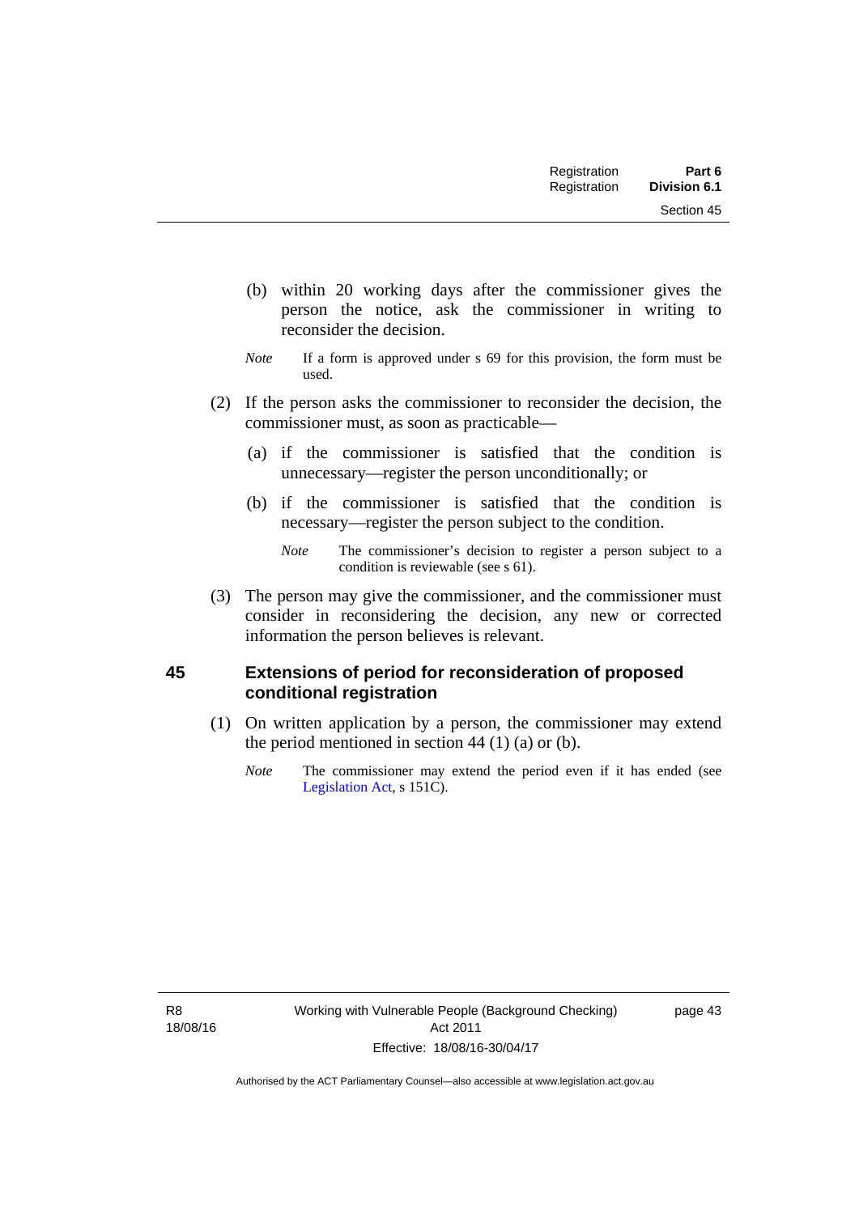(b) within 20 working days after the commissioner gives the person the notice, ask the commissioner in writing to reconsider the decision.

*Note* If a form is approved under s 69 for this provision, the form must be used.

(2) If the person asks the commissioner to reconsider the decision, the commissioner must, as soon as practicable—

(a) if the commissioner is satisfied that the condition is unnecessary—register the person unconditionally; or

(b) if the commissioner is satisfied that the condition is necessary—register the person subject to the condition.

*Note* The commissioner's decision to register a person subject to a condition is reviewable (see s 61).

(3) The person may give the commissioner, and the commissioner must consider in reconsidering the decision, any new or corrected information the person believes is relevant.

## 45 Extensions of period for reconsideration of proposed conditional registration

(1) On written application by a person, the commissioner may extend the period mentioned in section 44 (1) (a) or (b).

*Note* The commissioner may extend the period even if it has ended (see Legislation Act, s 151C).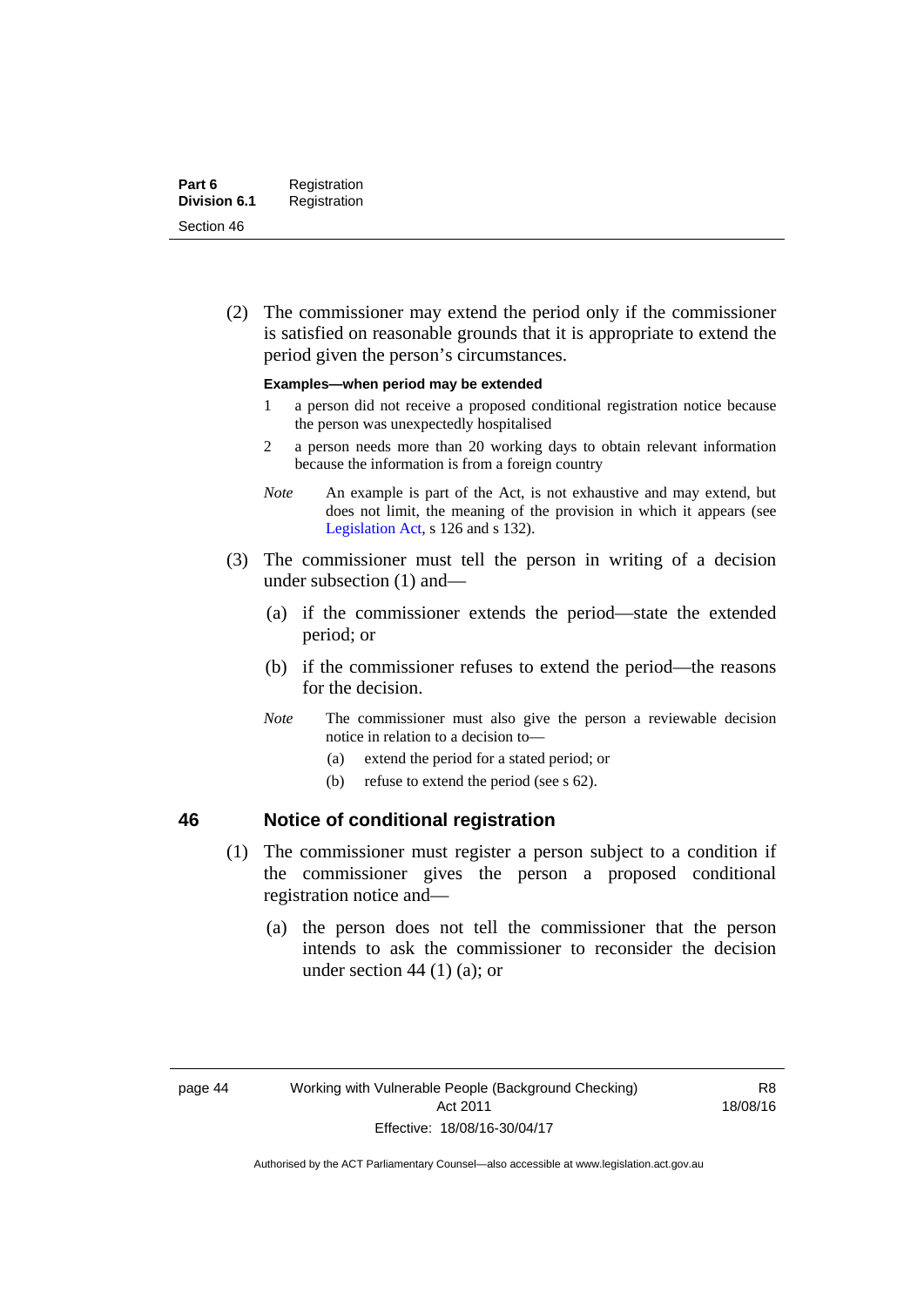(2) The commissioner may extend the period only if the commissioner is satisfied on reasonable grounds that it is appropriate to extend the period given the person's circumstances.

**Examples—when period may be extended**

1 a person did not receive a proposed conditional registration notice because the person was unexpectedly hospitalised

2 a person needs more than 20 working days to obtain relevant information because the information is from a foreign country

*Note* An example is part of the Act, is not exhaustive and may extend, but does not limit, the meaning of the provision in which it appears (see Legislation Act, s 126 and s 132).

(3) The commissioner must tell the person in writing of a decision under subsection (1) and—

(a) if the commissioner extends the period—state the extended period; or

(b) if the commissioner refuses to extend the period—the reasons for the decision.

*Note* The commissioner must also give the person a reviewable decision notice in relation to a decision to—

(a) extend the period for a stated period; or

(b) refuse to extend the period (see s 62).

## 46 Notice of conditional registration

(1) The commissioner must register a person subject to a condition if the commissioner gives the person a proposed conditional registration notice and—

(a) the person does not tell the commissioner that the person intends to ask the commissioner to reconsider the decision under section 44 (1) (a); or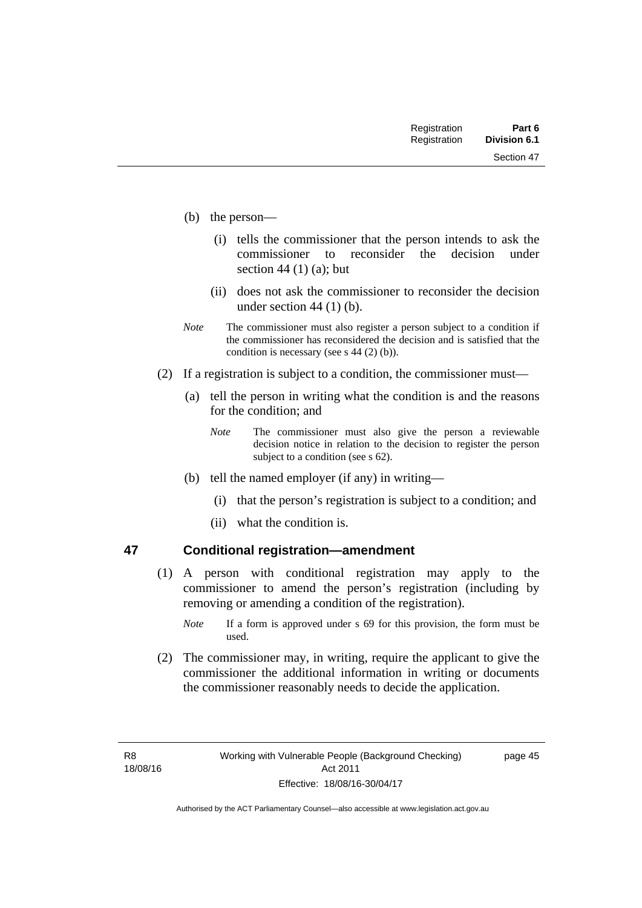(b) the person—

  (i) tells the commissioner that the person intends to ask the commissioner to reconsider the decision under section 44 (1) (a); but

  (ii) does not ask the commissioner to reconsider the decision under section 44 (1) (b).

*Note* The commissioner must also register a person subject to a condition if the commissioner has reconsidered the decision and is satisfied that the condition is necessary (see s 44 (2) (b)).

(2) If a registration is subject to a condition, the commissioner must—

  (a) tell the person in writing what the condition is and the reasons for the condition; and

  *Note* The commissioner must also give the person a reviewable decision notice in relation to the decision to register the person subject to a condition (see s 62).

  (b) tell the named employer (if any) in writing—

    (i) that the person's registration is subject to a condition; and

    (ii) what the condition is.

### 47 Conditional registration—amendment

(1) A person with conditional registration may apply to the commissioner to amend the person's registration (including by removing or amending a condition of the registration).

*Note* If a form is approved under s 69 for this provision, the form must be used.

(2) The commissioner may, in writing, require the applicant to give the commissioner the additional information in writing or documents the commissioner reasonably needs to decide the application.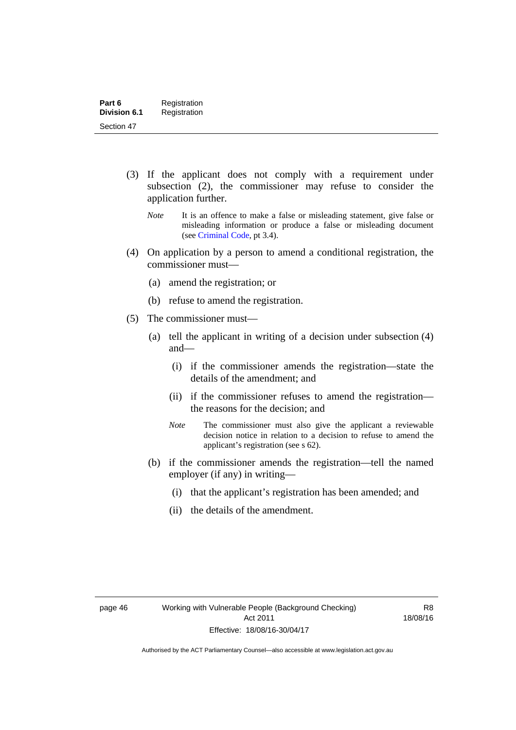(3) If the applicant does not comply with a requirement under subsection (2), the commissioner may refuse to consider the application further.

*Note* It is an offence to make a false or misleading statement, give false or misleading information or produce a false or misleading document (see Criminal Code, pt 3.4).

(4) On application by a person to amend a conditional registration, the commissioner must—

(a) amend the registration; or

(b) refuse to amend the registration.

(5) The commissioner must—

(a) tell the applicant in writing of a decision under subsection (4) and—

(i) if the commissioner amends the registration—state the details of the amendment; and

(ii) if the commissioner refuses to amend the registration—the reasons for the decision; and

*Note* The commissioner must also give the applicant a reviewable decision notice in relation to a decision to refuse to amend the applicant's registration (see s 62).

(b) if the commissioner amends the registration—tell the named employer (if any) in writing—

(i) that the applicant's registration has been amended; and

(ii) the details of the amendment.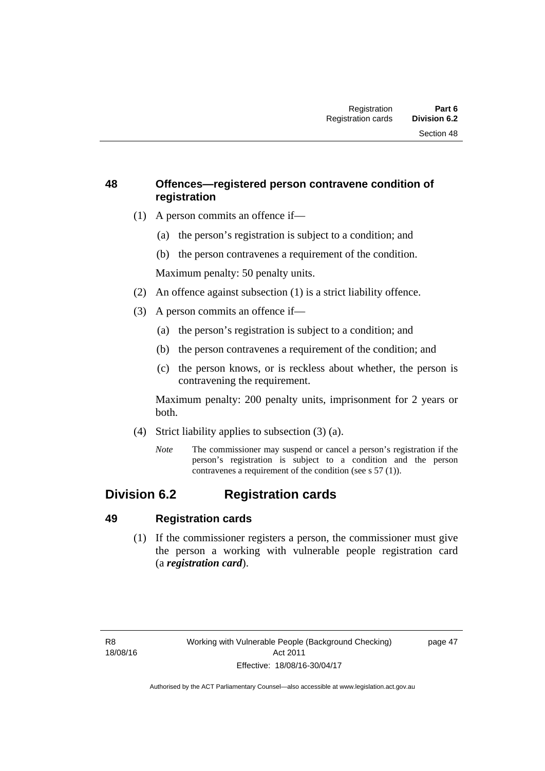### 48 Offences—registered person contravene condition of registration

(1) A person commits an offence if—

(a) the person's registration is subject to a condition; and

(b) the person contravenes a requirement of the condition.

Maximum penalty: 50 penalty units.

(2) An offence against subsection (1) is a strict liability offence.

(3) A person commits an offence if—

(a) the person's registration is subject to a condition; and

(b) the person contravenes a requirement of the condition; and

(c) the person knows, or is reckless about whether, the person is contravening the requirement.

Maximum penalty: 200 penalty units, imprisonment for 2 years or both.

(4) Strict liability applies to subsection (3) (a).

*Note* The commissioner may suspend or cancel a person's registration if the person's registration is subject to a condition and the person contravenes a requirement of the condition (see s 57 (1)).

## Division 6.2 Registration cards

### 49 Registration cards

(1) If the commissioner registers a person, the commissioner must give the person a working with vulnerable people registration card (a ***registration card***).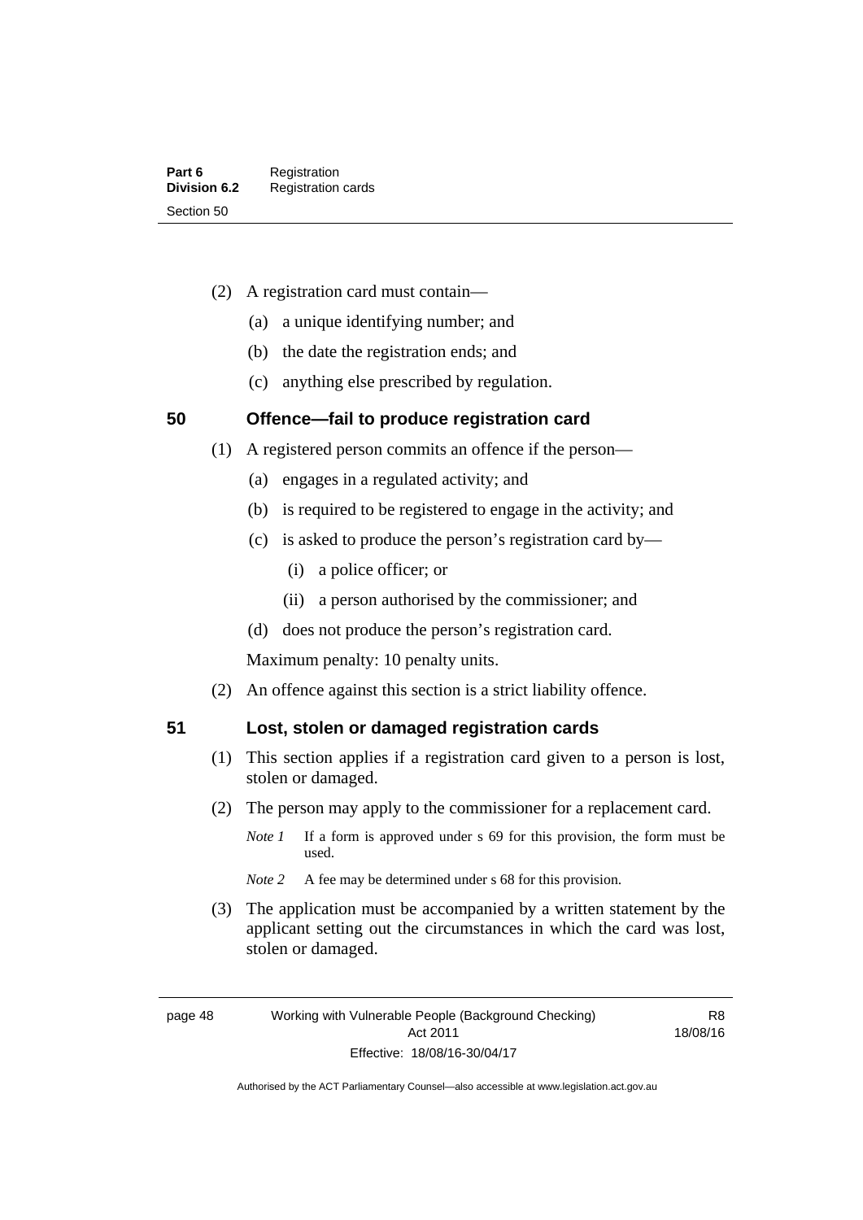(2) A registration card must contain—

(a) a unique identifying number; and

(b) the date the registration ends; and

(c) anything else prescribed by regulation.

## 50 Offence—fail to produce registration card

(1) A registered person commits an offence if the person—

(a) engages in a regulated activity; and

(b) is required to be registered to engage in the activity; and

(c) is asked to produce the person's registration card by—

(i) a police officer; or

(ii) a person authorised by the commissioner; and

(d) does not produce the person's registration card.

Maximum penalty: 10 penalty units.

(2) An offence against this section is a strict liability offence.

## 51 Lost, stolen or damaged registration cards

(1) This section applies if a registration card given to a person is lost, stolen or damaged.

(2) The person may apply to the commissioner for a replacement card.

*Note 1* If a form is approved under s 69 for this provision, the form must be used.

*Note 2* A fee may be determined under s 68 for this provision.

(3) The application must be accompanied by a written statement by the applicant setting out the circumstances in which the card was lost, stolen or damaged.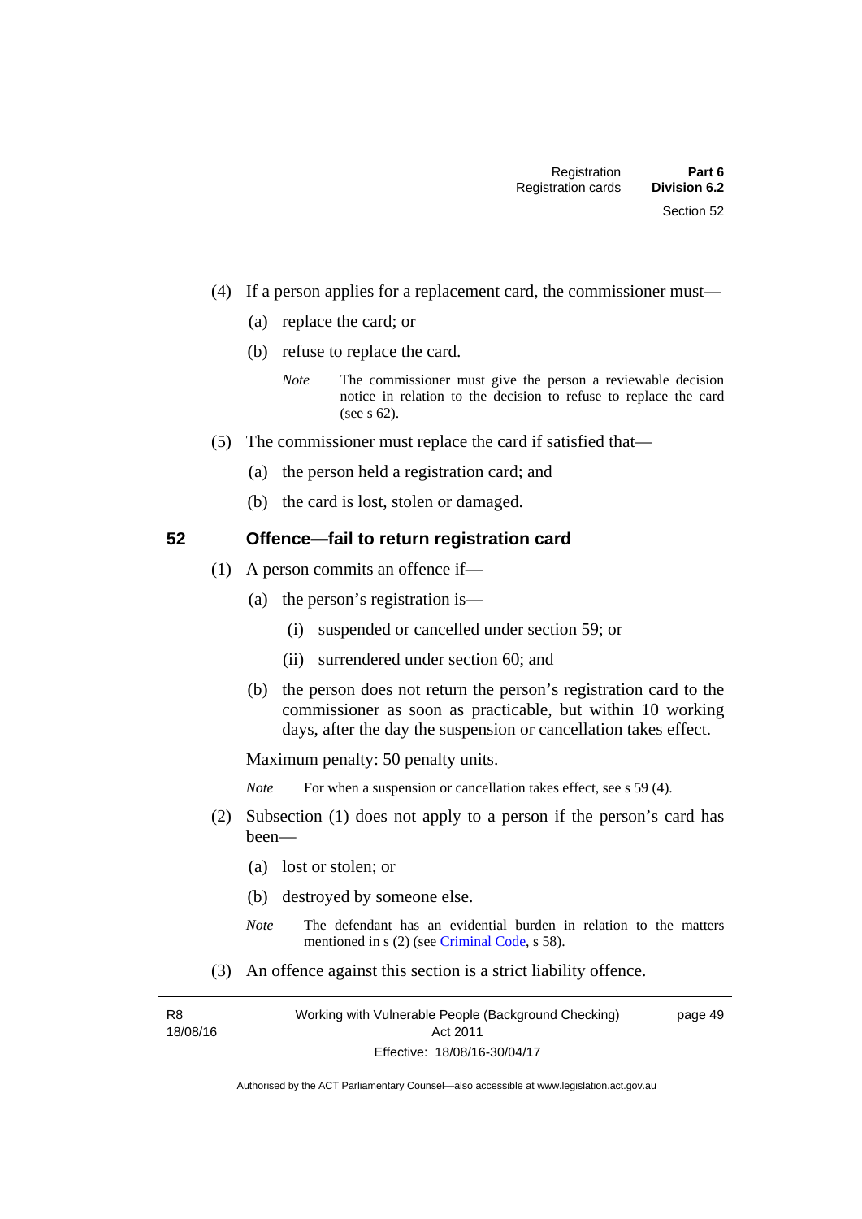(4) If a person applies for a replacement card, the commissioner must—

(a) replace the card; or

(b) refuse to replace the card.

*Note* The commissioner must give the person a reviewable decision notice in relation to the decision to refuse to replace the card (see s 62).

(5) The commissioner must replace the card if satisfied that—

(a) the person held a registration card; and

(b) the card is lost, stolen or damaged.

## 52 Offence—fail to return registration card

(1) A person commits an offence if—

(a) the person's registration is—

(i) suspended or cancelled under section 59; or

(ii) surrendered under section 60; and

(b) the person does not return the person's registration card to the commissioner as soon as practicable, but within 10 working days, after the day the suspension or cancellation takes effect.

Maximum penalty: 50 penalty units.

*Note* For when a suspension or cancellation takes effect, see s 59 (4).

(2) Subsection (1) does not apply to a person if the person's card has been—

(a) lost or stolen; or

(b) destroyed by someone else.

*Note* The defendant has an evidential burden in relation to the matters mentioned in s (2) (see Criminal Code, s 58).

(3) An offence against this section is a strict liability offence.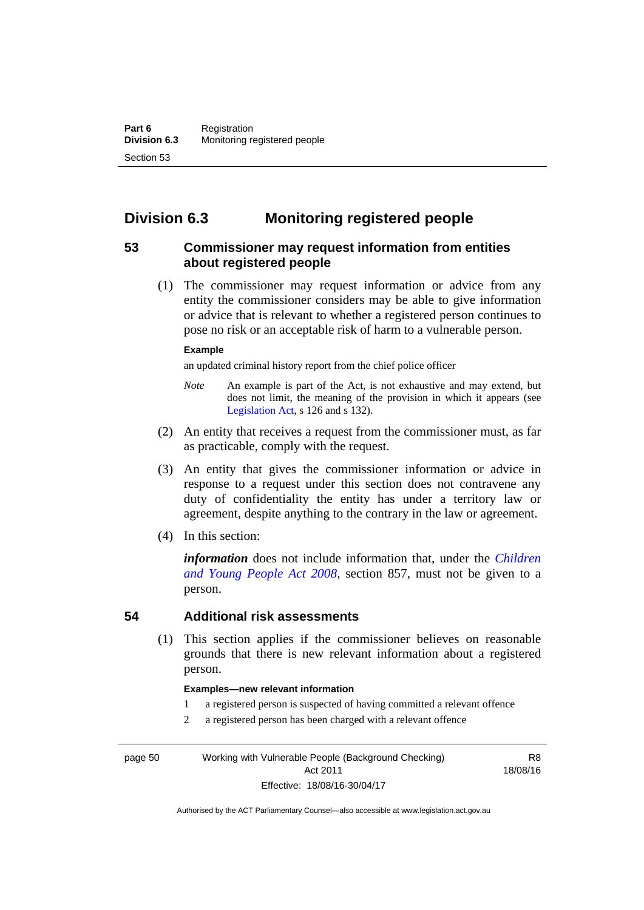## Division 6.3 Monitoring registered people

### 53 Commissioner may request information from entities about registered people

(1) The commissioner may request information or advice from any entity the commissioner considers may be able to give information or advice that is relevant to whether a registered person continues to pose no risk or an acceptable risk of harm to a vulnerable person.

**Example**

an updated criminal history report from the chief police officer

*Note* An example is part of the Act, is not exhaustive and may extend, but does not limit, the meaning of the provision in which it appears (see Legislation Act, s 126 and s 132).

(2) An entity that receives a request from the commissioner must, as far as practicable, comply with the request.

(3) An entity that gives the commissioner information or advice in response to a request under this section does not contravene any duty of confidentiality the entity has under a territory law or agreement, despite anything to the contrary in the law or agreement.

(4) In this section:

***information*** does not include information that, under the *Children and Young People Act 2008*, section 857, must not be given to a person.

### 54 Additional risk assessments

(1) This section applies if the commissioner believes on reasonable grounds that there is new relevant information about a registered person.

**Examples—new relevant information**

1 a registered person is suspected of having committed a relevant offence

2 a registered person has been charged with a relevant offence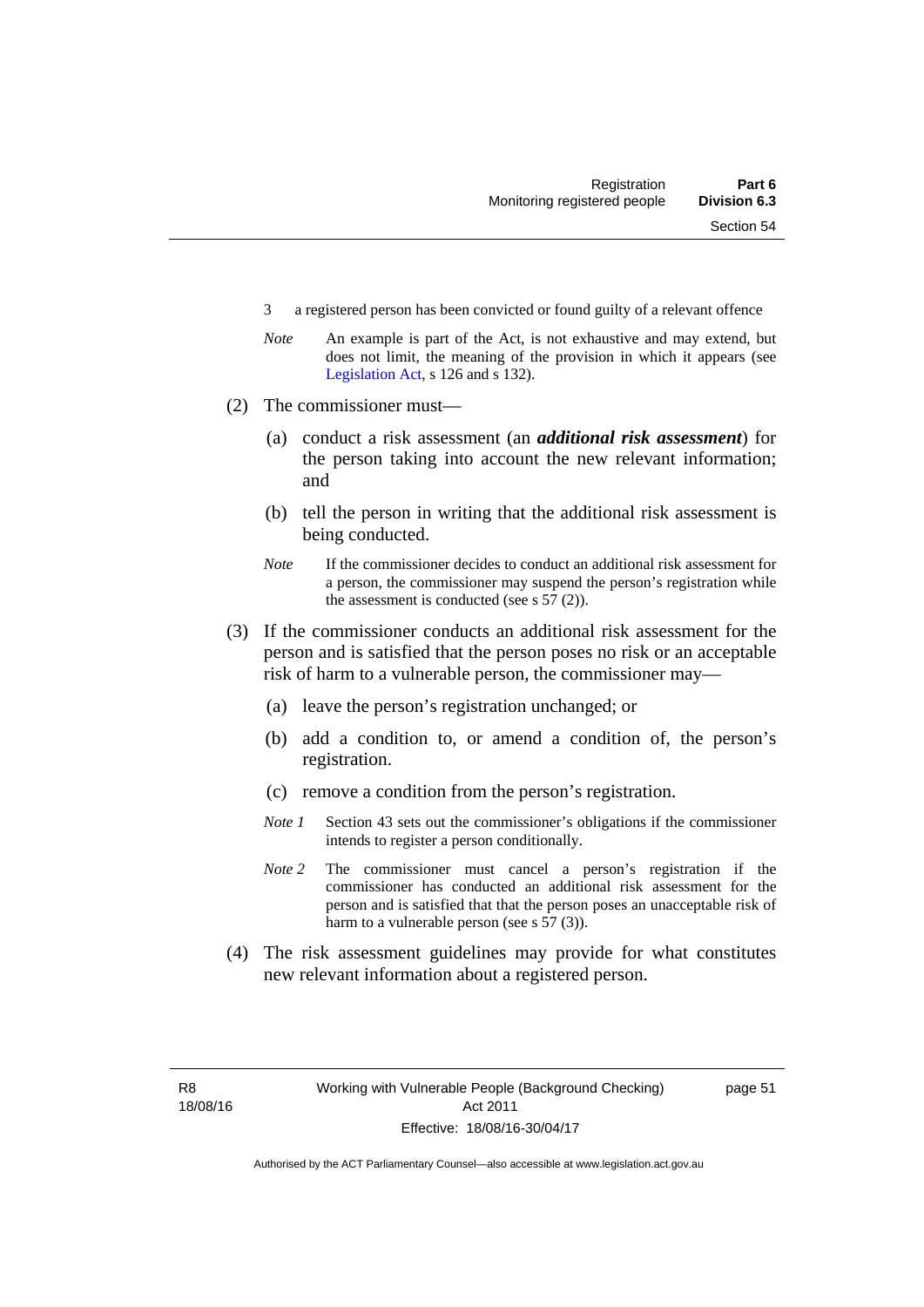3 a registered person has been convicted or found guilty of a relevant offence

*Note* An example is part of the Act, is not exhaustive and may extend, but does not limit, the meaning of the provision in which it appears (see Legislation Act, s 126 and s 132).

(2) The commissioner must—

(a) conduct a risk assessment (an ***additional risk assessment***) for the person taking into account the new relevant information; and

(b) tell the person in writing that the additional risk assessment is being conducted.

*Note* If the commissioner decides to conduct an additional risk assessment for a person, the commissioner may suspend the person's registration while the assessment is conducted (see s 57 (2)).

(3) If the commissioner conducts an additional risk assessment for the person and is satisfied that the person poses no risk or an acceptable risk of harm to a vulnerable person, the commissioner may—

(a) leave the person's registration unchanged; or

(b) add a condition to, or amend a condition of, the person's registration.

(c) remove a condition from the person's registration.

*Note 1* Section 43 sets out the commissioner's obligations if the commissioner intends to register a person conditionally.

*Note 2* The commissioner must cancel a person's registration if the commissioner has conducted an additional risk assessment for the person and is satisfied that that the person poses an unacceptable risk of harm to a vulnerable person (see s 57 (3)).

(4) The risk assessment guidelines may provide for what constitutes new relevant information about a registered person.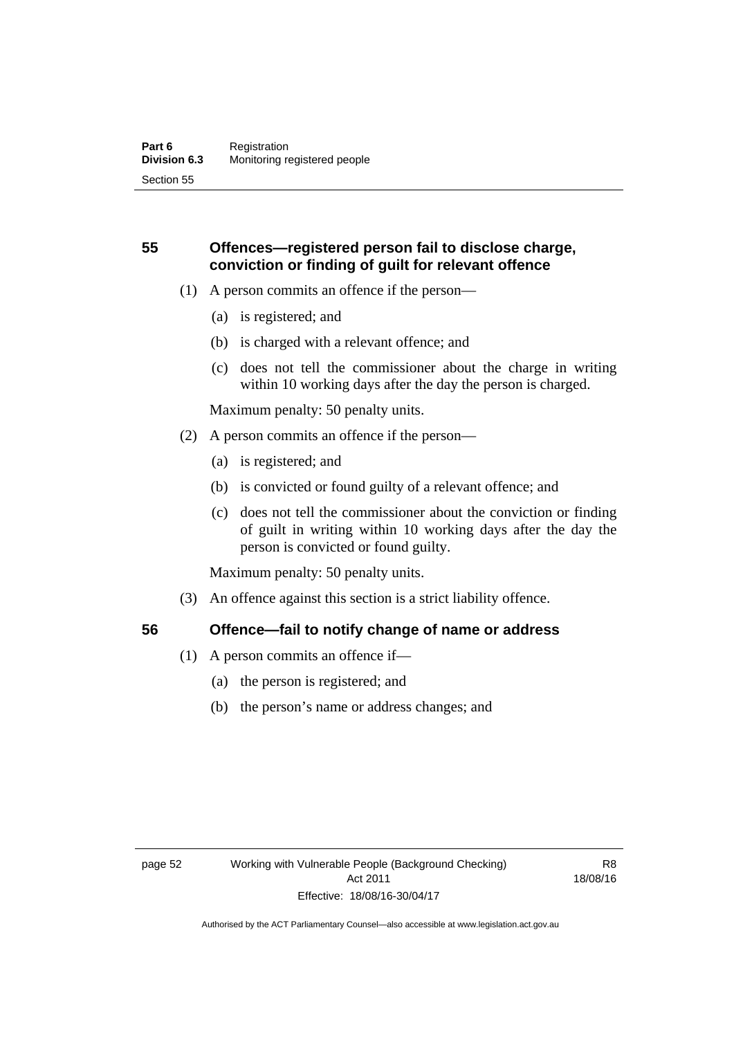## 55 Offences—registered person fail to disclose charge, conviction or finding of guilt for relevant offence

(1) A person commits an offence if the person—

(a) is registered; and

(b) is charged with a relevant offence; and

(c) does not tell the commissioner about the charge in writing within 10 working days after the day the person is charged.

Maximum penalty: 50 penalty units.

(2) A person commits an offence if the person—

(a) is registered; and

(b) is convicted or found guilty of a relevant offence; and

(c) does not tell the commissioner about the conviction or finding of guilt in writing within 10 working days after the day the person is convicted or found guilty.

Maximum penalty: 50 penalty units.

(3) An offence against this section is a strict liability offence.

## 56 Offence—fail to notify change of name or address

(1) A person commits an offence if—

(a) the person is registered; and

(b) the person's name or address changes; and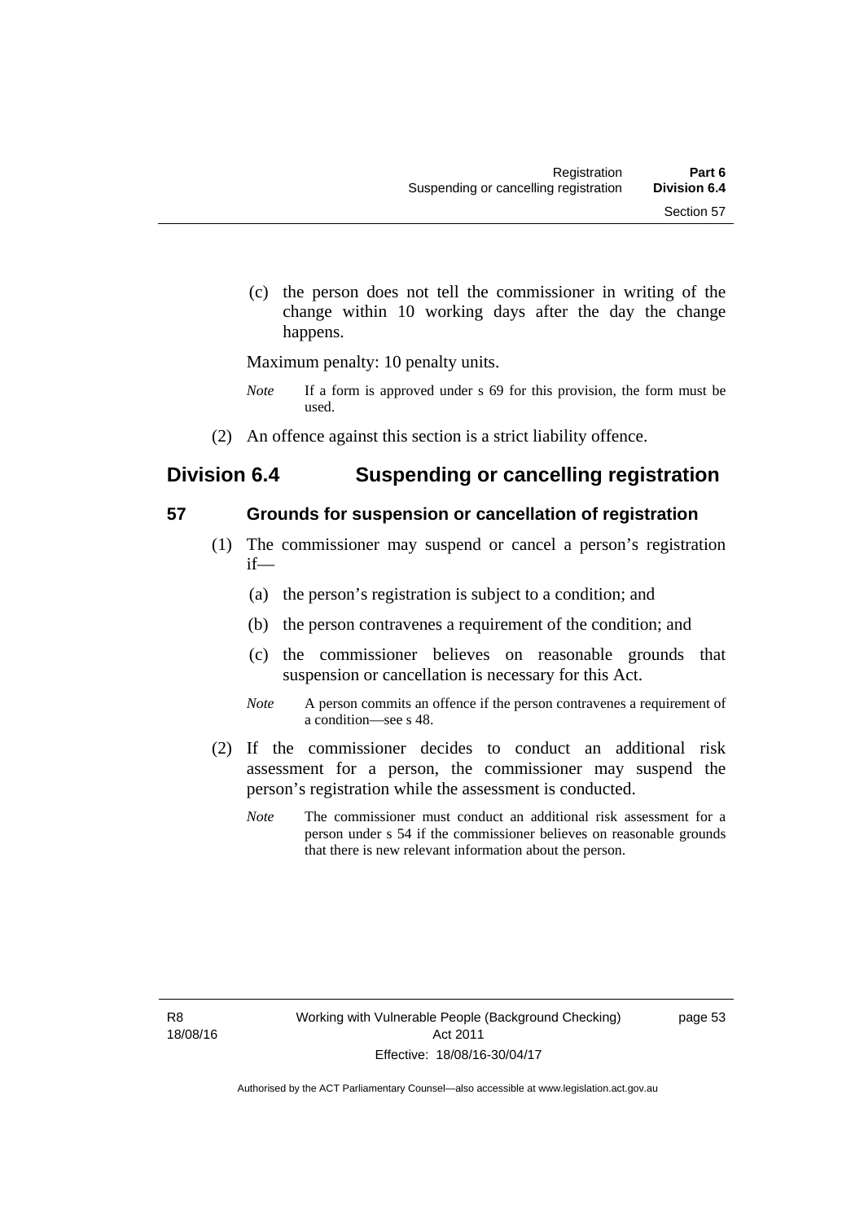(c) the person does not tell the commissioner in writing of the change within 10 working days after the day the change happens.

Maximum penalty: 10 penalty units.

*Note* If a form is approved under s 69 for this provision, the form must be used.

(2) An offence against this section is a strict liability offence.

## Division 6.4 Suspending or cancelling registration

### 57 Grounds for suspension or cancellation of registration

(1) The commissioner may suspend or cancel a person's registration if—

(a) the person's registration is subject to a condition; and

(b) the person contravenes a requirement of the condition; and

(c) the commissioner believes on reasonable grounds that suspension or cancellation is necessary for this Act.

*Note* A person commits an offence if the person contravenes a requirement of a condition—see s 48.

(2) If the commissioner decides to conduct an additional risk assessment for a person, the commissioner may suspend the person's registration while the assessment is conducted.

*Note* The commissioner must conduct an additional risk assessment for a person under s 54 if the commissioner believes on reasonable grounds that there is new relevant information about the person.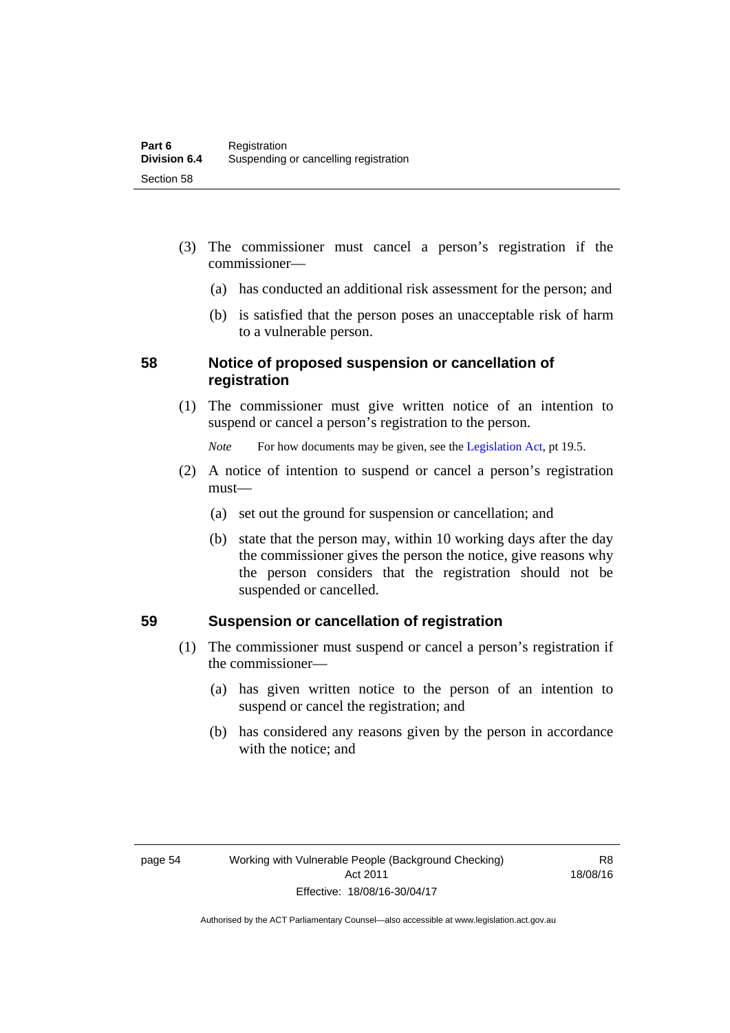(3) The commissioner must cancel a person's registration if the commissioner—

(a) has conducted an additional risk assessment for the person; and

(b) is satisfied that the person poses an unacceptable risk of harm to a vulnerable person.

## 58 Notice of proposed suspension or cancellation of registration

(1) The commissioner must give written notice of an intention to suspend or cancel a person's registration to the person.

*Note* For how documents may be given, see the Legislation Act, pt 19.5.

(2) A notice of intention to suspend or cancel a person's registration must—

(a) set out the ground for suspension or cancellation; and

(b) state that the person may, within 10 working days after the day the commissioner gives the person the notice, give reasons why the person considers that the registration should not be suspended or cancelled.

## 59 Suspension or cancellation of registration

(1) The commissioner must suspend or cancel a person's registration if the commissioner—

(a) has given written notice to the person of an intention to suspend or cancel the registration; and

(b) has considered any reasons given by the person in accordance with the notice; and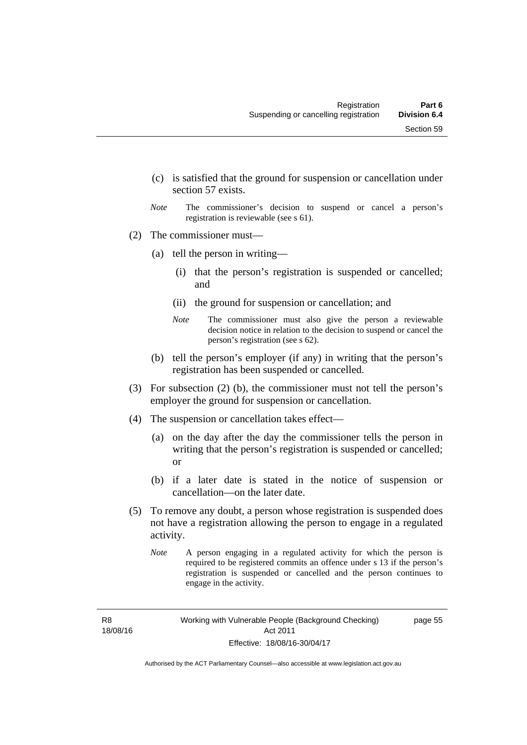(c) is satisfied that the ground for suspension or cancellation under section 57 exists.

*Note* The commissioner's decision to suspend or cancel a person's registration is reviewable (see s 61).

(2) The commissioner must—

(a) tell the person in writing—

(i) that the person's registration is suspended or cancelled; and

(ii) the ground for suspension or cancellation; and

*Note* The commissioner must also give the person a reviewable decision notice in relation to the decision to suspend or cancel the person's registration (see s 62).

(b) tell the person's employer (if any) in writing that the person's registration has been suspended or cancelled.

(3) For subsection (2) (b), the commissioner must not tell the person's employer the ground for suspension or cancellation.

(4) The suspension or cancellation takes effect—

(a) on the day after the day the commissioner tells the person in writing that the person's registration is suspended or cancelled; or

(b) if a later date is stated in the notice of suspension or cancellation—on the later date.

(5) To remove any doubt, a person whose registration is suspended does not have a registration allowing the person to engage in a regulated activity.

*Note* A person engaging in a regulated activity for which the person is required to be registered commits an offence under s 13 if the person's registration is suspended or cancelled and the person continues to engage in the activity.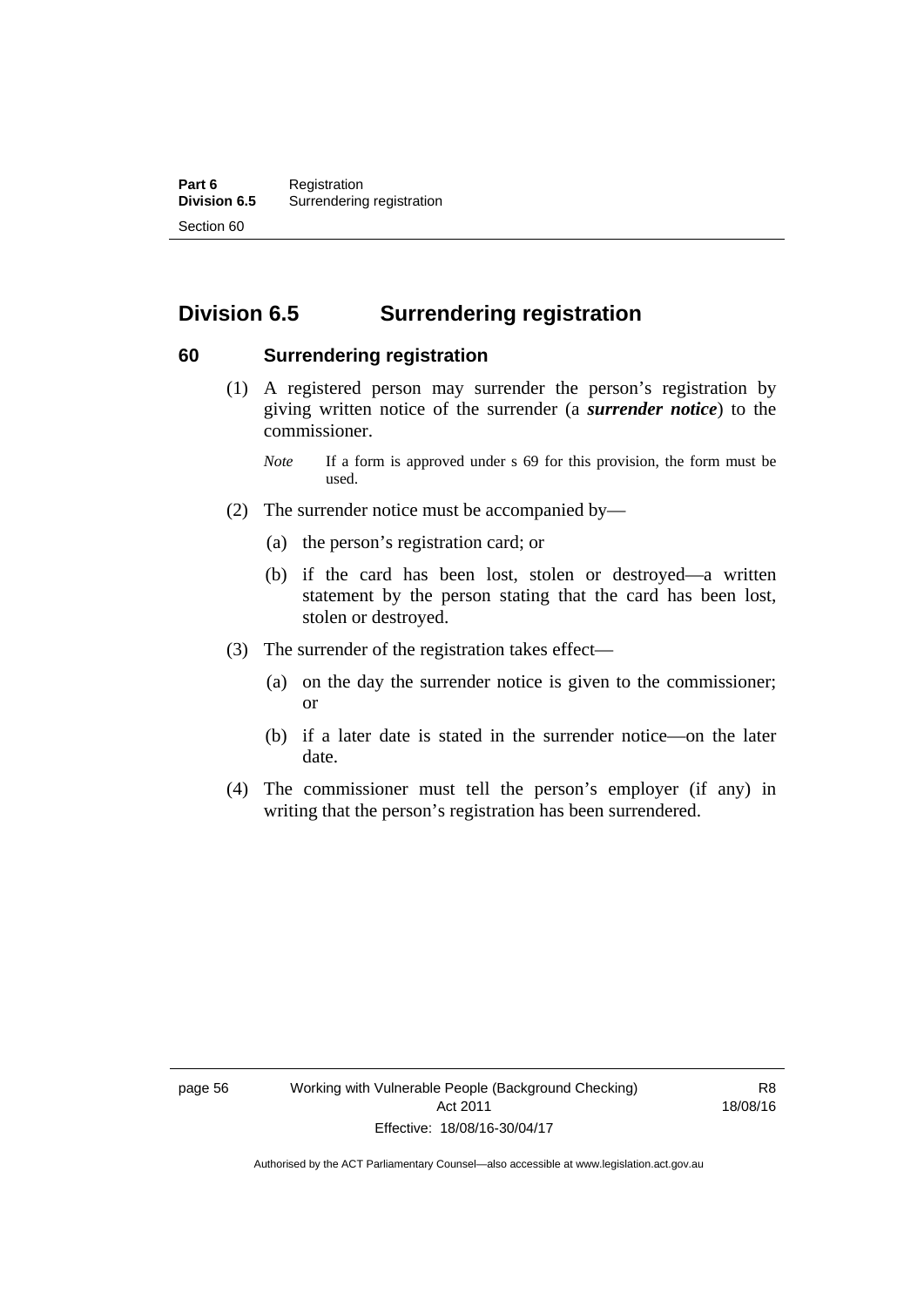## Division 6.5 Surrendering registration

### 60 Surrendering registration

(1) A registered person may surrender the person's registration by giving written notice of the surrender (a ***surrender notice***) to the commissioner.

*Note* If a form is approved under s 69 for this provision, the form must be used.

(2) The surrender notice must be accompanied by—

(a) the person's registration card; or

(b) if the card has been lost, stolen or destroyed—a written statement by the person stating that the card has been lost, stolen or destroyed.

(3) The surrender of the registration takes effect—

(a) on the day the surrender notice is given to the commissioner; or

(b) if a later date is stated in the surrender notice—on the later date.

(4) The commissioner must tell the person's employer (if any) in writing that the person's registration has been surrendered.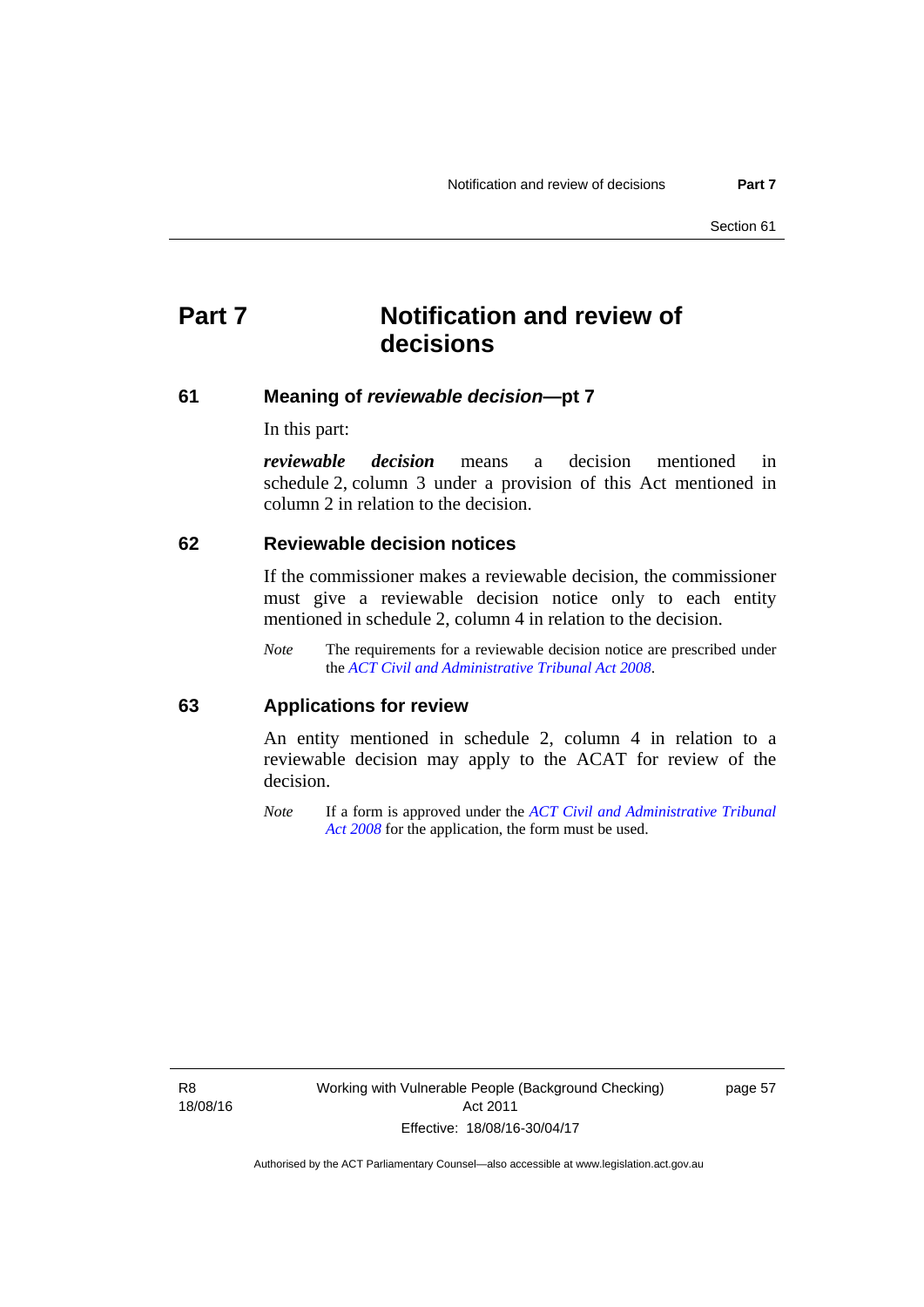# Part 7 Notification and review of decisions

## 61 Meaning of *reviewable decision*—pt 7

In this part:

***reviewable decision*** means a decision mentioned in schedule 2, column 3 under a provision of this Act mentioned in column 2 in relation to the decision.

## 62 Reviewable decision notices

If the commissioner makes a reviewable decision, the commissioner must give a reviewable decision notice only to each entity mentioned in schedule 2, column 4 in relation to the decision.

*Note* The requirements for a reviewable decision notice are prescribed under the *ACT Civil and Administrative Tribunal Act 2008*.

## 63 Applications for review

An entity mentioned in schedule 2, column 4 in relation to a reviewable decision may apply to the ACAT for review of the decision.

*Note* If a form is approved under the *ACT Civil and Administrative Tribunal Act 2008* for the application, the form must be used.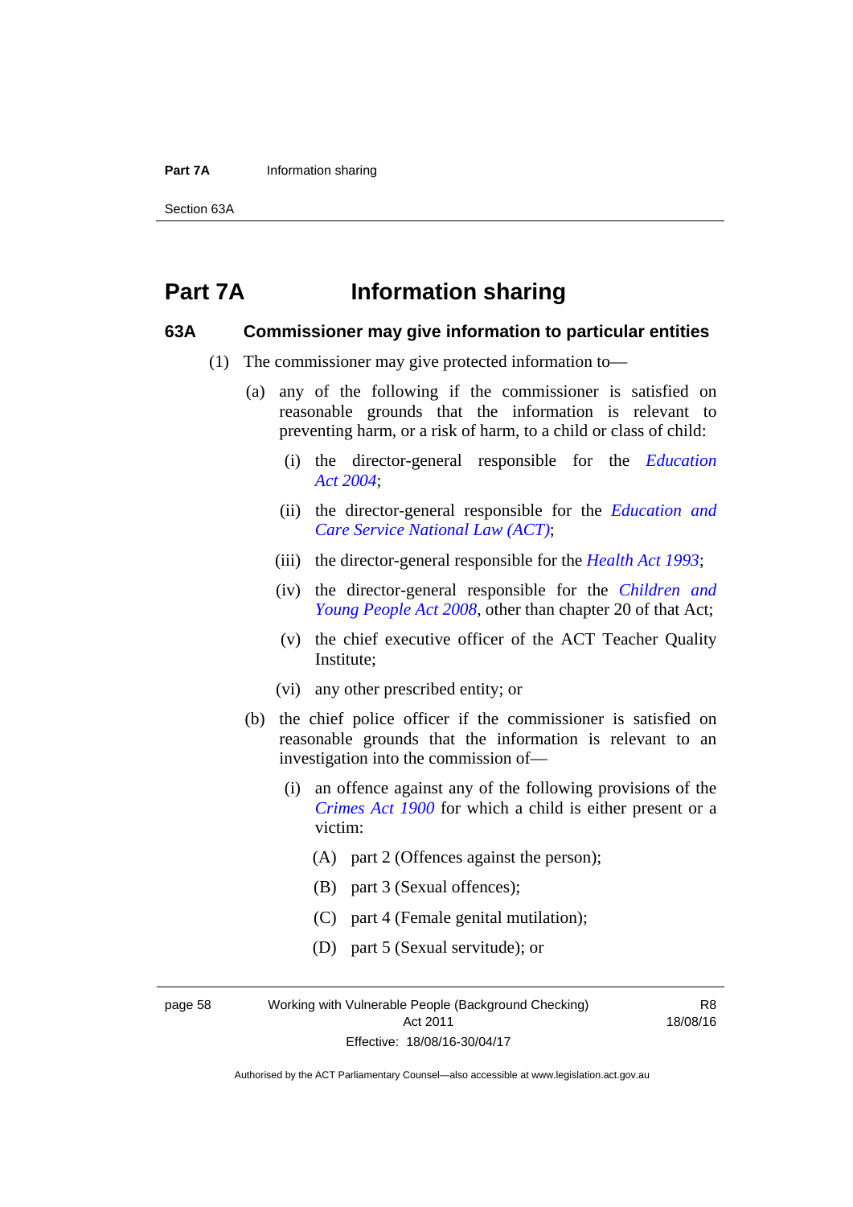# Part 7A Information sharing

## 63A Commissioner may give information to particular entities

(1) The commissioner may give protected information to—

(a) any of the following if the commissioner is satisfied on reasonable grounds that the information is relevant to preventing harm, or a risk of harm, to a child or class of child:

(i) the director-general responsible for the *Education Act 2004*;

(ii) the director-general responsible for the *Education and Care Service National Law (ACT)*;

(iii) the director-general responsible for the *Health Act 1993*;

(iv) the director-general responsible for the *Children and Young People Act 2008*, other than chapter 20 of that Act;

(v) the chief executive officer of the ACT Teacher Quality Institute;

(vi) any other prescribed entity; or

(b) the chief police officer if the commissioner is satisfied on reasonable grounds that the information is relevant to an investigation into the commission of—

(i) an offence against any of the following provisions of the *Crimes Act 1900* for which a child is either present or a victim:

(A) part 2 (Offences against the person);

(B) part 3 (Sexual offences);

(C) part 4 (Female genital mutilation);

(D) part 5 (Sexual servitude); or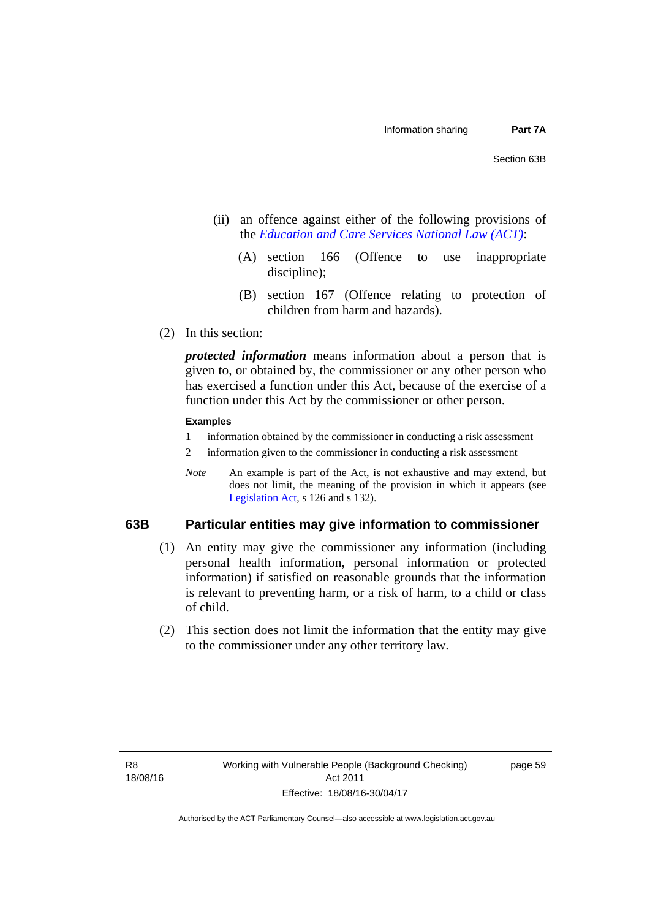(ii) an offence against either of the following provisions of the *Education and Care Services National Law (ACT)*:

(A) section 166 (Offence to use inappropriate discipline);

(B) section 167 (Offence relating to protection of children from harm and hazards).

(2) In this section:

***protected information*** means information about a person that is given to, or obtained by, the commissioner or any other person who has exercised a function under this Act, because of the exercise of a function under this Act by the commissioner or other person.

**Examples**

1 information obtained by the commissioner in conducting a risk assessment

2 information given to the commissioner in conducting a risk assessment

*Note* An example is part of the Act, is not exhaustive and may extend, but does not limit, the meaning of the provision in which it appears (see Legislation Act, s 126 and s 132).

## 63B Particular entities may give information to commissioner

(1) An entity may give the commissioner any information (including personal health information, personal information or protected information) if satisfied on reasonable grounds that the information is relevant to preventing harm, or a risk of harm, to a child or class of child.

(2) This section does not limit the information that the entity may give to the commissioner under any other territory law.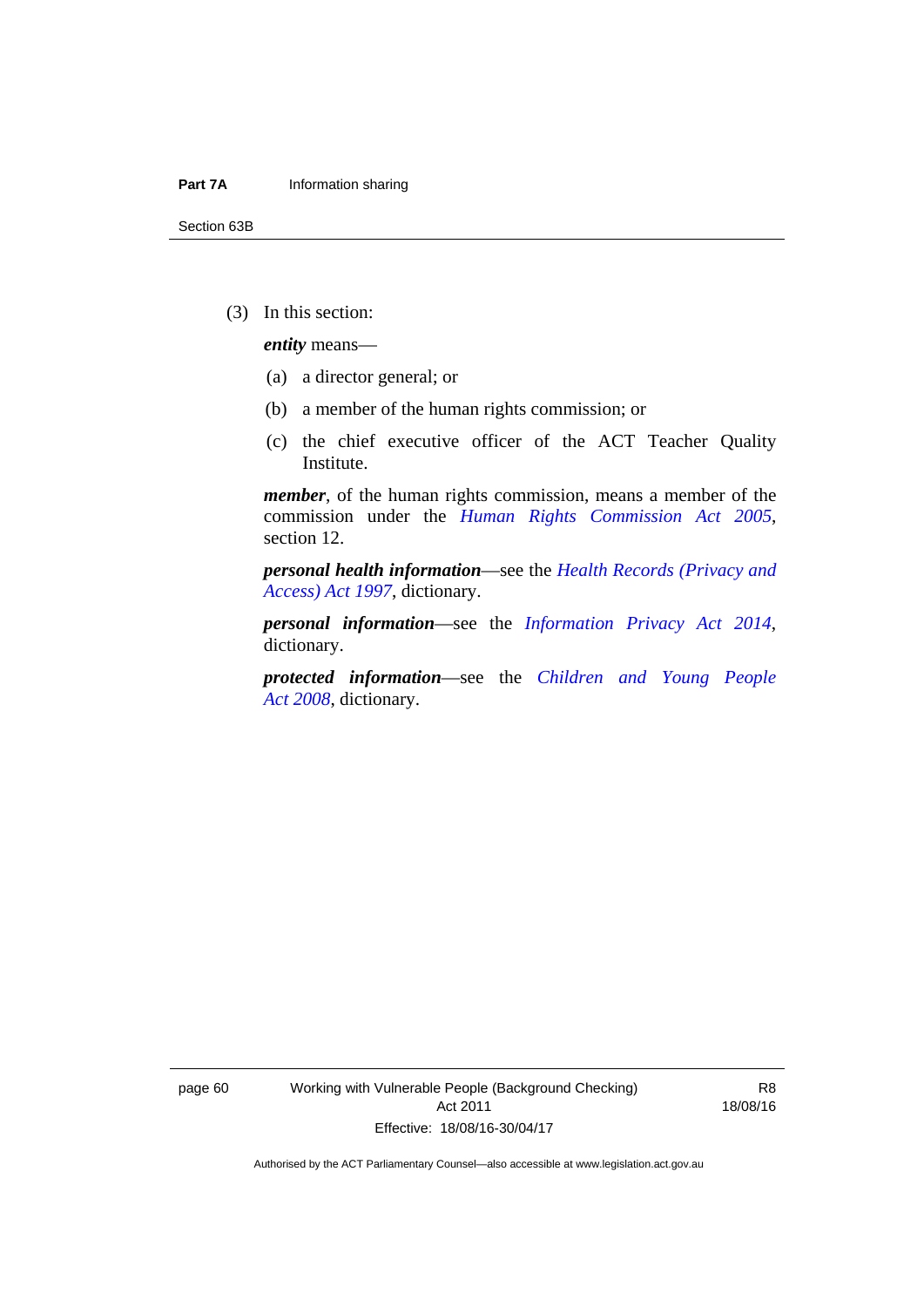(3) In this section:

***entity*** means—

(a) a director general; or

(b) a member of the human rights commission; or

(c) the chief executive officer of the ACT Teacher Quality Institute.

***member***, of the human rights commission, means a member of the commission under the *Human Rights Commission Act 2005*, section 12.

***personal health information***—see the *Health Records (Privacy and Access) Act 1997*, dictionary.

***personal information***—see the *Information Privacy Act 2014*, dictionary.

***protected information***—see the *Children and Young People Act 2008*, dictionary.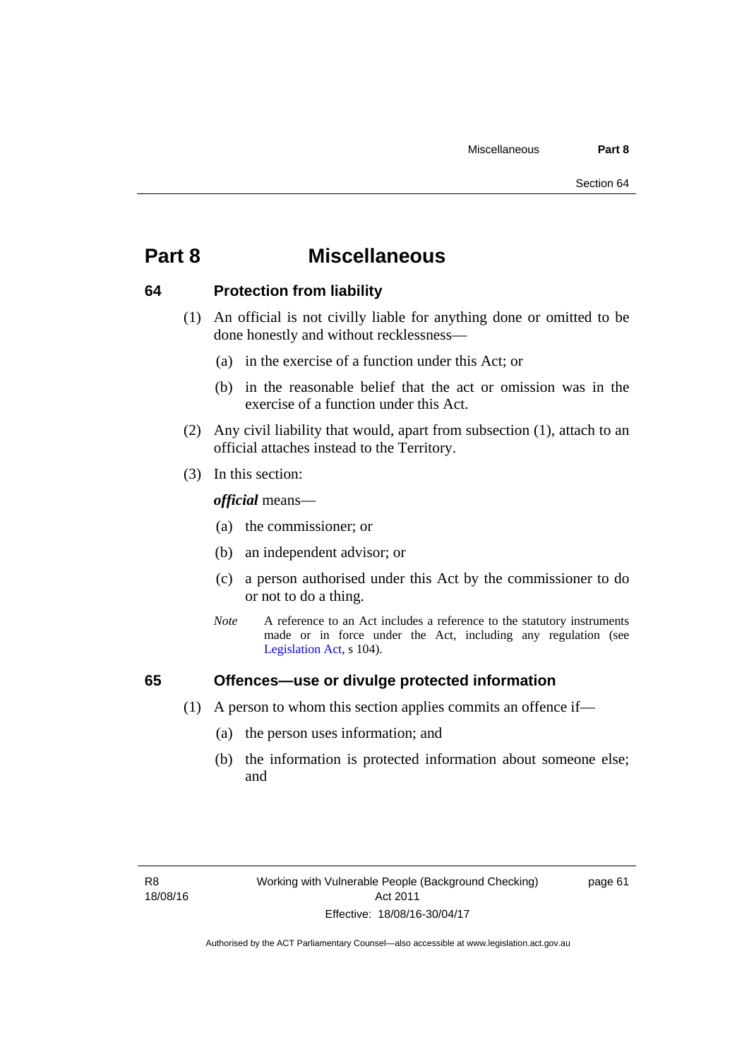# Part 8 Miscellaneous

## 64 Protection from liability

(1) An official is not civilly liable for anything done or omitted to be done honestly and without recklessness—

(a) in the exercise of a function under this Act; or

(b) in the reasonable belief that the act or omission was in the exercise of a function under this Act.

(2) Any civil liability that would, apart from subsection (1), attach to an official attaches instead to the Territory.

(3) In this section:

***official*** means—

(a) the commissioner; or

(b) an independent advisor; or

(c) a person authorised under this Act by the commissioner to do or not to do a thing.

*Note* A reference to an Act includes a reference to the statutory instruments made or in force under the Act, including any regulation (see Legislation Act, s 104).

## 65 Offences—use or divulge protected information

(1) A person to whom this section applies commits an offence if—

(a) the person uses information; and

(b) the information is protected information about someone else; and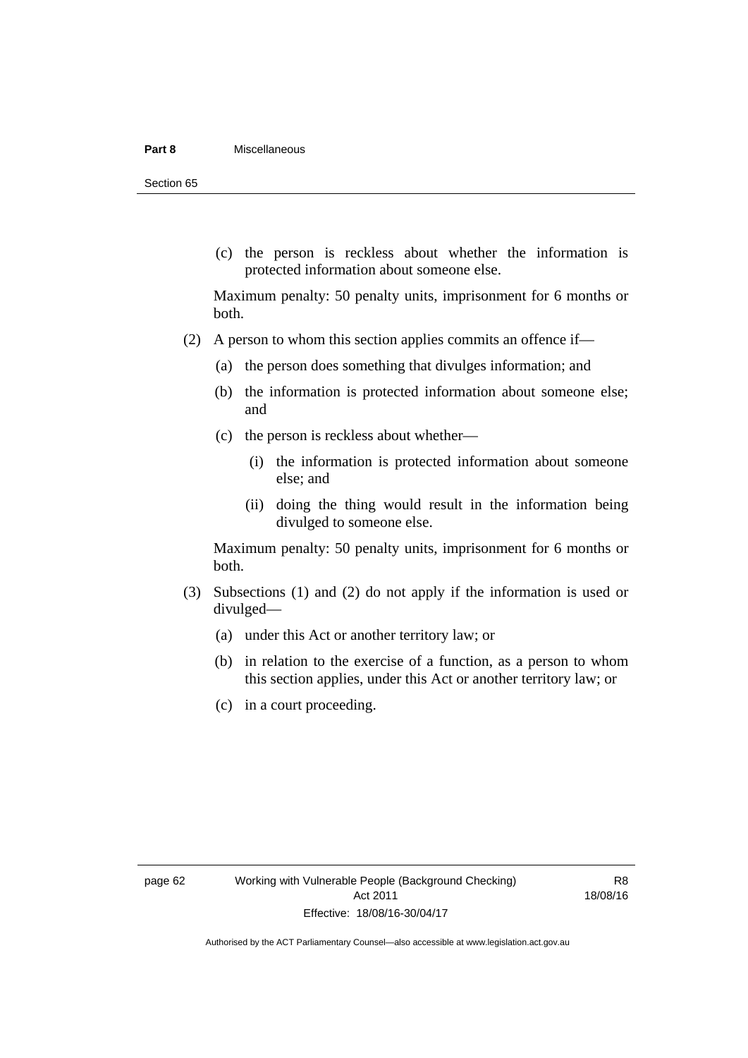(c) the person is reckless about whether the information is protected information about someone else.

Maximum penalty: 50 penalty units, imprisonment for 6 months or both.

(2) A person to whom this section applies commits an offence if—

(a) the person does something that divulges information; and

(b) the information is protected information about someone else; and

(c) the person is reckless about whether—

(i) the information is protected information about someone else; and

(ii) doing the thing would result in the information being divulged to someone else.

Maximum penalty: 50 penalty units, imprisonment for 6 months or both.

(3) Subsections (1) and (2) do not apply if the information is used or divulged—

(a) under this Act or another territory law; or

(b) in relation to the exercise of a function, as a person to whom this section applies, under this Act or another territory law; or

(c) in a court proceeding.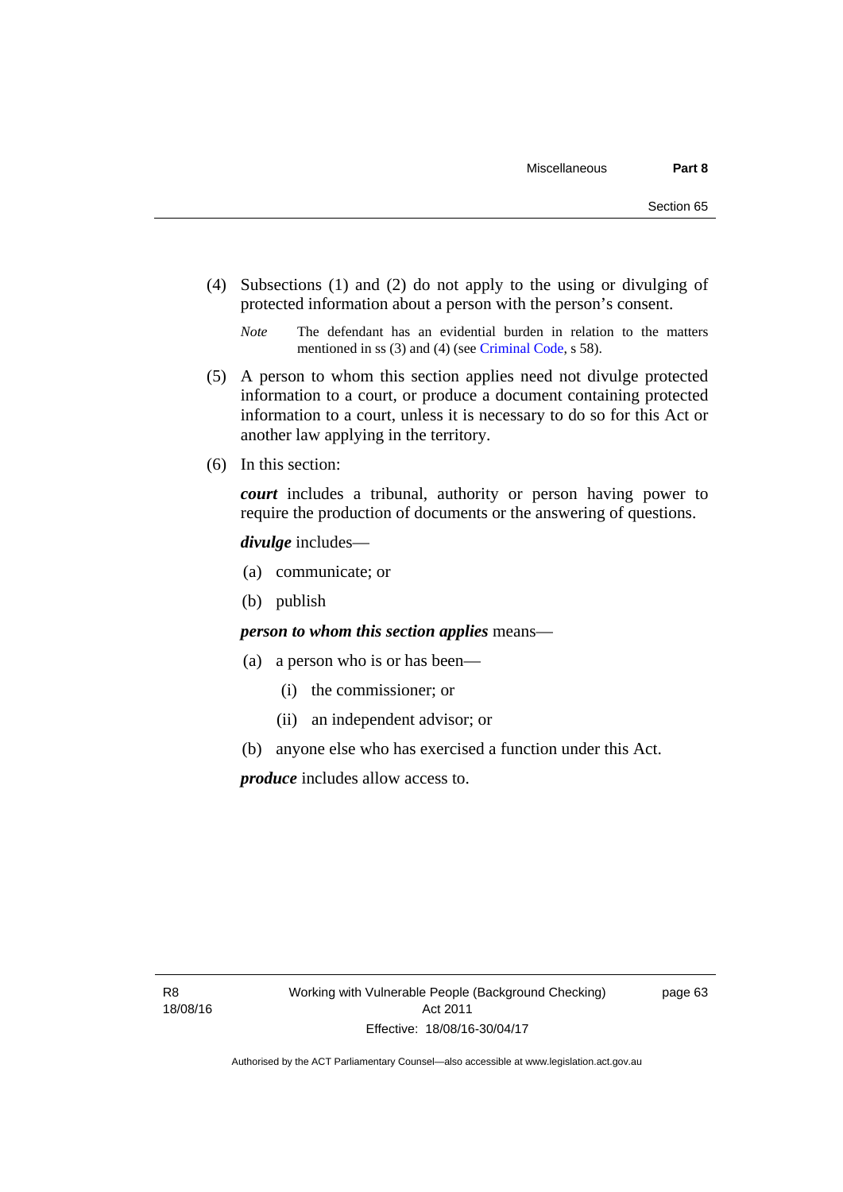(4) Subsections (1) and (2) do not apply to the using or divulging of protected information about a person with the person's consent.

*Note* The defendant has an evidential burden in relation to the matters mentioned in ss (3) and (4) (see Criminal Code, s 58).

(5) A person to whom this section applies need not divulge protected information to a court, or produce a document containing protected information to a court, unless it is necessary to do so for this Act or another law applying in the territory.

(6) In this section:

***court*** includes a tribunal, authority or person having power to require the production of documents or the answering of questions.

***divulge*** includes—

(a) communicate; or

(b) publish

***person to whom this section applies*** means—

(a) a person who is or has been—

(i) the commissioner; or

(ii) an independent advisor; or

(b) anyone else who has exercised a function under this Act.

***produce*** includes allow access to.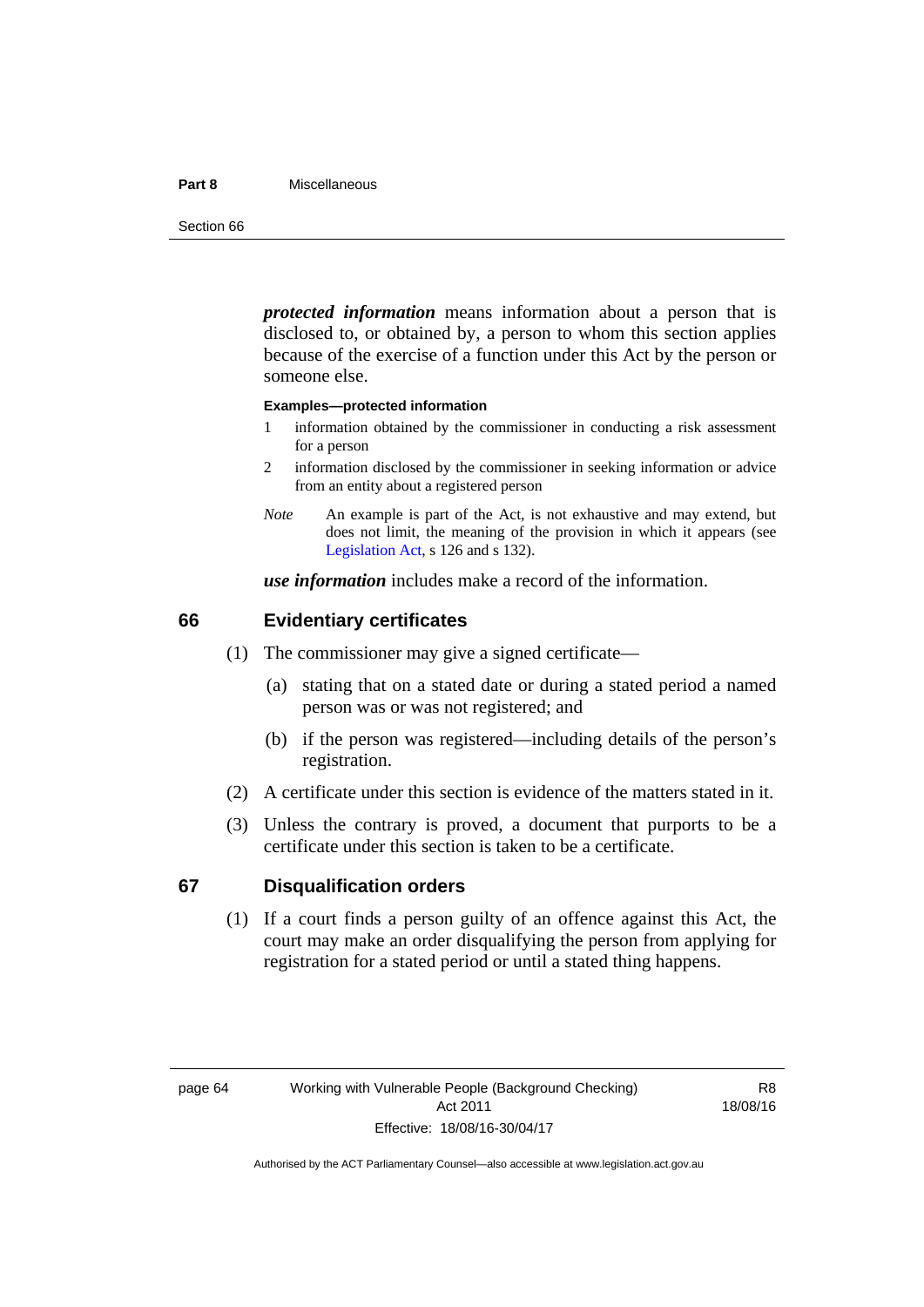***protected information*** means information about a person that is disclosed to, or obtained by, a person to whom this section applies because of the exercise of a function under this Act by the person or someone else.

**Examples—protected information**

1 information obtained by the commissioner in conducting a risk assessment for a person

2 information disclosed by the commissioner in seeking information or advice from an entity about a registered person

*Note* An example is part of the Act, is not exhaustive and may extend, but does not limit, the meaning of the provision in which it appears (see Legislation Act, s 126 and s 132).

***use information*** includes make a record of the information.

## 66 Evidentiary certificates

(1) The commissioner may give a signed certificate—

(a) stating that on a stated date or during a stated period a named person was or was not registered; and

(b) if the person was registered—including details of the person's registration.

(2) A certificate under this section is evidence of the matters stated in it.

(3) Unless the contrary is proved, a document that purports to be a certificate under this section is taken to be a certificate.

## 67 Disqualification orders

(1) If a court finds a person guilty of an offence against this Act, the court may make an order disqualifying the person from applying for registration for a stated period or until a stated thing happens.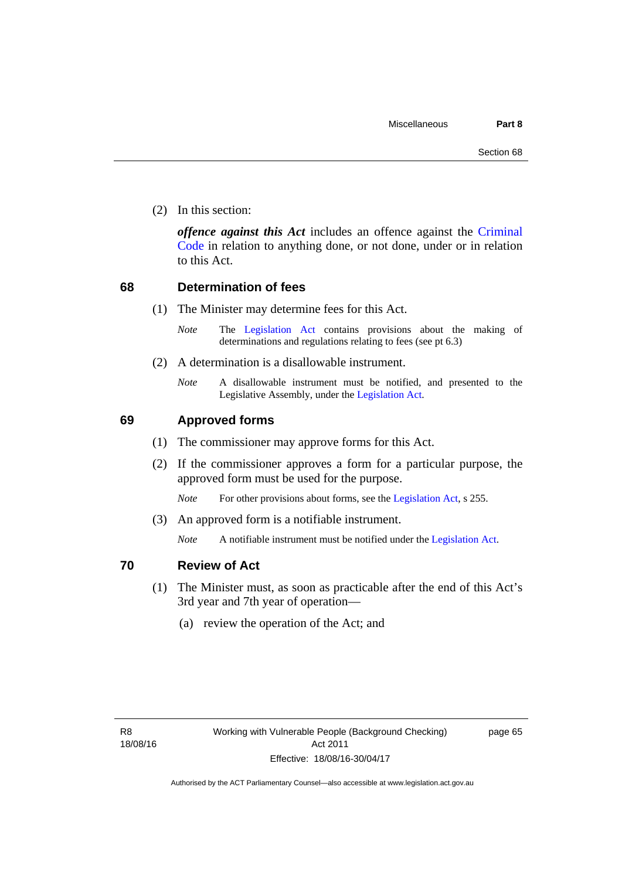(2) In this section:

***offence against this Act*** includes an offence against the Criminal Code in relation to anything done, or not done, under or in relation to this Act.

## 68 Determination of fees

(1) The Minister may determine fees for this Act.

*Note* The Legislation Act contains provisions about the making of determinations and regulations relating to fees (see pt 6.3)

(2) A determination is a disallowable instrument.

*Note* A disallowable instrument must be notified, and presented to the Legislative Assembly, under the Legislation Act.

## 69 Approved forms

(1) The commissioner may approve forms for this Act.

(2) If the commissioner approves a form for a particular purpose, the approved form must be used for the purpose.

*Note* For other provisions about forms, see the Legislation Act, s 255.

(3) An approved form is a notifiable instrument.

*Note* A notifiable instrument must be notified under the Legislation Act.

## 70 Review of Act

(1) The Minister must, as soon as practicable after the end of this Act's 3rd year and 7th year of operation—

(a) review the operation of the Act; and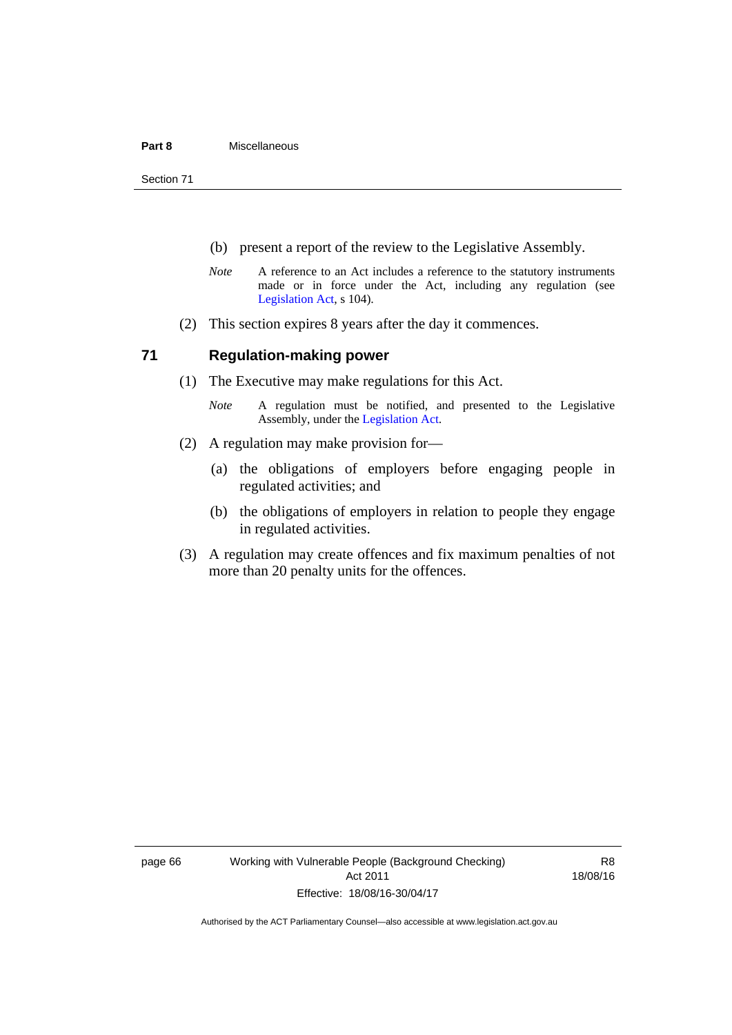(b) present a report of the review to the Legislative Assembly.

*Note* A reference to an Act includes a reference to the statutory instruments made or in force under the Act, including any regulation (see Legislation Act, s 104).

(2) This section expires 8 years after the day it commences.

### 71 Regulation-making power

(1) The Executive may make regulations for this Act.

*Note* A regulation must be notified, and presented to the Legislative Assembly, under the Legislation Act.

(2) A regulation may make provision for—

(a) the obligations of employers before engaging people in regulated activities; and

(b) the obligations of employers in relation to people they engage in regulated activities.

(3) A regulation may create offences and fix maximum penalties of not more than 20 penalty units for the offences.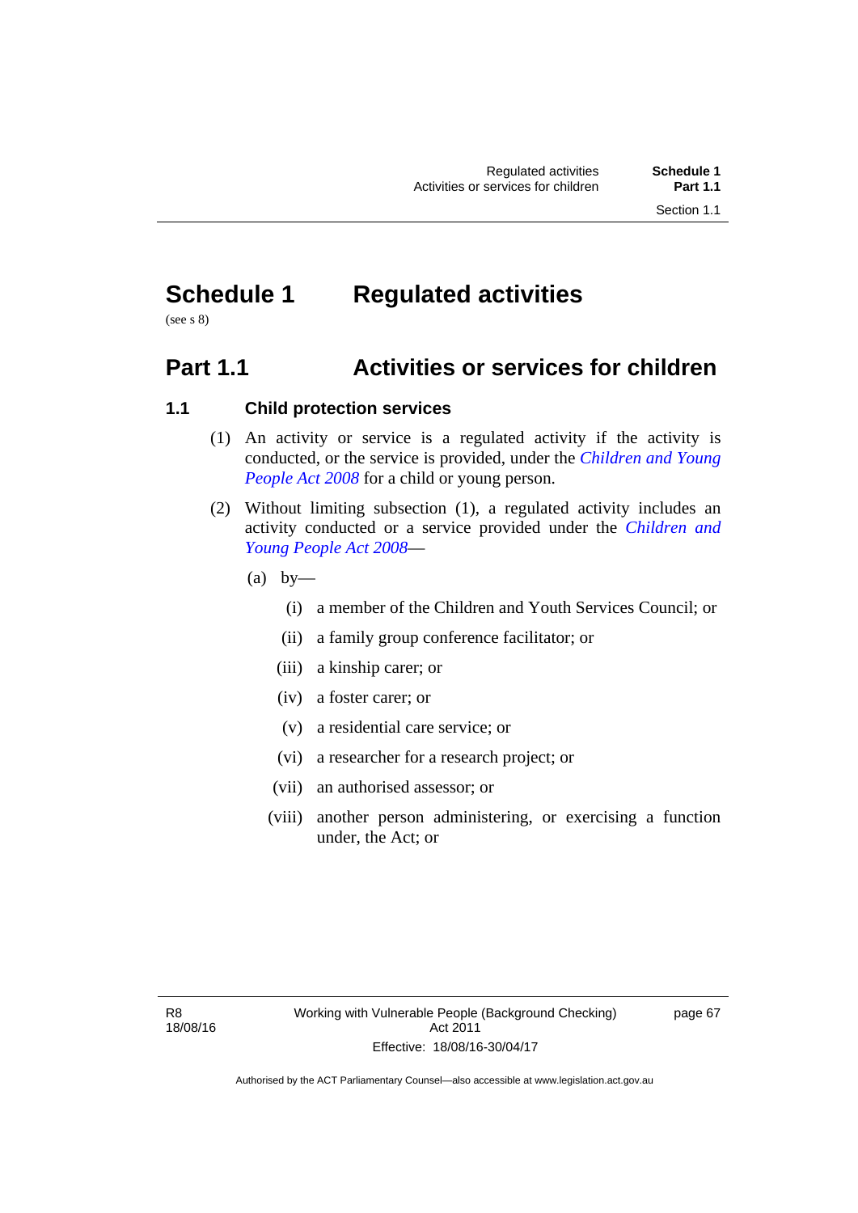# Schedule 1 Regulated activities

(see s 8)

## Part 1.1 Activities or services for children

### 1.1 Child protection services

(1) An activity or service is a regulated activity if the activity is conducted, or the service is provided, under the *Children and Young People Act 2008* for a child or young person.

(2) Without limiting subsection (1), a regulated activity includes an activity conducted or a service provided under the *Children and Young People Act 2008*—

(a) by—

(i) a member of the Children and Youth Services Council; or

(ii) a family group conference facilitator; or

(iii) a kinship carer; or

(iv) a foster carer; or

(v) a residential care service; or

(vi) a researcher for a research project; or

(vii) an authorised assessor; or

(viii) another person administering, or exercising a function under, the Act; or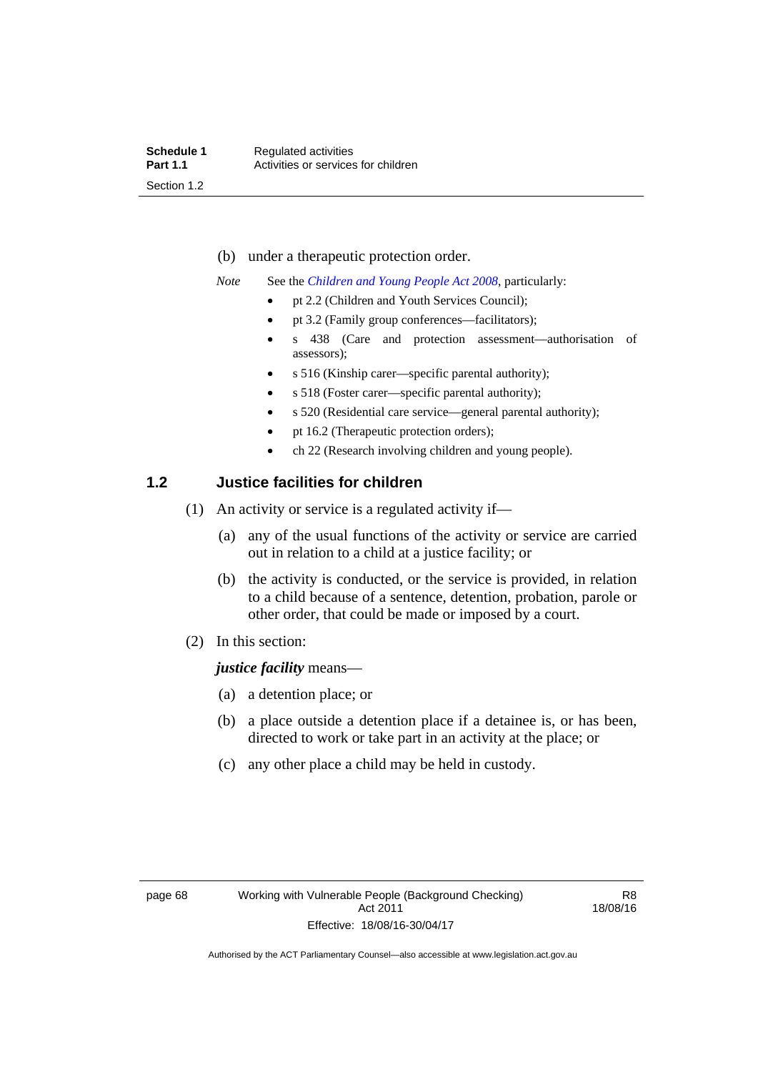(b) under a therapeutic protection order.

*Note* See the *Children and Young People Act 2008*, particularly:

- pt 2.2 (Children and Youth Services Council);
- pt 3.2 (Family group conferences—facilitators);
- s 438 (Care and protection assessment—authorisation of assessors);
- s 516 (Kinship carer—specific parental authority);
- s 518 (Foster carer—specific parental authority);
- s 520 (Residential care service—general parental authority);
- pt 16.2 (Therapeutic protection orders);
- ch 22 (Research involving children and young people).

## 1.2 Justice facilities for children

(1) An activity or service is a regulated activity if—

(a) any of the usual functions of the activity or service are carried out in relation to a child at a justice facility; or

(b) the activity is conducted, or the service is provided, in relation to a child because of a sentence, detention, probation, parole or other order, that could be made or imposed by a court.

(2) In this section:

***justice facility*** means—

(a) a detention place; or

(b) a place outside a detention place if a detainee is, or has been, directed to work or take part in an activity at the place; or

(c) any other place a child may be held in custody.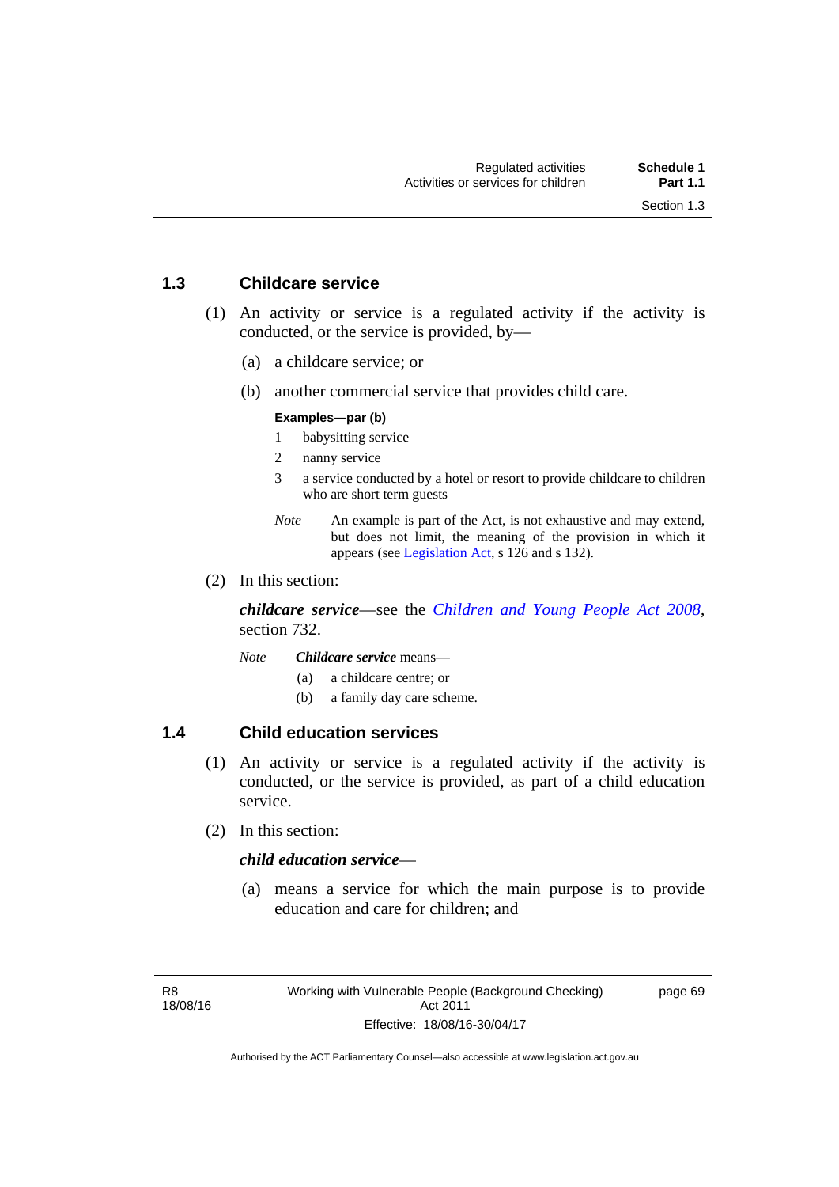## 1.3 Childcare service

(1) An activity or service is a regulated activity if the activity is conducted, or the service is provided, by—

(a) a childcare service; or

(b) another commercial service that provides child care.

**Examples—par (b)**

1 babysitting service

2 nanny service

3 a service conducted by a hotel or resort to provide childcare to children who are short term guests

*Note* An example is part of the Act, is not exhaustive and may extend, but does not limit, the meaning of the provision in which it appears (see Legislation Act, s 126 and s 132).

(2) In this section:

***childcare service***—see the *Children and Young People Act 2008*, section 732.

*Note* ***Childcare service*** means—

(a) a childcare centre; or

(b) a family day care scheme.

## 1.4 Child education services

(1) An activity or service is a regulated activity if the activity is conducted, or the service is provided, as part of a child education service.

(2) In this section:

***child education service***—

(a) means a service for which the main purpose is to provide education and care for children; and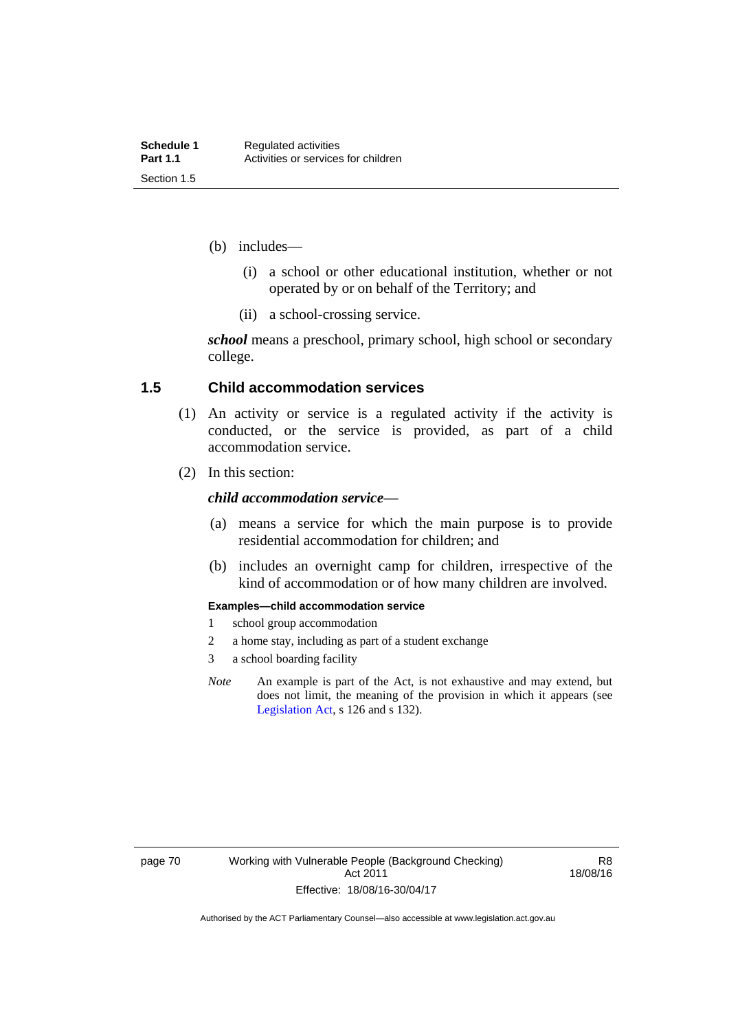(b) includes—

(i) a school or other educational institution, whether or not operated by or on behalf of the Territory; and

(ii) a school-crossing service.

***school*** means a preschool, primary school, high school or secondary college.

## 1.5 Child accommodation services

(1) An activity or service is a regulated activity if the activity is conducted, or the service is provided, as part of a child accommodation service.

(2) In this section:

***child accommodation service***—

(a) means a service for which the main purpose is to provide residential accommodation for children; and

(b) includes an overnight camp for children, irrespective of the kind of accommodation or of how many children are involved.

**Examples—child accommodation service**

1 school group accommodation

2 a home stay, including as part of a student exchange

3 a school boarding facility

*Note* An example is part of the Act, is not exhaustive and may extend, but does not limit, the meaning of the provision in which it appears (see Legislation Act, s 126 and s 132).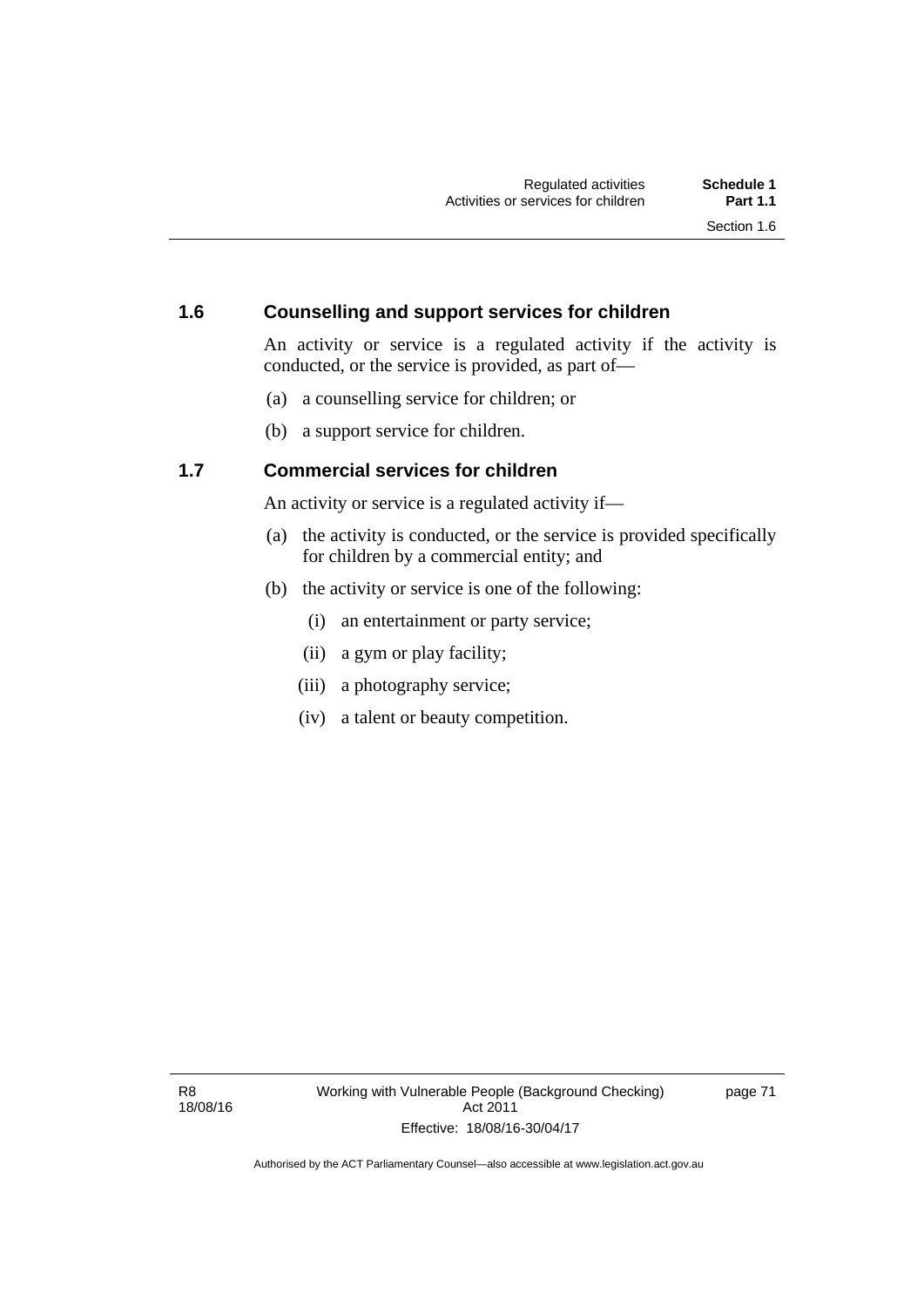## 1.6 Counselling and support services for children

An activity or service is a regulated activity if the activity is conducted, or the service is provided, as part of—

(a) a counselling service for children; or

(b) a support service for children.

## 1.7 Commercial services for children

An activity or service is a regulated activity if—

(a) the activity is conducted, or the service is provided specifically for children by a commercial entity; and

(b) the activity or service is one of the following:

   (i) an entertainment or party service;

   (ii) a gym or play facility;

   (iii) a photography service;

   (iv) a talent or beauty competition.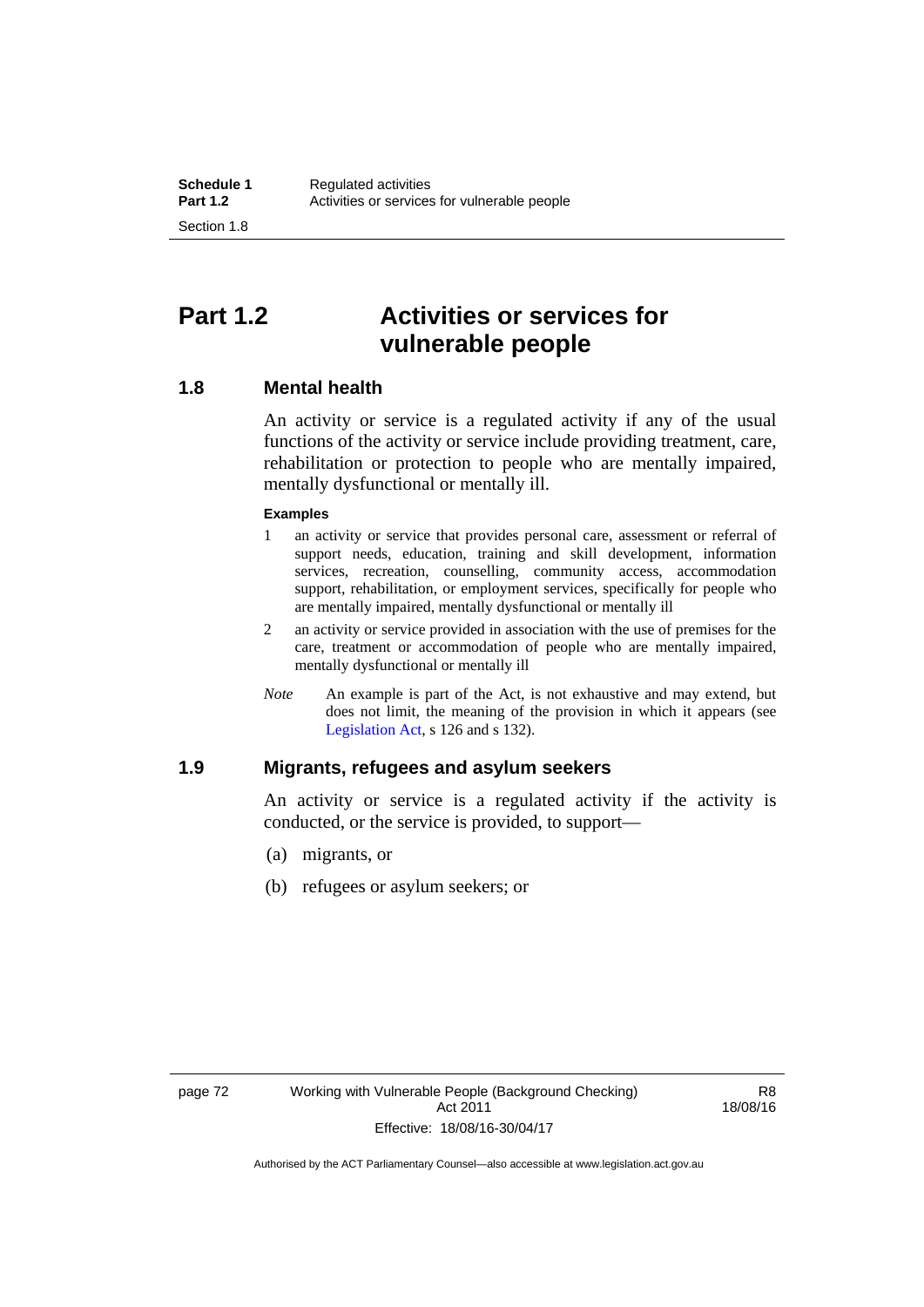## Part 1.2 Activities or services for vulnerable people

### 1.8 Mental health

An activity or service is a regulated activity if any of the usual functions of the activity or service include providing treatment, care, rehabilitation or protection to people who are mentally impaired, mentally dysfunctional or mentally ill.

**Examples**

1. an activity or service that provides personal care, assessment or referral of support needs, education, training and skill development, information services, recreation, counselling, community access, accommodation support, rehabilitation, or employment services, specifically for people who are mentally impaired, mentally dysfunctional or mentally ill
2. an activity or service provided in association with the use of premises for the care, treatment or accommodation of people who are mentally impaired, mentally dysfunctional or mentally ill

*Note* An example is part of the Act, is not exhaustive and may extend, but does not limit, the meaning of the provision in which it appears (see Legislation Act, s 126 and s 132).

### 1.9 Migrants, refugees and asylum seekers

An activity or service is a regulated activity if the activity is conducted, or the service is provided, to support—

(a) migrants, or

(b) refugees or asylum seekers; or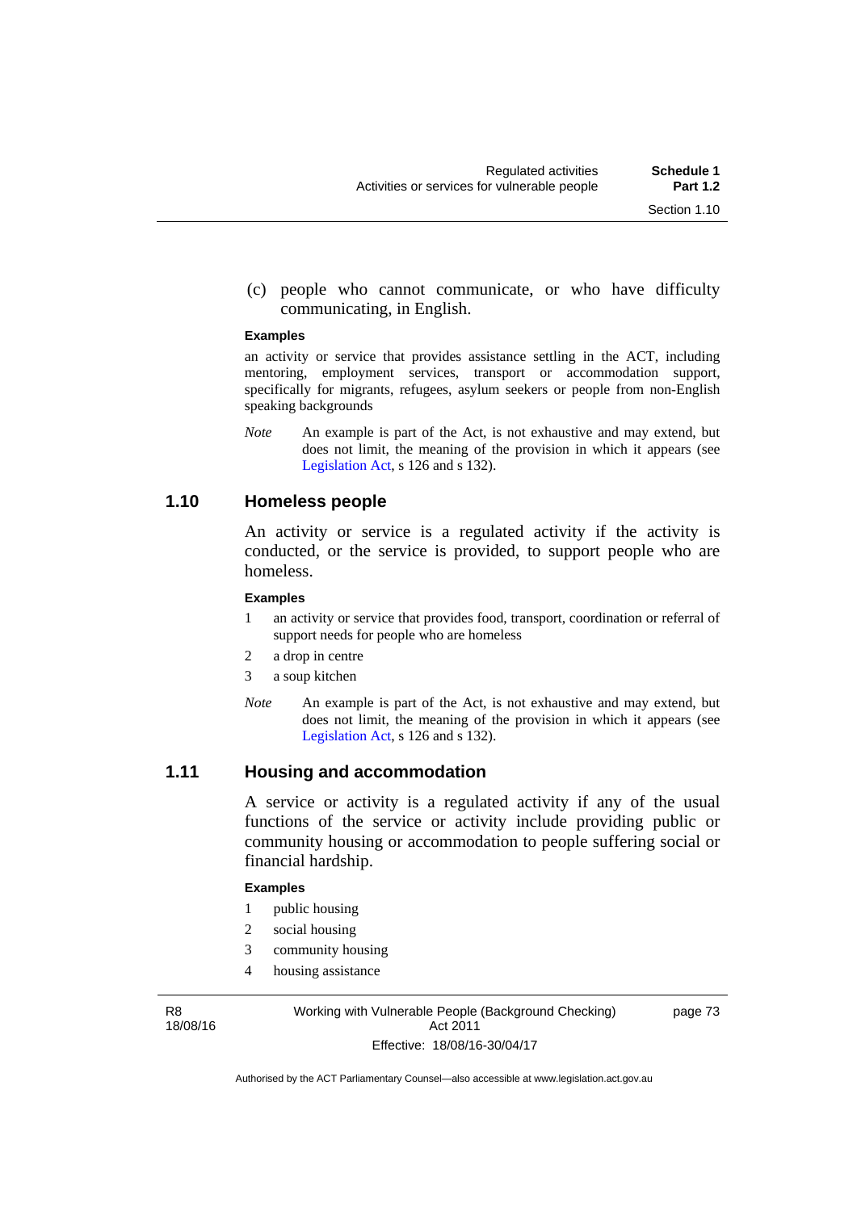(c) people who cannot communicate, or who have difficulty communicating, in English.

**Examples**

an activity or service that provides assistance settling in the ACT, including mentoring, employment services, transport or accommodation support, specifically for migrants, refugees, asylum seekers or people from non-English speaking backgrounds

*Note* An example is part of the Act, is not exhaustive and may extend, but does not limit, the meaning of the provision in which it appears (see Legislation Act, s 126 and s 132).

## 1.10 Homeless people

An activity or service is a regulated activity if the activity is conducted, or the service is provided, to support people who are homeless.

**Examples**

1 an activity or service that provides food, transport, coordination or referral of support needs for people who are homeless
2 a drop in centre
3 a soup kitchen

*Note* An example is part of the Act, is not exhaustive and may extend, but does not limit, the meaning of the provision in which it appears (see Legislation Act, s 126 and s 132).

## 1.11 Housing and accommodation

A service or activity is a regulated activity if any of the usual functions of the service or activity include providing public or community housing or accommodation to people suffering social or financial hardship.

**Examples**

1 public housing
2 social housing
3 community housing
4 housing assistance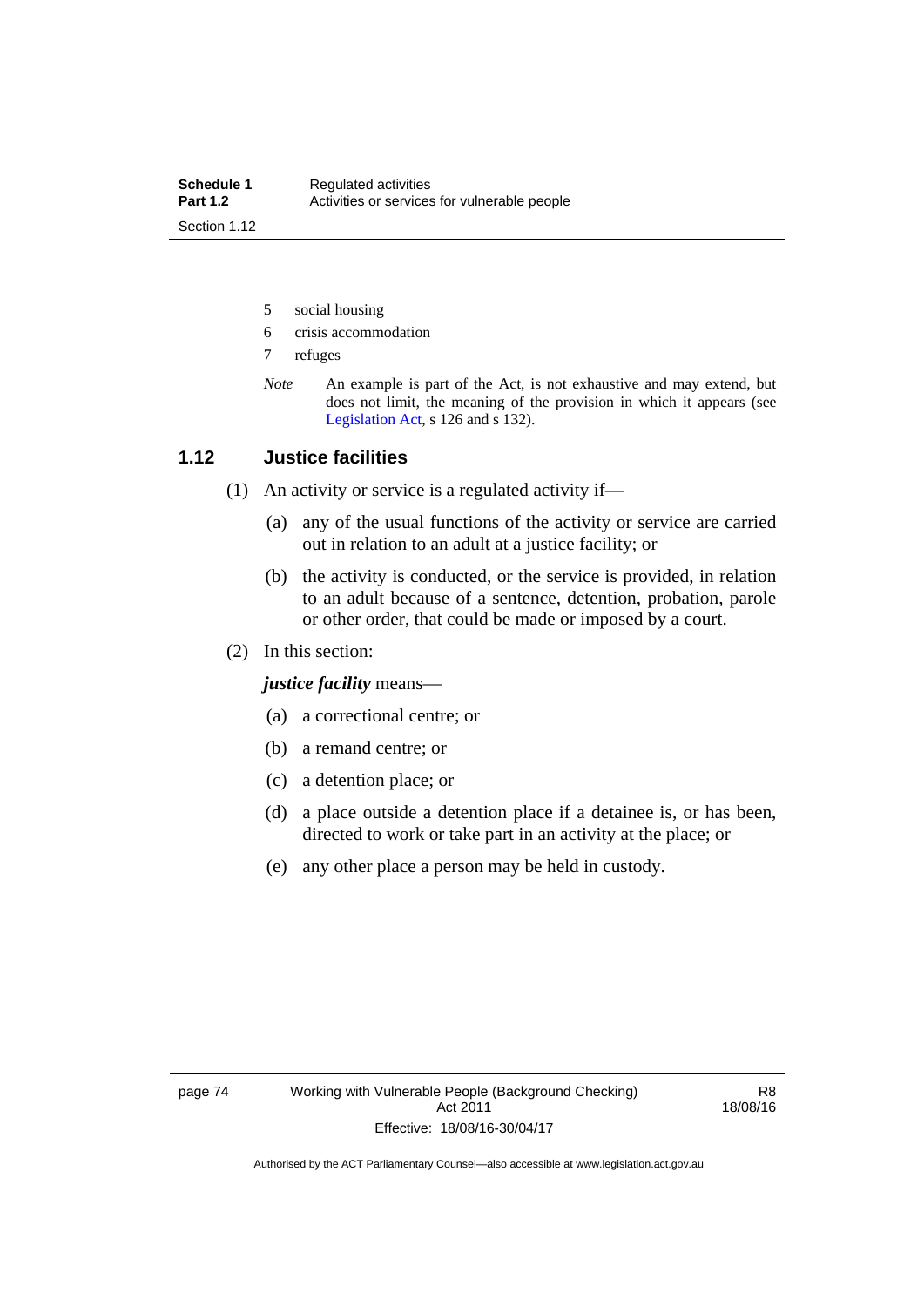5 social housing

6 crisis accommodation

7 refuges

*Note* An example is part of the Act, is not exhaustive and may extend, but does not limit, the meaning of the provision in which it appears (see Legislation Act, s 126 and s 132).

## 1.12 Justice facilities

(1) An activity or service is a regulated activity if—

(a) any of the usual functions of the activity or service are carried out in relation to an adult at a justice facility; or

(b) the activity is conducted, or the service is provided, in relation to an adult because of a sentence, detention, probation, parole or other order, that could be made or imposed by a court.

(2) In this section:

***justice facility*** means—

(a) a correctional centre; or

(b) a remand centre; or

(c) a detention place; or

(d) a place outside a detention place if a detainee is, or has been, directed to work or take part in an activity at the place; or

(e) any other place a person may be held in custody.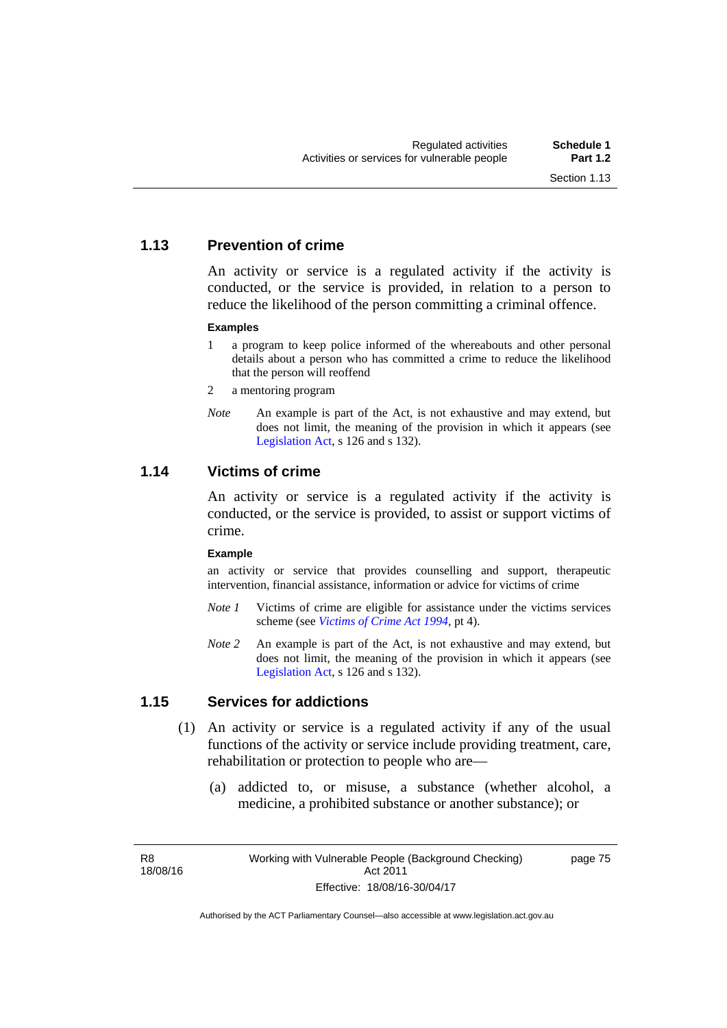### 1.13 Prevention of crime

An activity or service is a regulated activity if the activity is conducted, or the service is provided, in relation to a person to reduce the likelihood of the person committing a criminal offence.

**Examples**

1. a program to keep police informed of the whereabouts and other personal details about a person who has committed a crime to reduce the likelihood that the person will reoffend
2. a mentoring program

*Note* An example is part of the Act, is not exhaustive and may extend, but does not limit, the meaning of the provision in which it appears (see Legislation Act, s 126 and s 132).

### 1.14 Victims of crime

An activity or service is a regulated activity if the activity is conducted, or the service is provided, to assist or support victims of crime.

**Example**

an activity or service that provides counselling and support, therapeutic intervention, financial assistance, information or advice for victims of crime

*Note 1* Victims of crime are eligible for assistance under the victims services scheme (see *Victims of Crime Act 1994*, pt 4).

*Note 2* An example is part of the Act, is not exhaustive and may extend, but does not limit, the meaning of the provision in which it appears (see Legislation Act, s 126 and s 132).

### 1.15 Services for addictions

(1) An activity or service is a regulated activity if any of the usual functions of the activity or service include providing treatment, care, rehabilitation or protection to people who are—

(a) addicted to, or misuse, a substance (whether alcohol, a medicine, a prohibited substance or another substance); or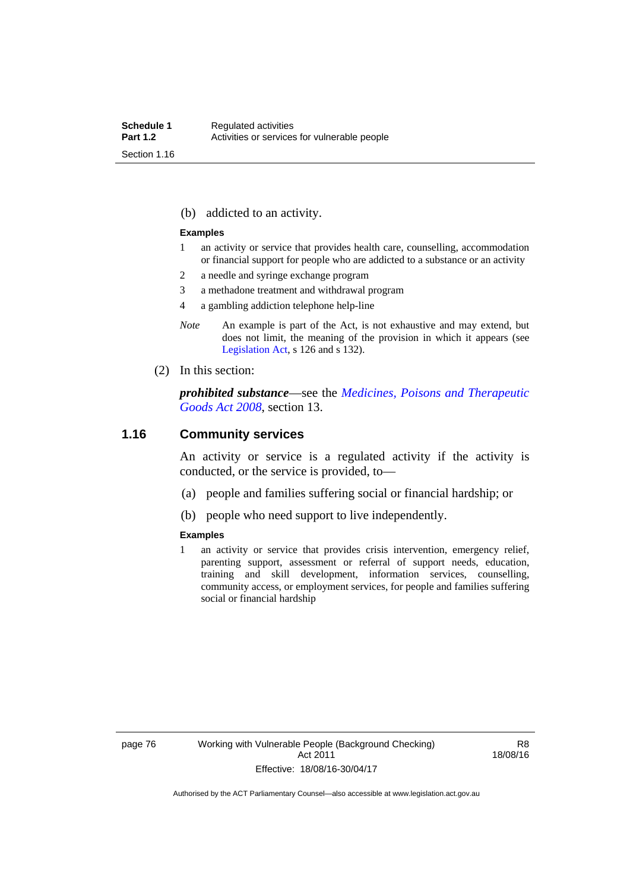(b) addicted to an activity.

**Examples**

1 an activity or service that provides health care, counselling, accommodation or financial support for people who are addicted to a substance or an activity

2 a needle and syringe exchange program

3 a methadone treatment and withdrawal program

4 a gambling addiction telephone help-line

*Note* An example is part of the Act, is not exhaustive and may extend, but does not limit, the meaning of the provision in which it appears (see Legislation Act, s 126 and s 132).

(2) In this section:

***prohibited substance***—see the *Medicines, Poisons and Therapeutic Goods Act 2008*, section 13.

## 1.16 Community services

An activity or service is a regulated activity if the activity is conducted, or the service is provided, to—

(a) people and families suffering social or financial hardship; or

(b) people who need support to live independently.

**Examples**

1 an activity or service that provides crisis intervention, emergency relief, parenting support, assessment or referral of support needs, education, training and skill development, information services, counselling, community access, or employment services, for people and families suffering social or financial hardship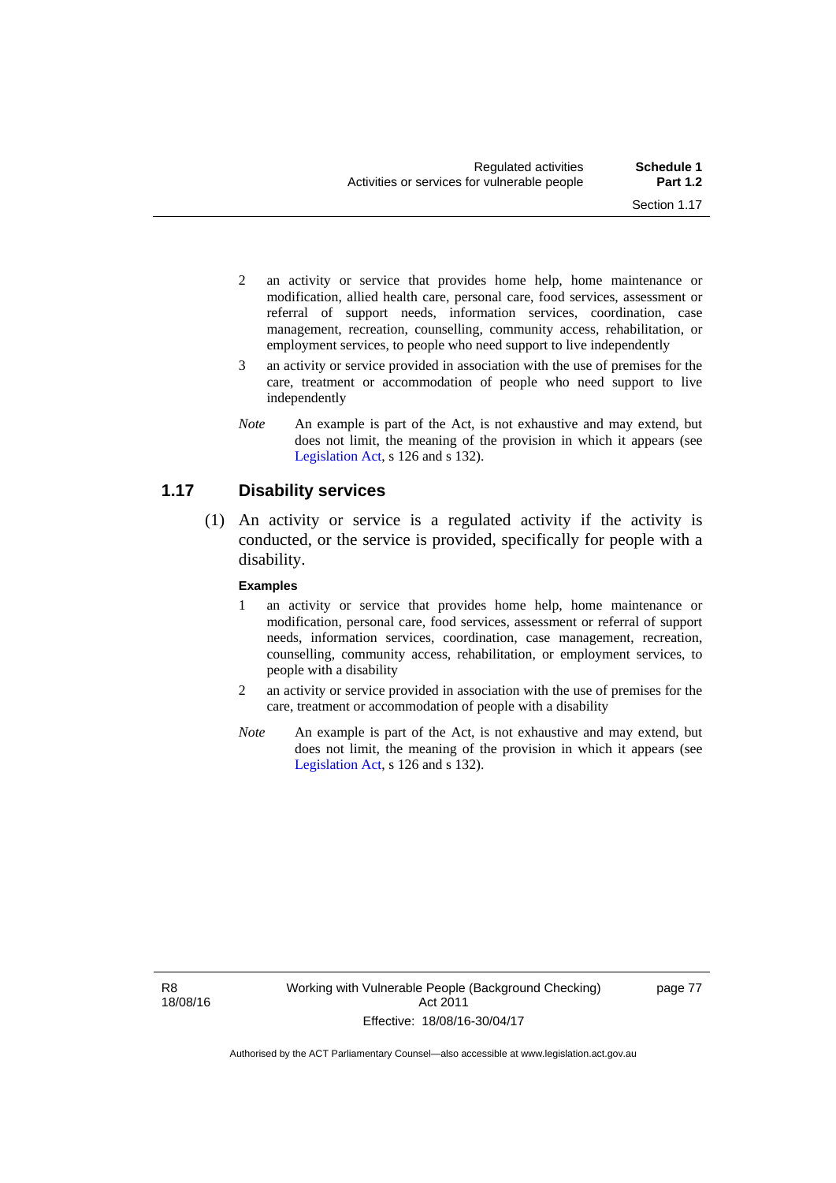2 an activity or service that provides home help, home maintenance or modification, allied health care, personal care, food services, assessment or referral of support needs, information services, coordination, case management, recreation, counselling, community access, rehabilitation, or employment services, to people who need support to live independently

3 an activity or service provided in association with the use of premises for the care, treatment or accommodation of people who need support to live independently

*Note* An example is part of the Act, is not exhaustive and may extend, but does not limit, the meaning of the provision in which it appears (see Legislation Act, s 126 and s 132).

## 1.17 Disability services

(1) An activity or service is a regulated activity if the activity is conducted, or the service is provided, specifically for people with a disability.

**Examples**

1 an activity or service that provides home help, home maintenance or modification, personal care, food services, assessment or referral of support needs, information services, coordination, case management, recreation, counselling, community access, rehabilitation, or employment services, to people with a disability

2 an activity or service provided in association with the use of premises for the care, treatment or accommodation of people with a disability

*Note* An example is part of the Act, is not exhaustive and may extend, but does not limit, the meaning of the provision in which it appears (see Legislation Act, s 126 and s 132).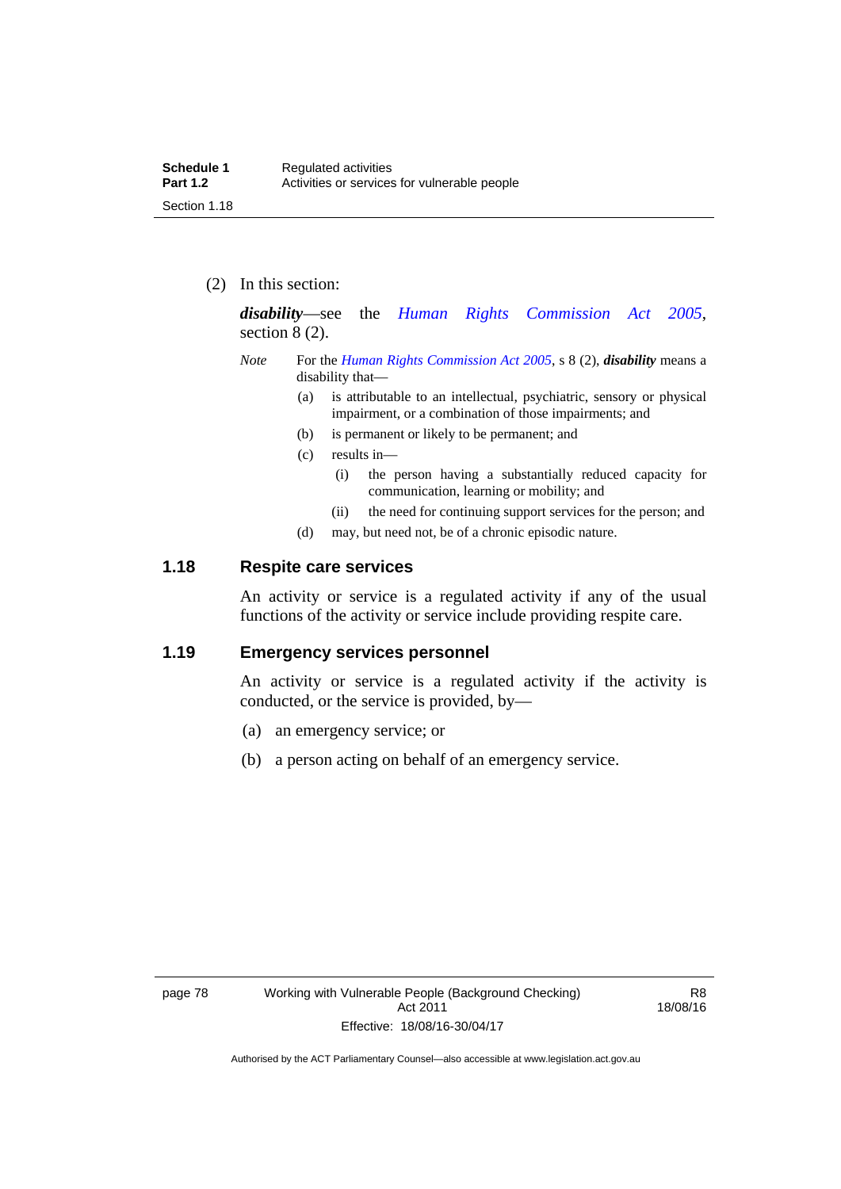(2) In this section:

***disability***—see the *Human Rights Commission Act 2005*, section 8 (2).

*Note* For the *Human Rights Commission Act 2005*, s 8 (2), ***disability*** means a disability that—

(a) is attributable to an intellectual, psychiatric, sensory or physical impairment, or a combination of those impairments; and

(b) is permanent or likely to be permanent; and

(c) results in—

(i) the person having a substantially reduced capacity for communication, learning or mobility; and

(ii) the need for continuing support services for the person; and

(d) may, but need not, be of a chronic episodic nature.

### 1.18 Respite care services

An activity or service is a regulated activity if any of the usual functions of the activity or service include providing respite care.

### 1.19 Emergency services personnel

An activity or service is a regulated activity if the activity is conducted, or the service is provided, by—

(a) an emergency service; or

(b) a person acting on behalf of an emergency service.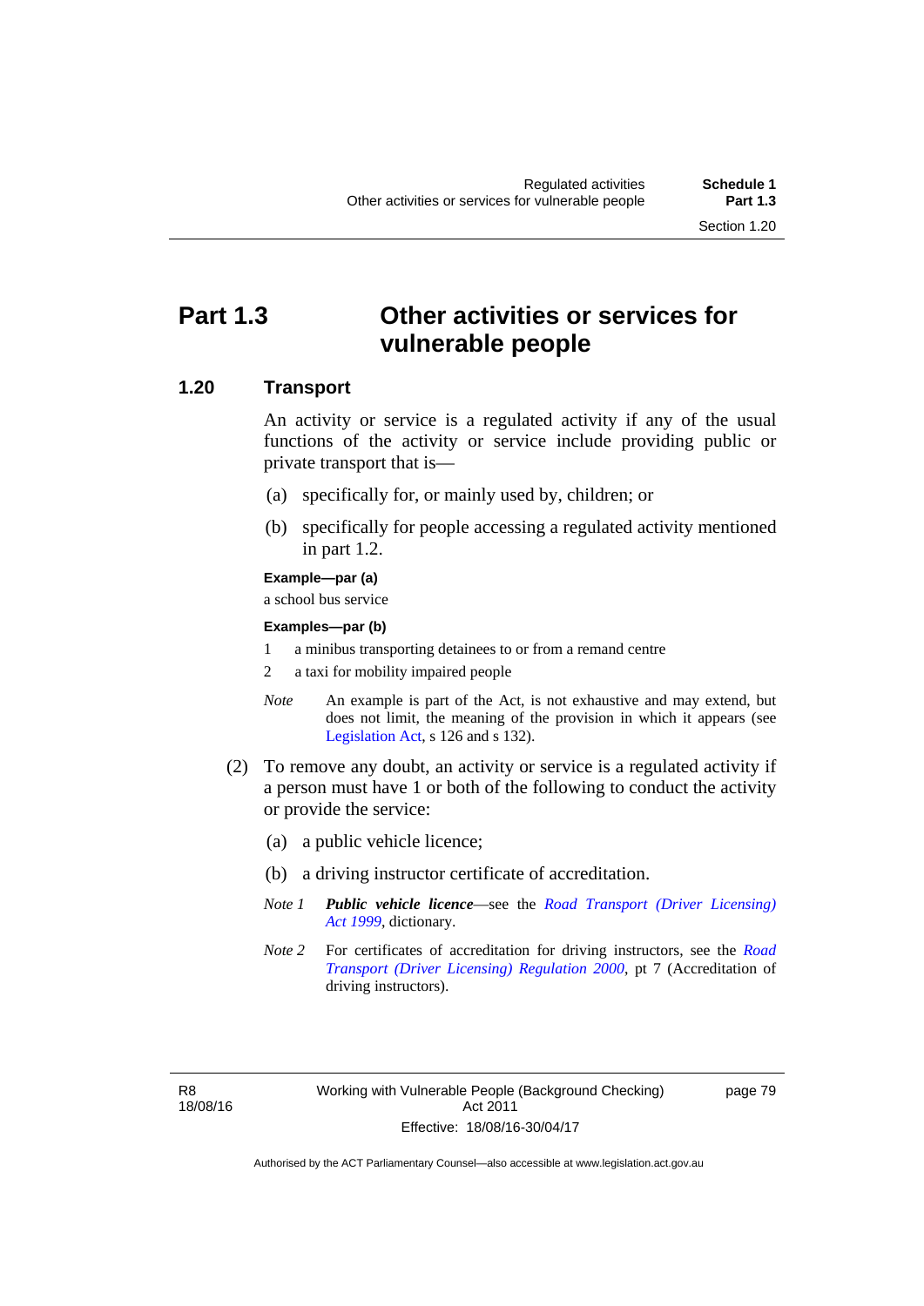## Part 1.3 Other activities or services for vulnerable people

### 1.20 Transport

An activity or service is a regulated activity if any of the usual functions of the activity or service include providing public or private transport that is—

(a) specifically for, or mainly used by, children; or

(b) specifically for people accessing a regulated activity mentioned in part 1.2.

**Example—par (a)**

a school bus service

**Examples—par (b)**

1 a minibus transporting detainees to or from a remand centre

2 a taxi for mobility impaired people

*Note* An example is part of the Act, is not exhaustive and may extend, but does not limit, the meaning of the provision in which it appears (see Legislation Act, s 126 and s 132).

(2) To remove any doubt, an activity or service is a regulated activity if a person must have 1 or both of the following to conduct the activity or provide the service:

(a) a public vehicle licence;

(b) a driving instructor certificate of accreditation.

*Note 1* ***Public vehicle licence***—see the *Road Transport (Driver Licensing) Act 1999*, dictionary.

*Note 2* For certificates of accreditation for driving instructors, see the *Road Transport (Driver Licensing) Regulation 2000*, pt 7 (Accreditation of driving instructors).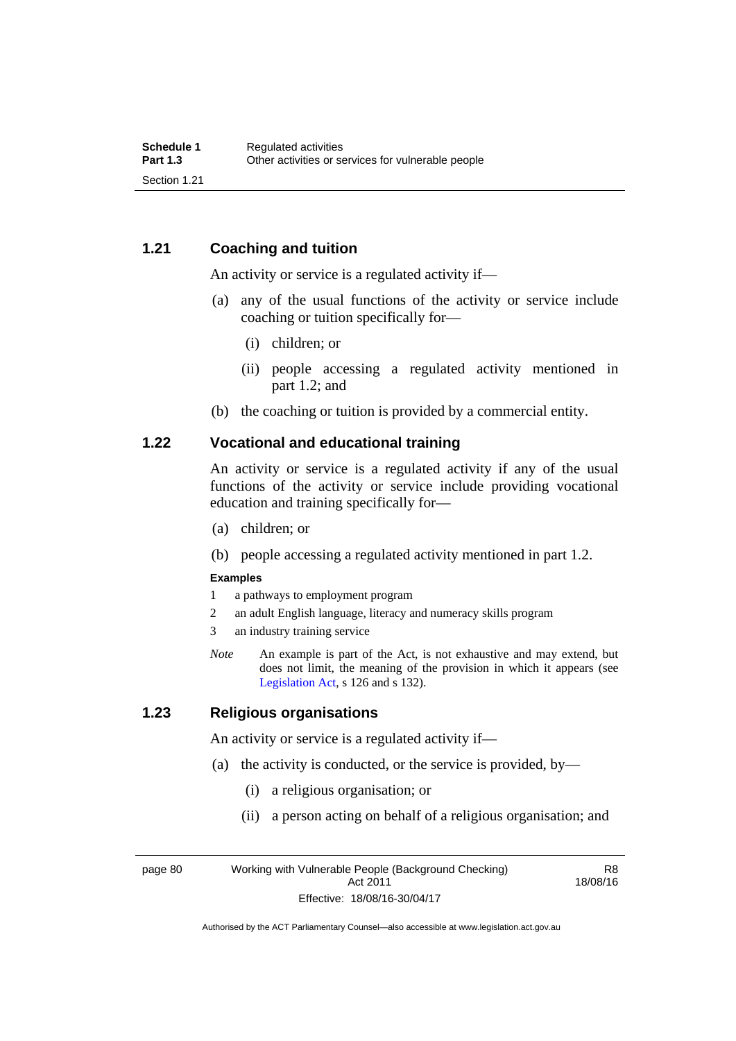### 1.21 Coaching and tuition

An activity or service is a regulated activity if—

(a) any of the usual functions of the activity or service include coaching or tuition specifically for—

(i) children; or

(ii) people accessing a regulated activity mentioned in part 1.2; and

(b) the coaching or tuition is provided by a commercial entity.

### 1.22 Vocational and educational training

An activity or service is a regulated activity if any of the usual functions of the activity or service include providing vocational education and training specifically for—

(a) children; or

(b) people accessing a regulated activity mentioned in part 1.2.

**Examples**

1 a pathways to employment program

2 an adult English language, literacy and numeracy skills program

3 an industry training service

*Note* An example is part of the Act, is not exhaustive and may extend, but does not limit, the meaning of the provision in which it appears (see Legislation Act, s 126 and s 132).

### 1.23 Religious organisations

An activity or service is a regulated activity if—

(a) the activity is conducted, or the service is provided, by—

(i) a religious organisation; or

(ii) a person acting on behalf of a religious organisation; and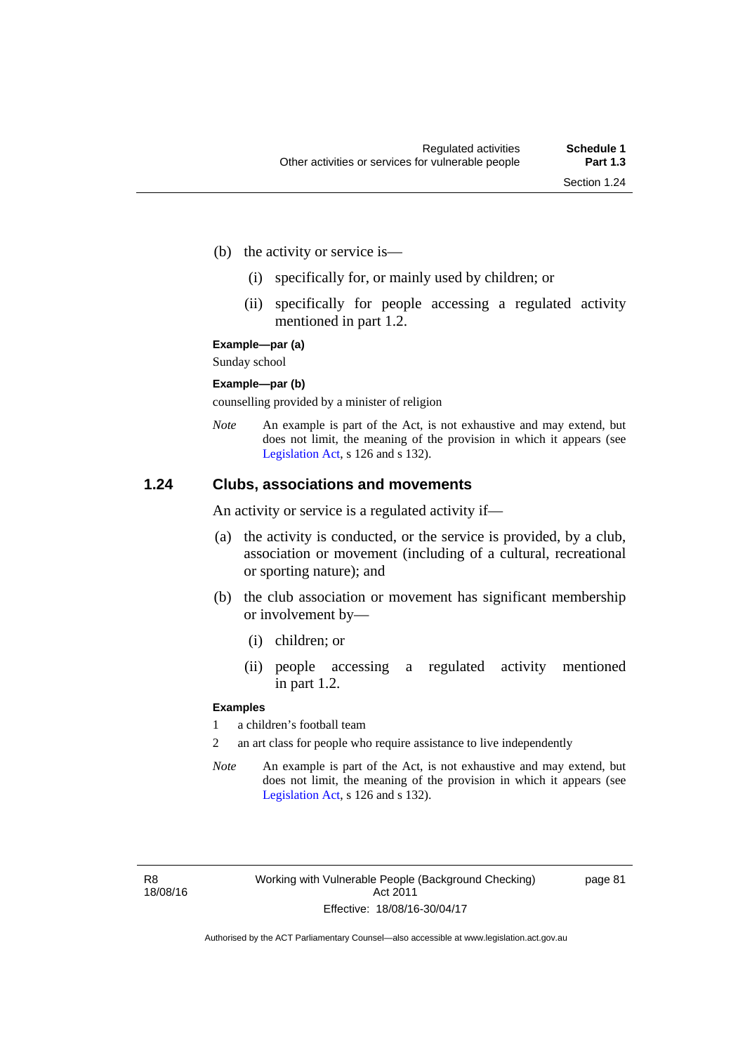(b) the activity or service is—

(i) specifically for, or mainly used by children; or

(ii) specifically for people accessing a regulated activity mentioned in part 1.2.

**Example—par (a)**

Sunday school

**Example—par (b)**

counselling provided by a minister of religion

*Note* An example is part of the Act, is not exhaustive and may extend, but does not limit, the meaning of the provision in which it appears (see Legislation Act, s 126 and s 132).

## 1.24 Clubs, associations and movements

An activity or service is a regulated activity if—

(a) the activity is conducted, or the service is provided, by a club, association or movement (including of a cultural, recreational or sporting nature); and

(b) the club association or movement has significant membership or involvement by—

(i) children; or

(ii) people accessing a regulated activity mentioned in part 1.2.

**Examples**

1 a children's football team

2 an art class for people who require assistance to live independently

*Note* An example is part of the Act, is not exhaustive and may extend, but does not limit, the meaning of the provision in which it appears (see Legislation Act, s 126 and s 132).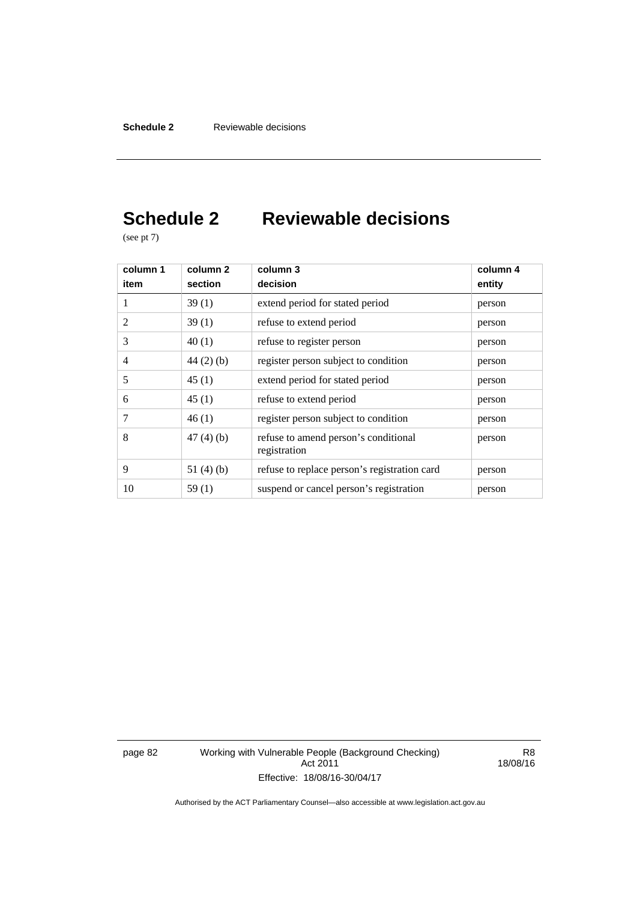# Schedule 2 Reviewable decisions

(see pt 7)

| column 1<br>item | column 2<br>section | column 3<br>decision | column 4<br>entity |
|---|---|---|---|
| 1 | 39 (1) | extend period for stated period | person |
| 2 | 39 (1) | refuse to extend period | person |
| 3 | 40 (1) | refuse to register person | person |
| 4 | 44 (2) (b) | register person subject to condition | person |
| 5 | 45 (1) | extend period for stated period | person |
| 6 | 45 (1) | refuse to extend period | person |
| 7 | 46 (1) | register person subject to condition | person |
| 8 | 47 (4) (b) | refuse to amend person's conditional registration | person |
| 9 | 51 (4) (b) | refuse to replace person's registration card | person |
| 10 | 59 (1) | suspend or cancel person's registration | person |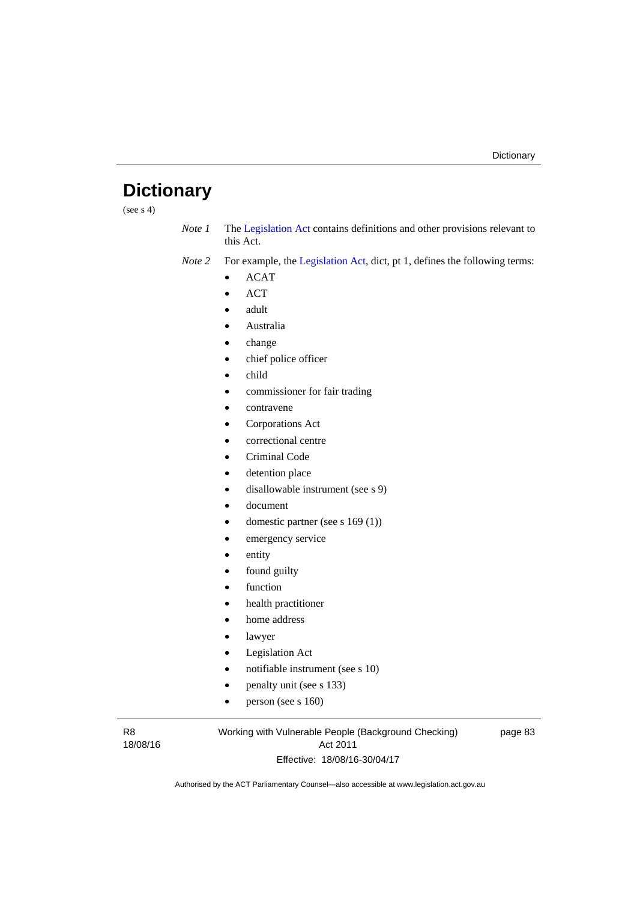# Dictionary

(see s 4)

*Note 1* The Legislation Act contains definitions and other provisions relevant to this Act.

*Note 2* For example, the Legislation Act, dict, pt 1, defines the following terms:

- ACAT
- ACT
- adult
- Australia
- change
- chief police officer
- child
- commissioner for fair trading
- contravene
- Corporations Act
- correctional centre
- Criminal Code
- detention place
- disallowable instrument (see s 9)
- document
- domestic partner (see s 169 (1))
- emergency service
- entity
- found guilty
- function
- health practitioner
- home address
- lawyer
- Legislation Act
- notifiable instrument (see s 10)
- penalty unit (see s 133)
- person (see s 160)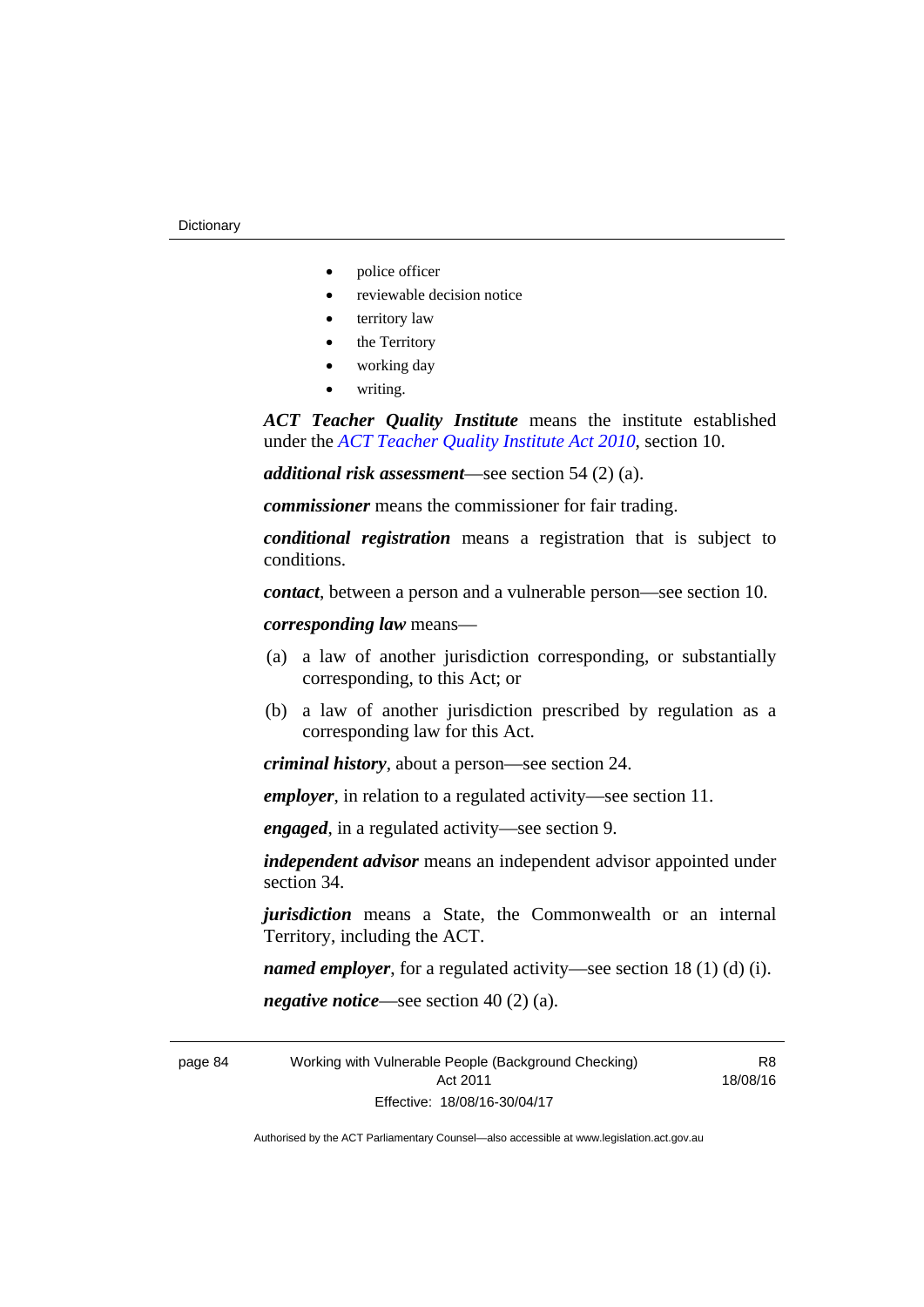- police officer
- reviewable decision notice
- territory law
- the Territory
- working day
- writing.

***ACT Teacher Quality Institute*** means the institute established under the *ACT Teacher Quality Institute Act 2010*, section 10.

***additional risk assessment***—see section 54 (2) (a).

***commissioner*** means the commissioner for fair trading.

***conditional registration*** means a registration that is subject to conditions.

***contact***, between a person and a vulnerable person—see section 10.

***corresponding law*** means—

(a) a law of another jurisdiction corresponding, or substantially corresponding, to this Act; or

(b) a law of another jurisdiction prescribed by regulation as a corresponding law for this Act.

***criminal history***, about a person—see section 24.

***employer***, in relation to a regulated activity—see section 11.

***engaged***, in a regulated activity—see section 9.

***independent advisor*** means an independent advisor appointed under section 34.

***jurisdiction*** means a State, the Commonwealth or an internal Territory, including the ACT.

***named employer***, for a regulated activity—see section 18 (1) (d) (i).

***negative notice***—see section 40 (2) (a).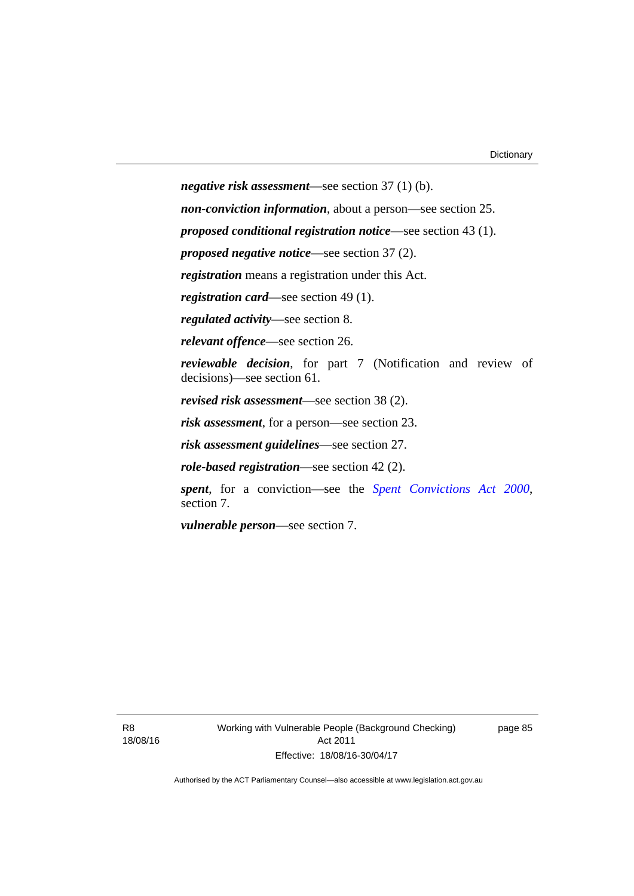***negative risk assessment***—see section 37 (1) (b).

***non-conviction information***, about a person—see section 25.

***proposed conditional registration notice***—see section 43 (1).

***proposed negative notice***—see section 37 (2).

***registration*** means a registration under this Act.

***registration card***—see section 49 (1).

***regulated activity***—see section 8.

***relevant offence***—see section 26.

***reviewable decision***, for part 7 (Notification and review of decisions)—see section 61.

***revised risk assessment***—see section 38 (2).

***risk assessment***, for a person—see section 23.

***risk assessment guidelines***—see section 27.

***role-based registration***—see section 42 (2).

***spent***, for a conviction—see the *Spent Convictions Act 2000*, section 7.

***vulnerable person***—see section 7.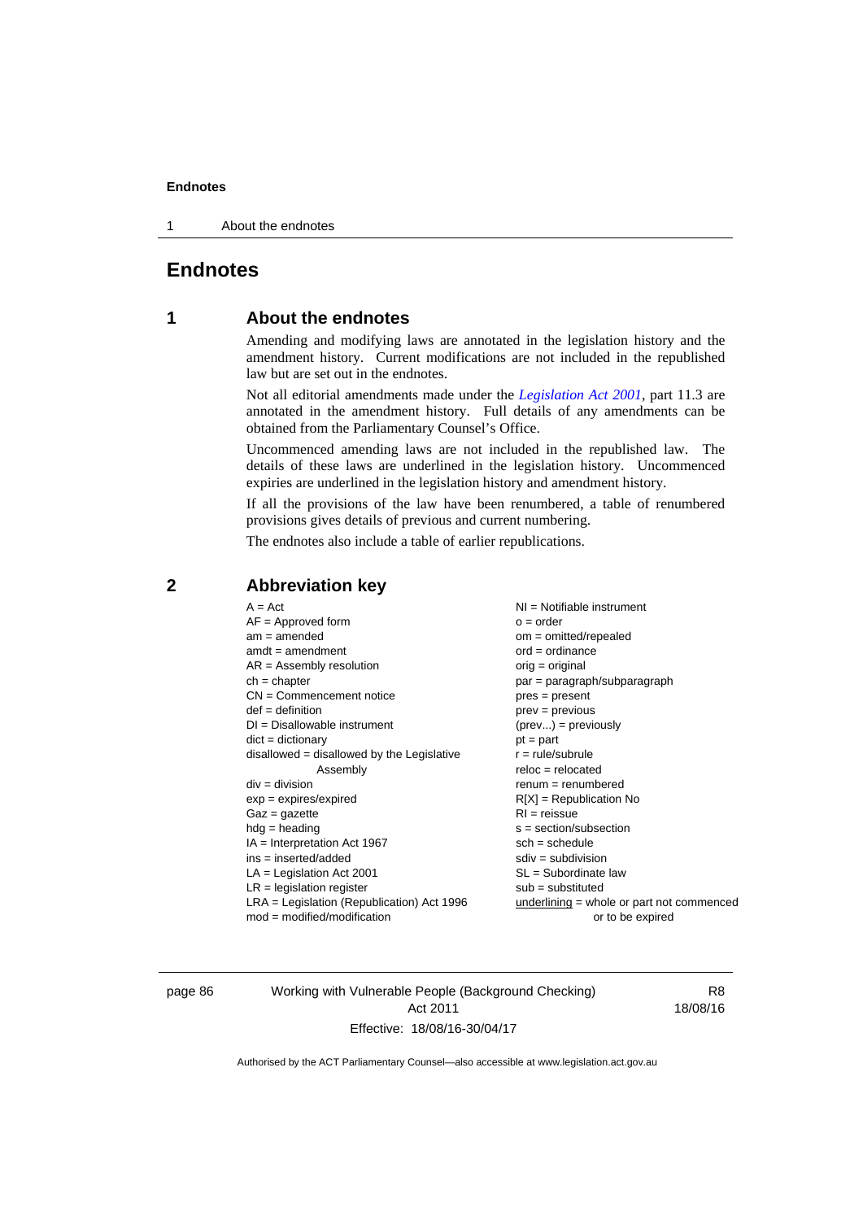# Endnotes

## 1 About the endnotes

Amending and modifying laws are annotated in the legislation history and the amendment history. Current modifications are not included in the republished law but are set out in the endnotes.

Not all editorial amendments made under the *Legislation Act 2001*, part 11.3 are annotated in the amendment history. Full details of any amendments can be obtained from the Parliamentary Counsel's Office.

Uncommenced amending laws are not included in the republished law. The details of these laws are underlined in the legislation history. Uncommenced expiries are underlined in the legislation history and amendment history.

If all the provisions of the law have been renumbered, a table of renumbered provisions gives details of previous and current numbering.

The endnotes also include a table of earlier republications.

## 2 Abbreviation key

A = Act
AF = Approved form
am = amended
amdt = amendment
AR = Assembly resolution
ch = chapter
CN = Commencement notice
def = definition
DI = Disallowable instrument
dict = dictionary
disallowed = disallowed by the Legislative Assembly
div = division
exp = expires/expired
Gaz = gazette
hdg = heading
IA = Interpretation Act 1967
ins = inserted/added
LA = Legislation Act 2001
LR = legislation register
LRA = Legislation (Republication) Act 1996
mod = modified/modification
NI = Notifiable instrument
o = order
om = omitted/repealed
ord = ordinance
orig = original
par = paragraph/subparagraph
pres = present
prev = previous
(prev...) = previously
pt = part
r = rule/subrule
reloc = relocated
renum = renumbered
R[X] = Republication No
RI = reissue
s = section/subsection
sch = schedule
sdiv = subdivision
SL = Subordinate law
sub = substituted
underlining = whole or part not commenced or to be expired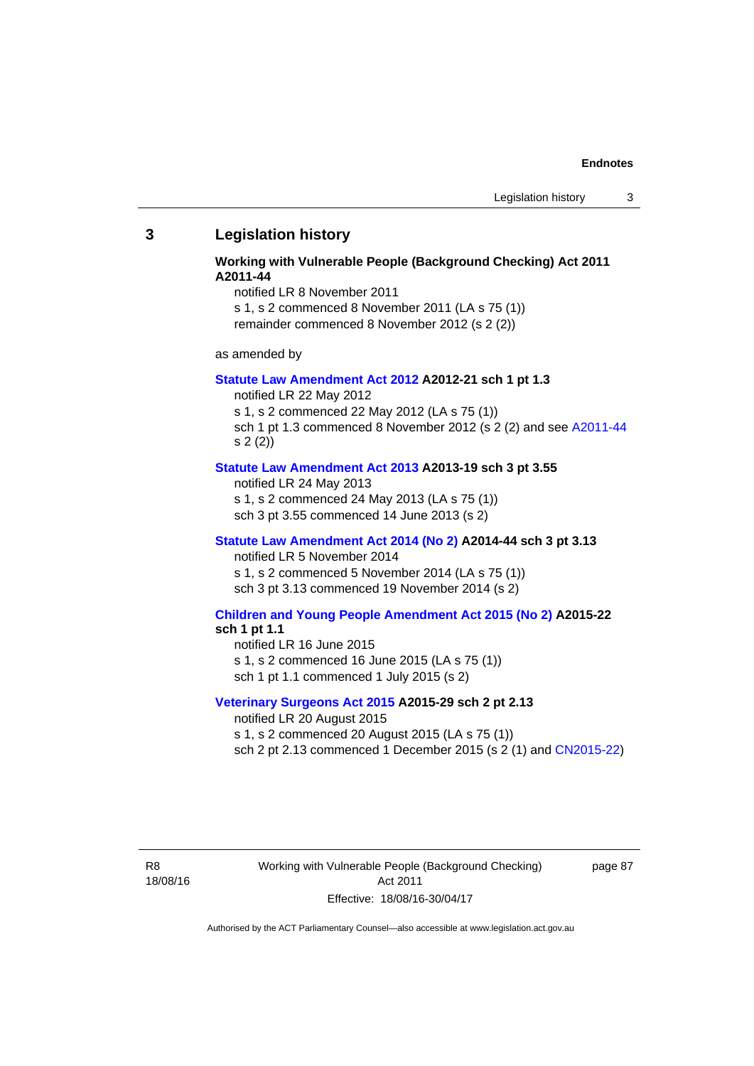## 3 Legislation history

**Working with Vulnerable People (Background Checking) Act 2011 A2011-44**

notified LR 8 November 2011
s 1, s 2 commenced 8 November 2011 (LA s 75 (1))
remainder commenced 8 November 2012 (s 2 (2))

as amended by

**Statute Law Amendment Act 2012 A2012-21 sch 1 pt 1.3**

notified LR 22 May 2012
s 1, s 2 commenced 22 May 2012 (LA s 75 (1))
sch 1 pt 1.3 commenced 8 November 2012 (s 2 (2) and see A2011-44 s 2 (2))

**Statute Law Amendment Act 2013 A2013-19 sch 3 pt 3.55**

notified LR 24 May 2013
s 1, s 2 commenced 24 May 2013 (LA s 75 (1))
sch 3 pt 3.55 commenced 14 June 2013 (s 2)

**Statute Law Amendment Act 2014 (No 2) A2014-44 sch 3 pt 3.13**

notified LR 5 November 2014
s 1, s 2 commenced 5 November 2014 (LA s 75 (1))
sch 3 pt 3.13 commenced 19 November 2014 (s 2)

**Children and Young People Amendment Act 2015 (No 2) A2015-22 sch 1 pt 1.1**

notified LR 16 June 2015
s 1, s 2 commenced 16 June 2015 (LA s 75 (1))
sch 1 pt 1.1 commenced 1 July 2015 (s 2)

**Veterinary Surgeons Act 2015 A2015-29 sch 2 pt 2.13**

notified LR 20 August 2015
s 1, s 2 commenced 20 August 2015 (LA s 75 (1))
sch 2 pt 2.13 commenced 1 December 2015 (s 2 (1) and CN2015-22)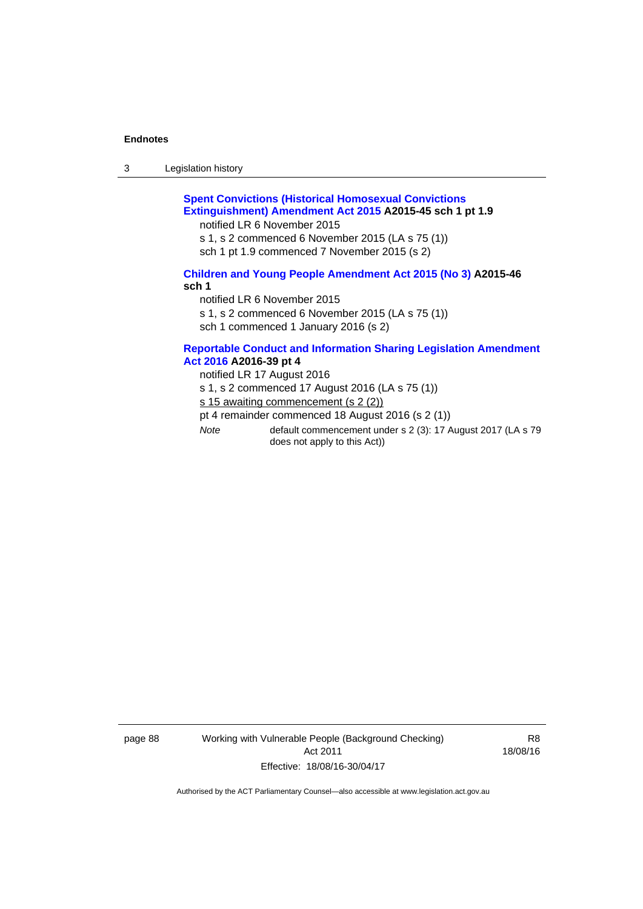**Spent Convictions (Historical Homosexual Convictions Extinguishment) Amendment Act 2015 A2015-45 sch 1 pt 1.9**

notified LR 6 November 2015

s 1, s 2 commenced 6 November 2015 (LA s 75 (1))

sch 1 pt 1.9 commenced 7 November 2015 (s 2)

**Children and Young People Amendment Act 2015 (No 3) A2015-46 sch 1**

notified LR 6 November 2015

s 1, s 2 commenced 6 November 2015 (LA s 75 (1))

sch 1 commenced 1 January 2016 (s 2)

**Reportable Conduct and Information Sharing Legislation Amendment Act 2016 A2016-39 pt 4**

notified LR 17 August 2016

s 1, s 2 commenced 17 August 2016 (LA s 75 (1))

s 15 awaiting commencement (s 2 (2))

pt 4 remainder commenced 18 August 2016 (s 2 (1))

*Note* default commencement under s 2 (3): 17 August 2017 (LA s 79 does not apply to this Act))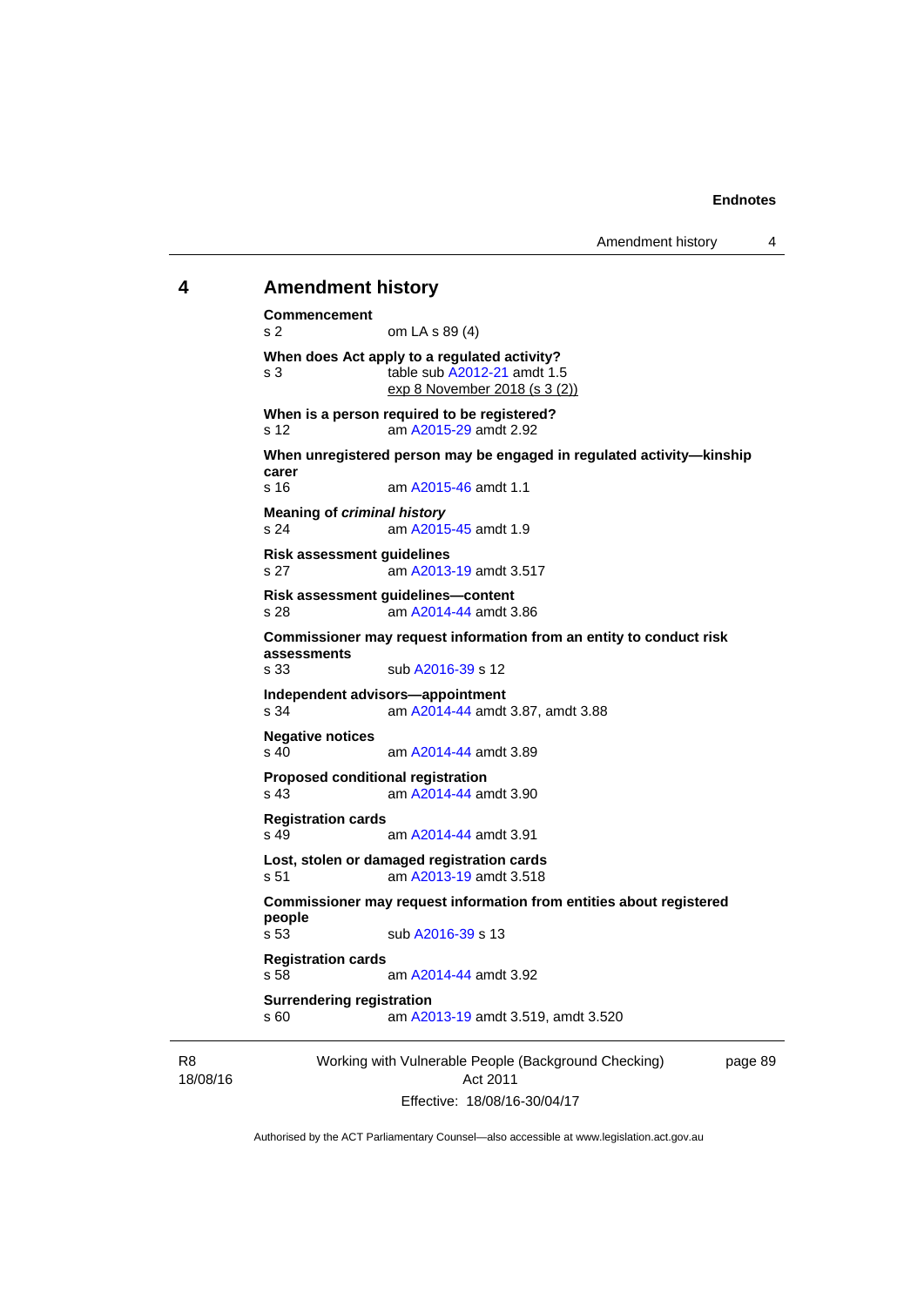## 4 Amendment history

**Commencement**
s 2 om LA s 89 (4)

**When does Act apply to a regulated activity?**
s 3 table sub A2012-21 amdt 1.5
exp 8 November 2018 (s 3 (2))

**When is a person required to be registered?**
s 12 am A2015-29 amdt 2.92

**When unregistered person may be engaged in regulated activity—kinship carer**
s 16 am A2015-46 amdt 1.1

**Meaning of *criminal history***
s 24 am A2015-45 amdt 1.9

**Risk assessment guidelines**
s 27 am A2013-19 amdt 3.517

**Risk assessment guidelines—content**
s 28 am A2014-44 amdt 3.86

**Commissioner may request information from an entity to conduct risk assessments**
s 33 sub A2016-39 s 12

**Independent advisors—appointment**
s 34 am A2014-44 amdt 3.87, amdt 3.88

**Negative notices**
s 40 am A2014-44 amdt 3.89

**Proposed conditional registration**
s 43 am A2014-44 amdt 3.90

**Registration cards**
s 49 am A2014-44 amdt 3.91

**Lost, stolen or damaged registration cards**
s 51 am A2013-19 amdt 3.518

**Commissioner may request information from entities about registered people**
s 53 sub A2016-39 s 13

**Registration cards**
s 58 am A2014-44 amdt 3.92

**Surrendering registration**
s 60 am A2013-19 amdt 3.519, amdt 3.520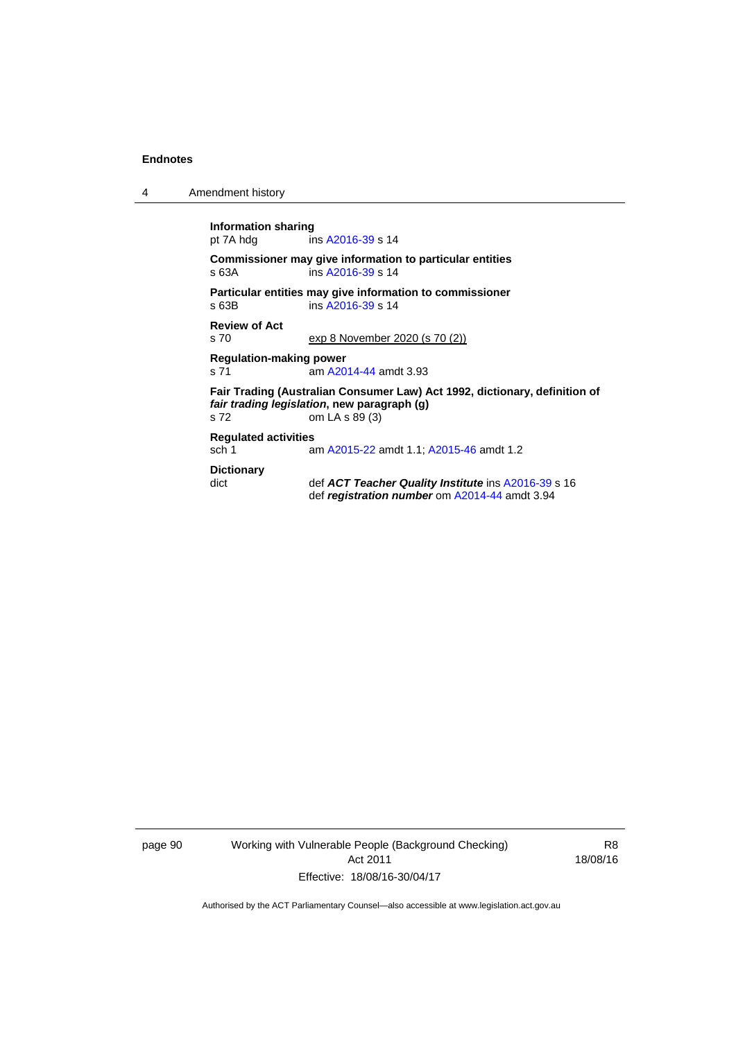**Information sharing**
pt 7A hdg ins A2016-39 s 14

**Commissioner may give information to particular entities**
s 63A ins A2016-39 s 14

**Particular entities may give information to commissioner**
s 63B ins A2016-39 s 14

**Review of Act**
s 70 exp 8 November 2020 (s 70 (2))

**Regulation-making power**
s 71 am A2014-44 amdt 3.93

**Fair Trading (Australian Consumer Law) Act 1992, dictionary, definition of *fair trading legislation*, new paragraph (g)**
s 72 om LA s 89 (3)

**Regulated activities**
sch 1 am A2015-22 amdt 1.1; A2015-46 amdt 1.2

**Dictionary**
dict def ***ACT Teacher Quality Institute*** ins A2016-39 s 16
def ***registration number*** om A2014-44 amdt 3.94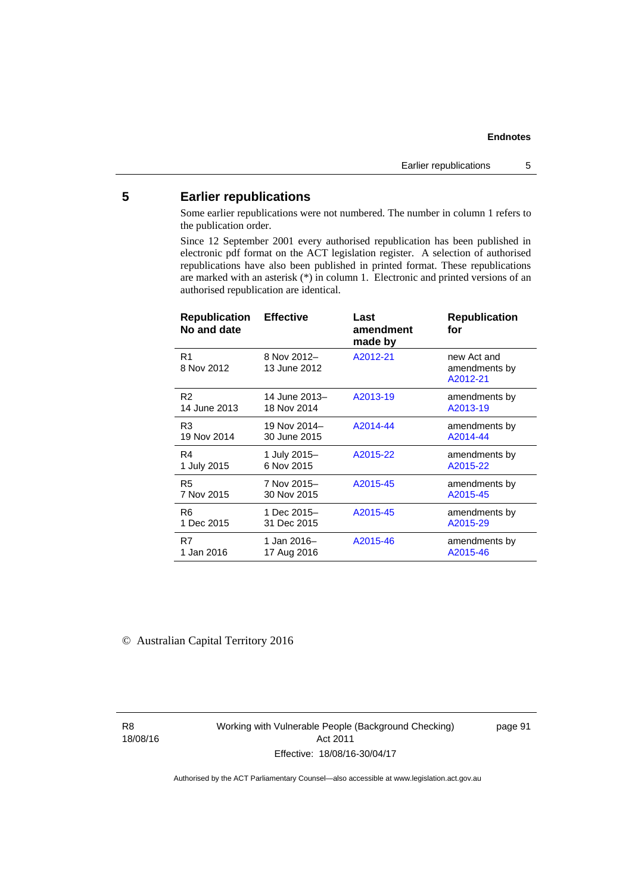## 5 Earlier republications

Some earlier republications were not numbered. The number in column 1 refers to the publication order.

Since 12 September 2001 every authorised republication has been published in electronic pdf format on the ACT legislation register. A selection of authorised republications have also been published in printed format. These republications are marked with an asterisk (*) in column 1. Electronic and printed versions of an authorised republication are identical.

| Republication No and date | Effective | Last amendment made by | Republication for |
|---|---|---|---|
| R1<br>8 Nov 2012 | 8 Nov 2012–<br>13 June 2012 | A2012-21 | new Act and amendments by A2012-21 |
| R2<br>14 June 2013 | 14 June 2013–<br>18 Nov 2014 | A2013-19 | amendments by A2013-19 |
| R3<br>19 Nov 2014 | 19 Nov 2014–<br>30 June 2015 | A2014-44 | amendments by A2014-44 |
| R4<br>1 July 2015 | 1 July 2015–<br>6 Nov 2015 | A2015-22 | amendments by A2015-22 |
| R5<br>7 Nov 2015 | 7 Nov 2015–<br>30 Nov 2015 | A2015-45 | amendments by A2015-45 |
| R6<br>1 Dec 2015 | 1 Dec 2015–<br>31 Dec 2015 | A2015-45 | amendments by A2015-29 |
| R7<br>1 Jan 2016 | 1 Jan 2016–<br>17 Aug 2016 | A2015-46 | amendments by A2015-46 |

© Australian Capital Territory 2016